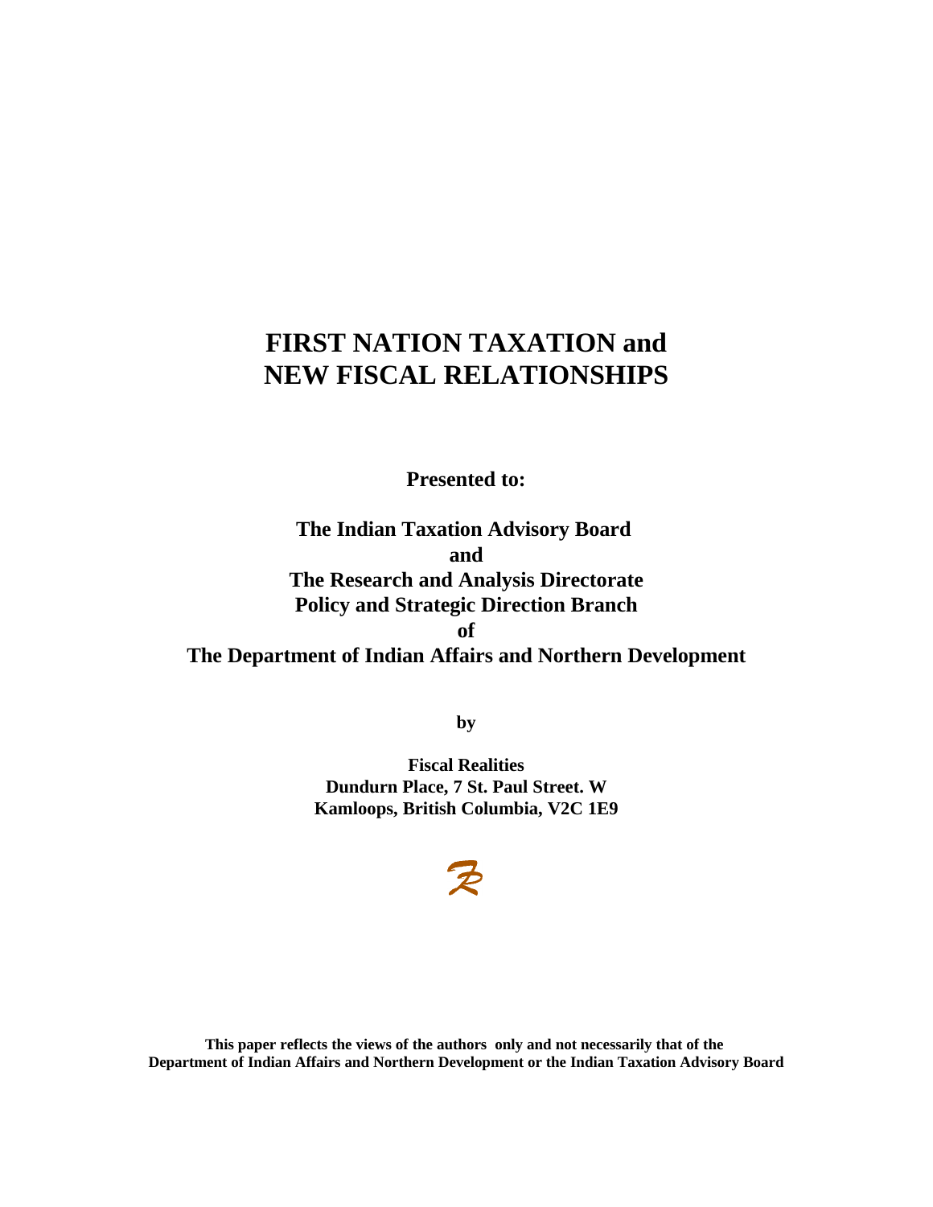# FIRST NATION TAXATION and NEW FISCAL RELATIONSHIPS

**Presented to:**

**The Indian Taxation Advisory Board**
**and**
**The Research and Analysis Directorate**
**Policy and Strategic Direction Branch**
**of**
**The Department of Indian Affairs and Northern Development**

**by**

**Fiscal Realities**
**Dundurn Place, 7 St. Paul Street. W**
**Kamloops, British Columbia, V2C 1E9**

**This paper reflects the views of the authors only and not necessarily that of the Department of Indian Affairs and Northern Development or the Indian Taxation Advisory Board**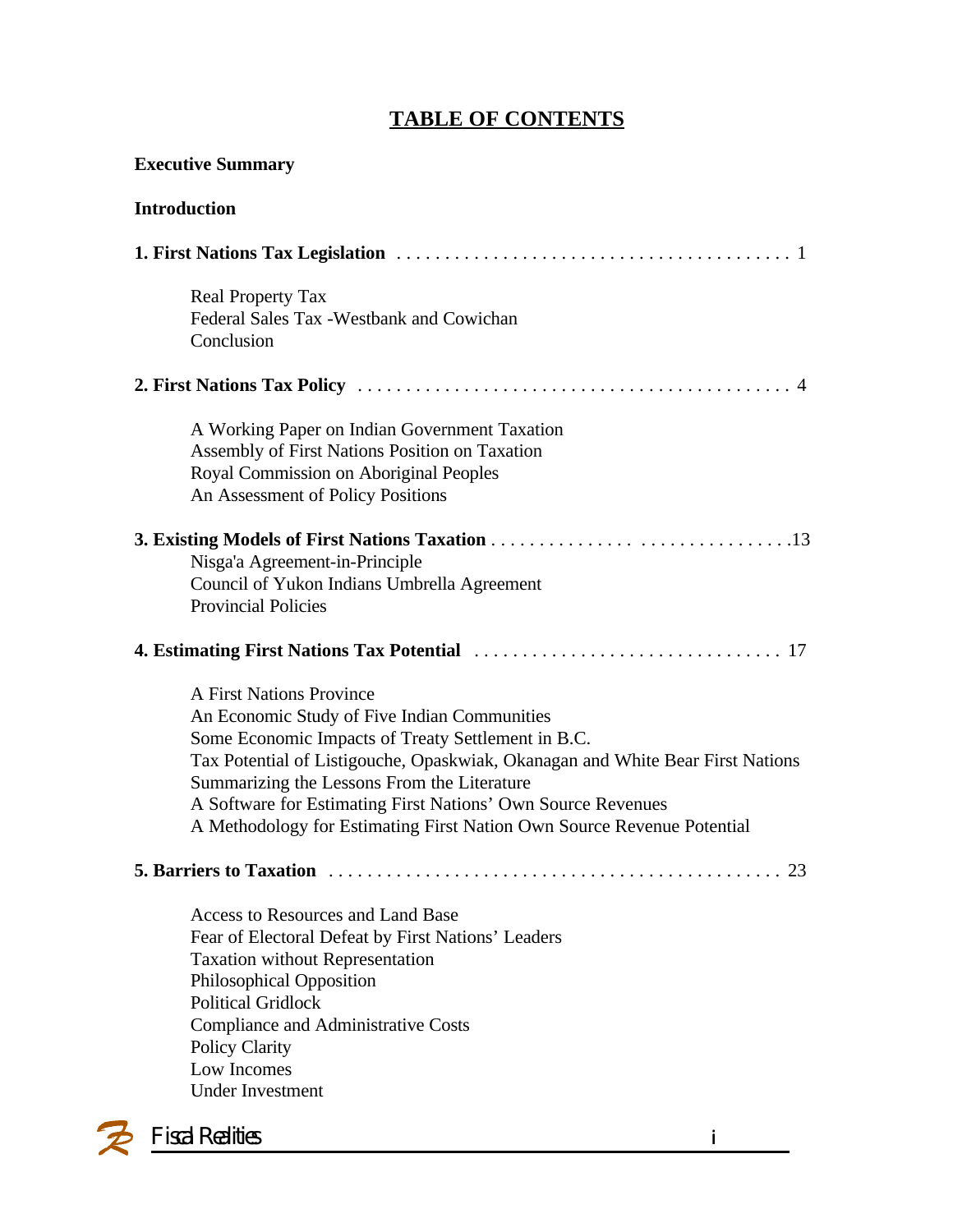# TABLE OF CONTENTS

**Executive Summary**

**Introduction**

**1. First Nations Tax Legislation** . . . . . . . . . . . . . . . . . . . . . . . . . . . . . . . . . . . . . . . . 1

- Real Property Tax
- Federal Sales Tax -Westbank and Cowichan
- Conclusion

**2. First Nations Tax Policy** . . . . . . . . . . . . . . . . . . . . . . . . . . . . . . . . . . . . . . . . . . . . 4

- A Working Paper on Indian Government Taxation
- Assembly of First Nations Position on Taxation
- Royal Commission on Aboriginal Peoples
- An Assessment of Policy Positions

**3. Existing Models of First Nations Taxation** . . . . . . . . . . . . . . . . . . . . . . . . . . . . . . .13

- Nisga'a Agreement-in-Principle
- Council of Yukon Indians Umbrella Agreement
- Provincial Policies

**4. Estimating First Nations Tax Potential** . . . . . . . . . . . . . . . . . . . . . . . . . . . . . . . 17

- A First Nations Province
- An Economic Study of Five Indian Communities
- Some Economic Impacts of Treaty Settlement in B.C.
- Tax Potential of Listigouche, Opaskwiak, Okanagan and White Bear First Nations
- Summarizing the Lessons From the Literature
- A Software for Estimating First Nations' Own Source Revenues
- A Methodology for Estimating First Nation Own Source Revenue Potential

**5. Barriers to Taxation** . . . . . . . . . . . . . . . . . . . . . . . . . . . . . . . . . . . . . . . . . . . . . . 23

- Access to Resources and Land Base
- Fear of Electoral Defeat by First Nations' Leaders
- Taxation without Representation
- Philosophical Opposition
- Political Gridlock
- Compliance and Administrative Costs
- Policy Clarity
- Low Incomes
- Under Investment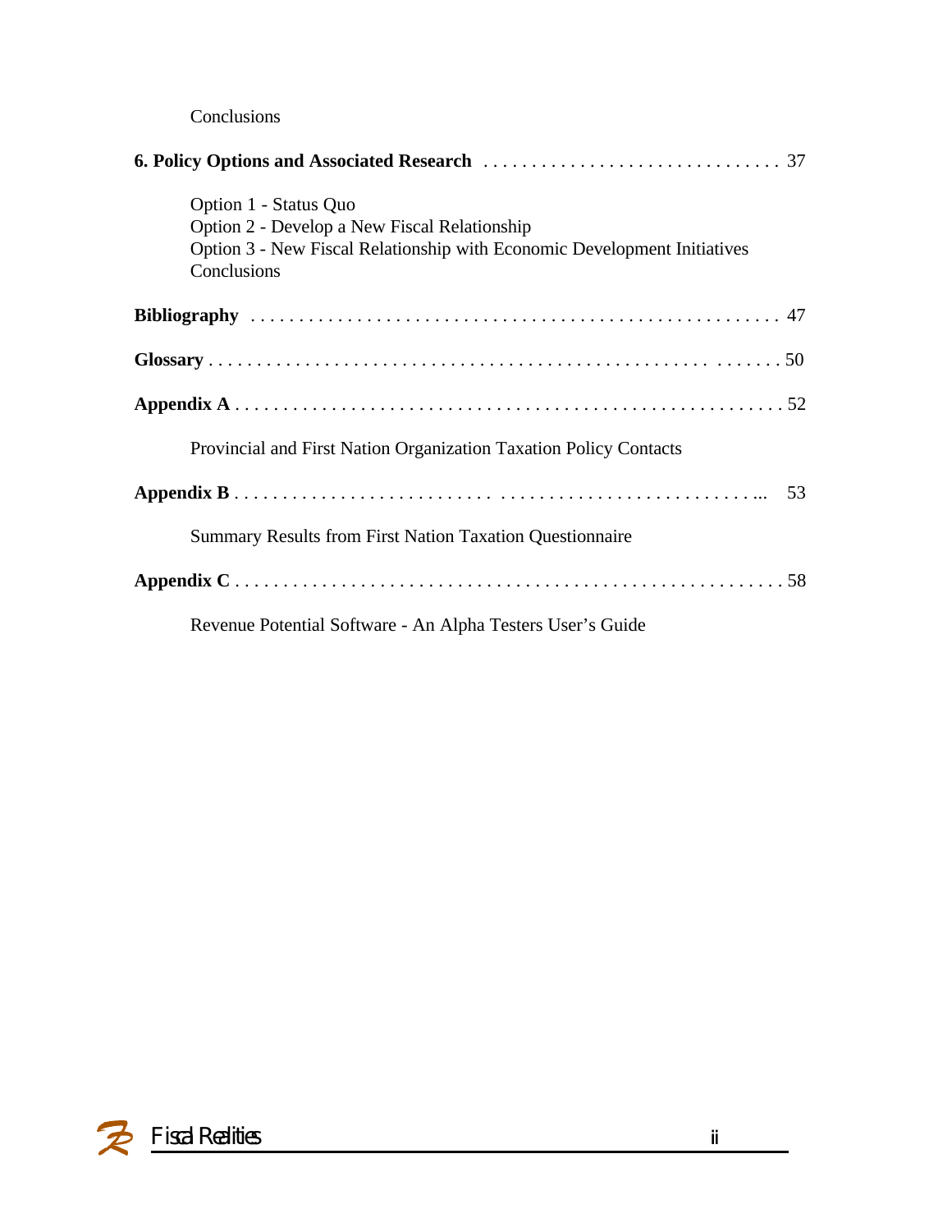Conclusions

**6. Policy Options and Associated Research** . . . . . . . . . . . . . . . . . . . . . . . . . . . . . . . 37

Option 1 - Status Quo
Option 2 - Develop a New Fiscal Relationship
Option 3 - New Fiscal Relationship with Economic Development Initiatives
Conclusions

**Bibliography** . . . . . . . . . . . . . . . . . . . . . . . . . . . . . . . . . . . . . . . . . . . . . . . . . . . . . 47

**Glossary** . . . . . . . . . . . . . . . . . . . . . . . . . . . . . . . . . . . . . . . . . . . . . . . . . . . . . . . . 50

**Appendix A** . . . . . . . . . . . . . . . . . . . . . . . . . . . . . . . . . . . . . . . . . . . . . . . . . . . . . 52

Provincial and First Nation Organization Taxation Policy Contacts

**Appendix B** . . . . . . . . . . . . . . . . . . . . . . . . . . . . . . . . . . . . . . . . . . . . . . . . . . . . . 53

Summary Results from First Nation Taxation Questionnaire

**Appendix C** . . . . . . . . . . . . . . . . . . . . . . . . . . . . . . . . . . . . . . . . . . . . . . . . . . . . . 58

Revenue Potential Software - An Alpha Testers User's Guide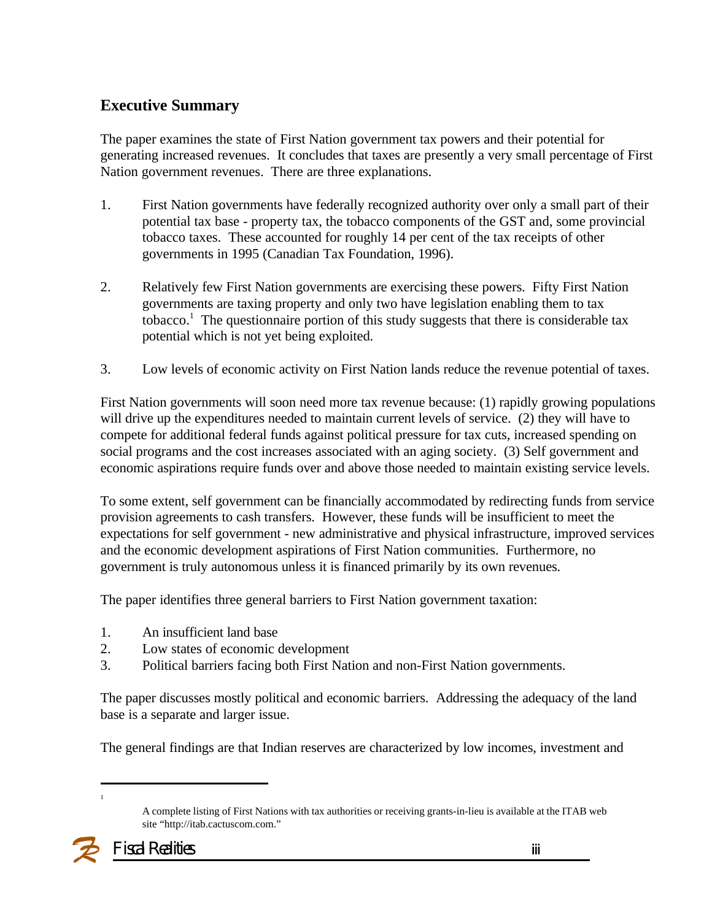## Executive Summary

The paper examines the state of First Nation government tax powers and their potential for generating increased revenues. It concludes that taxes are presently a very small percentage of First Nation government revenues. There are three explanations.

1. First Nation governments have federally recognized authority over only a small part of their potential tax base - property tax, the tobacco components of the GST and, some provincial tobacco taxes. These accounted for roughly 14 per cent of the tax receipts of other governments in 1995 (Canadian Tax Foundation, 1996).

2. Relatively few First Nation governments are exercising these powers. Fifty First Nation governments are taxing property and only two have legislation enabling them to tax tobacco.[1] The questionnaire portion of this study suggests that there is considerable tax potential which is not yet being exploited.

3. Low levels of economic activity on First Nation lands reduce the revenue potential of taxes.

First Nation governments will soon need more tax revenue because: (1) rapidly growing populations will drive up the expenditures needed to maintain current levels of service. (2) they will have to compete for additional federal funds against political pressure for tax cuts, increased spending on social programs and the cost increases associated with an aging society. (3) Self government and economic aspirations require funds over and above those needed to maintain existing service levels.

To some extent, self government can be financially accommodated by redirecting funds from service provision agreements to cash transfers. However, these funds will be insufficient to meet the expectations for self government - new administrative and physical infrastructure, improved services and the economic development aspirations of First Nation communities. Furthermore, no government is truly autonomous unless it is financed primarily by its own revenues.

The paper identifies three general barriers to First Nation government taxation:

1. An insufficient land base
2. Low states of economic development
3. Political barriers facing both First Nation and non-First Nation governments.

The paper discusses mostly political and economic barriers. Addressing the adequacy of the land base is a separate and larger issue.

The general findings are that Indian reserves are characterized by low incomes, investment and

---

[1] A complete listing of First Nations with tax authorities or receiving grants-in-lieu is available at the ITAB web site "http://itab.cactuscom.com."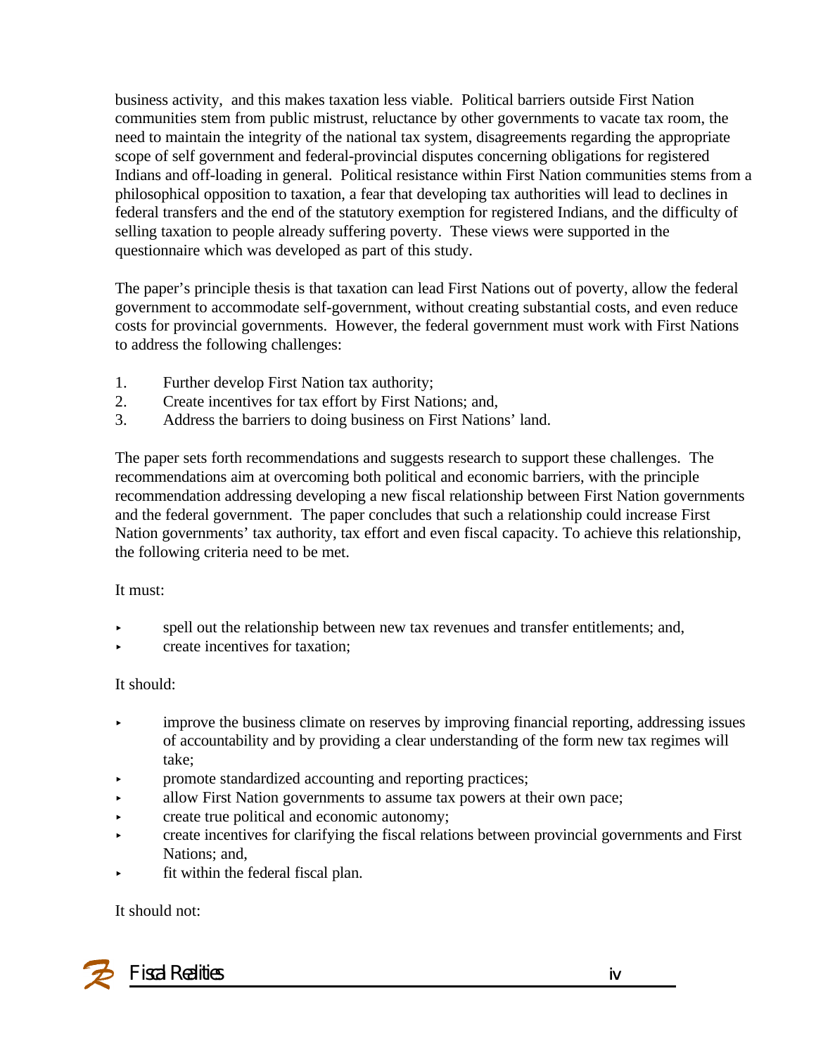business activity, and this makes taxation less viable. Political barriers outside First Nation communities stem from public mistrust, reluctance by other governments to vacate tax room, the need to maintain the integrity of the national tax system, disagreements regarding the appropriate scope of self government and federal-provincial disputes concerning obligations for registered Indians and off-loading in general. Political resistance within First Nation communities stems from a philosophical opposition to taxation, a fear that developing tax authorities will lead to declines in federal transfers and the end of the statutory exemption for registered Indians, and the difficulty of selling taxation to people already suffering poverty. These views were supported in the questionnaire which was developed as part of this study.

The paper's principle thesis is that taxation can lead First Nations out of poverty, allow the federal government to accommodate self-government, without creating substantial costs, and even reduce costs for provincial governments. However, the federal government must work with First Nations to address the following challenges:

1. Further develop First Nation tax authority;
2. Create incentives for tax effort by First Nations; and,
3. Address the barriers to doing business on First Nations' land.

The paper sets forth recommendations and suggests research to support these challenges. The recommendations aim at overcoming both political and economic barriers, with the principle recommendation addressing developing a new fiscal relationship between First Nation governments and the federal government. The paper concludes that such a relationship could increase First Nation governments' tax authority, tax effort and even fiscal capacity. To achieve this relationship, the following criteria need to be met.

It must:

- spell out the relationship between new tax revenues and transfer entitlements; and,
- create incentives for taxation;

It should:

- improve the business climate on reserves by improving financial reporting, addressing issues of accountability and by providing a clear understanding of the form new tax regimes will take;
- promote standardized accounting and reporting practices;
- allow First Nation governments to assume tax powers at their own pace;
- create true political and economic autonomy;
- create incentives for clarifying the fiscal relations between provincial governments and First Nations; and,
- fit within the federal fiscal plan.

It should not: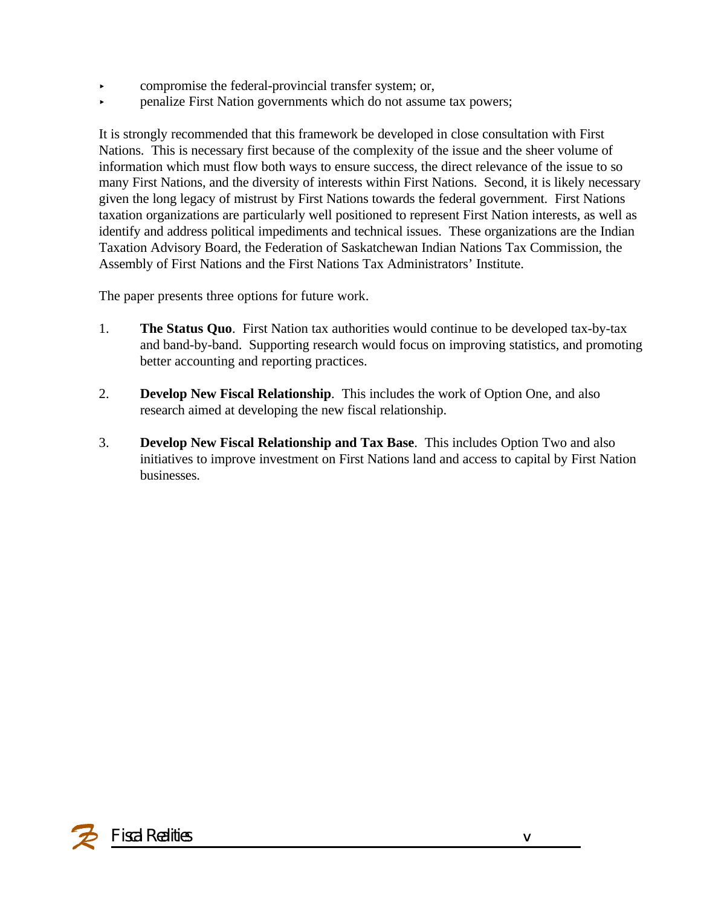- compromise the federal-provincial transfer system; or,
- penalize First Nation governments which do not assume tax powers;

It is strongly recommended that this framework be developed in close consultation with First Nations. This is necessary first because of the complexity of the issue and the sheer volume of information which must flow both ways to ensure success, the direct relevance of the issue to so many First Nations, and the diversity of interests within First Nations. Second, it is likely necessary given the long legacy of mistrust by First Nations towards the federal government. First Nations taxation organizations are particularly well positioned to represent First Nation interests, as well as identify and address political impediments and technical issues. These organizations are the Indian Taxation Advisory Board, the Federation of Saskatchewan Indian Nations Tax Commission, the Assembly of First Nations and the First Nations Tax Administrators' Institute.

The paper presents three options for future work.

1. **The Status Quo**. First Nation tax authorities would continue to be developed tax-by-tax and band-by-band. Supporting research would focus on improving statistics, and promoting better accounting and reporting practices.

2. **Develop New Fiscal Relationship**. This includes the work of Option One, and also research aimed at developing the new fiscal relationship.

3. **Develop New Fiscal Relationship and Tax Base**. This includes Option Two and also initiatives to improve investment on First Nations land and access to capital by First Nation businesses.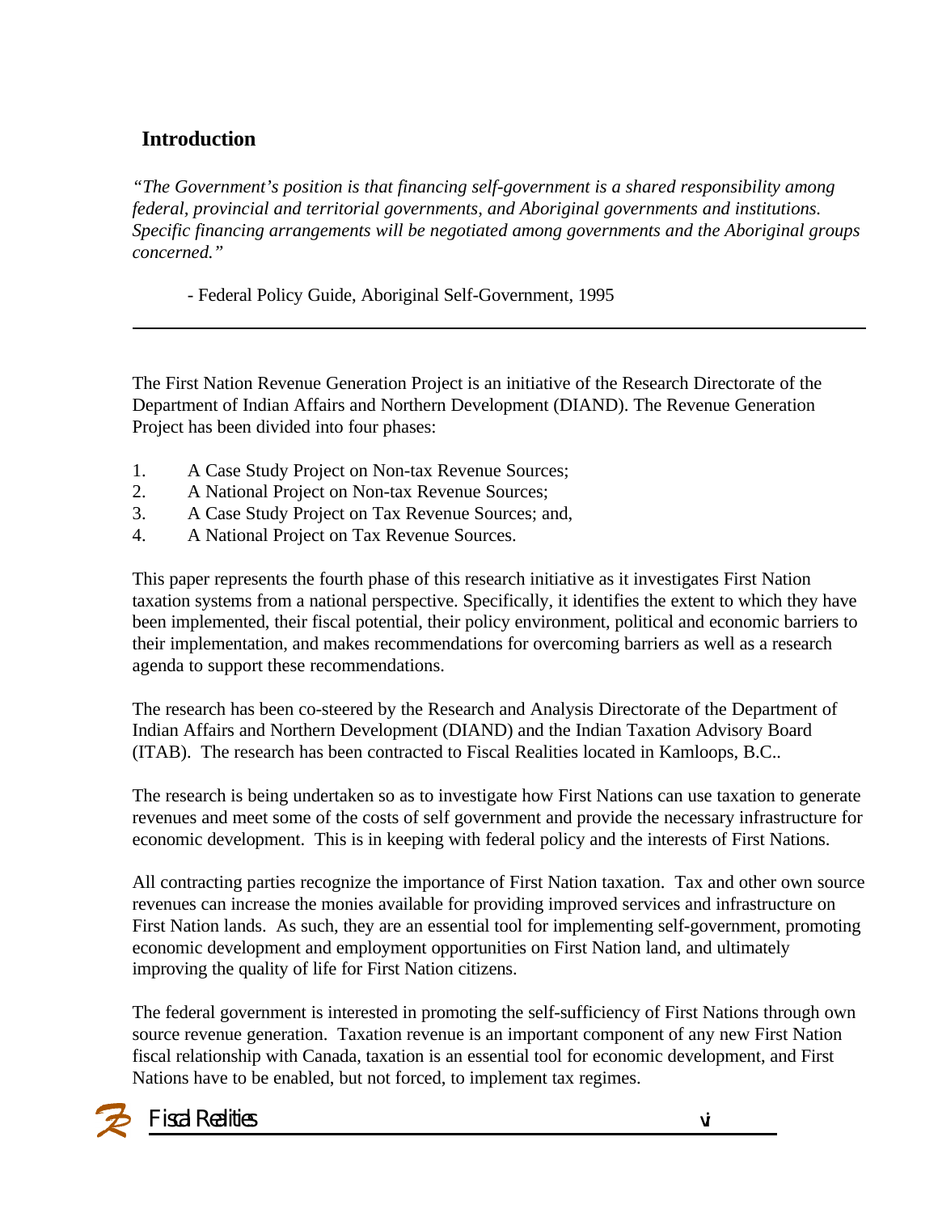## Introduction

*"The Government's position is that financing self-government is a shared responsibility among federal, provincial and territorial governments, and Aboriginal governments and institutions. Specific financing arrangements will be negotiated among governments and the Aboriginal groups concerned."*

- Federal Policy Guide, Aboriginal Self-Government, 1995

---

The First Nation Revenue Generation Project is an initiative of the Research Directorate of the Department of Indian Affairs and Northern Development (DIAND). The Revenue Generation Project has been divided into four phases:

1. A Case Study Project on Non-tax Revenue Sources;
2. A National Project on Non-tax Revenue Sources;
3. A Case Study Project on Tax Revenue Sources; and,
4. A National Project on Tax Revenue Sources.

This paper represents the fourth phase of this research initiative as it investigates First Nation taxation systems from a national perspective. Specifically, it identifies the extent to which they have been implemented, their fiscal potential, their policy environment, political and economic barriers to their implementation, and makes recommendations for overcoming barriers as well as a research agenda to support these recommendations.

The research has been co-steered by the Research and Analysis Directorate of the Department of Indian Affairs and Northern Development (DIAND) and the Indian Taxation Advisory Board (ITAB). The research has been contracted to Fiscal Realities located in Kamloops, B.C..

The research is being undertaken so as to investigate how First Nations can use taxation to generate revenues and meet some of the costs of self government and provide the necessary infrastructure for economic development. This is in keeping with federal policy and the interests of First Nations.

All contracting parties recognize the importance of First Nation taxation. Tax and other own source revenues can increase the monies available for providing improved services and infrastructure on First Nation lands. As such, they are an essential tool for implementing self-government, promoting economic development and employment opportunities on First Nation land, and ultimately improving the quality of life for First Nation citizens.

The federal government is interested in promoting the self-sufficiency of First Nations through own source revenue generation. Taxation revenue is an important component of any new First Nation fiscal relationship with Canada, taxation is an essential tool for economic development, and First Nations have to be enabled, but not forced, to implement tax regimes.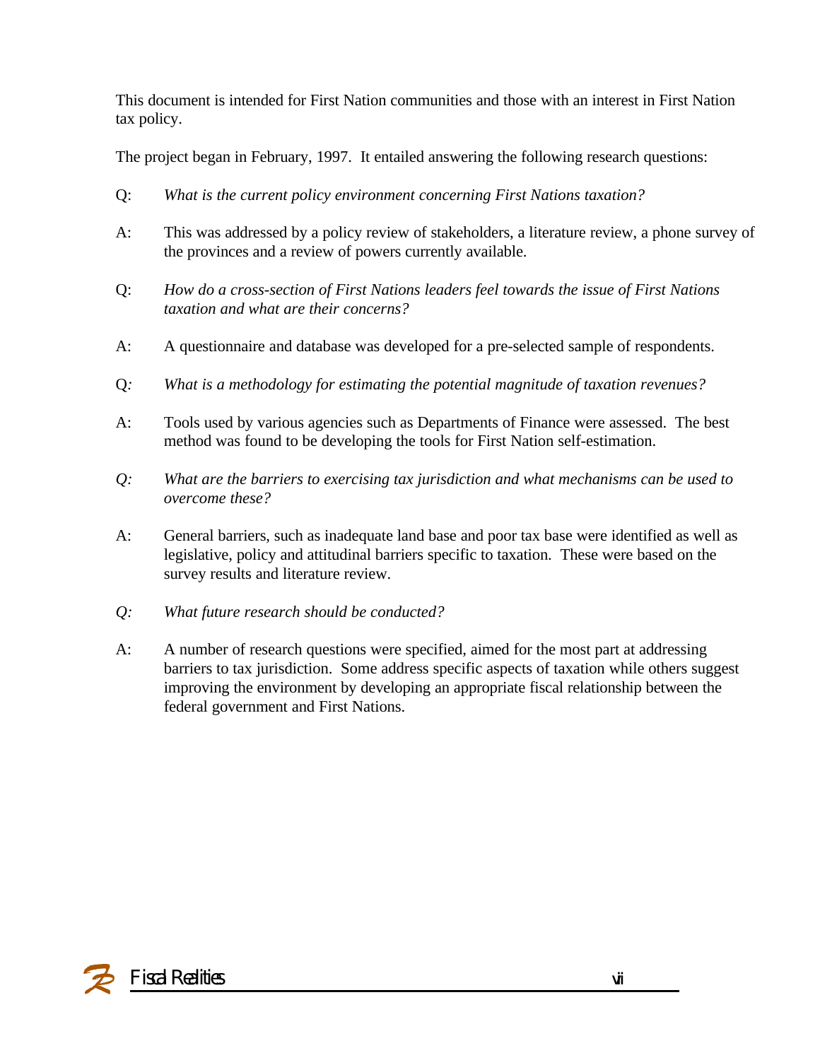This document is intended for First Nation communities and those with an interest in First Nation tax policy.

The project began in February, 1997. It entailed answering the following research questions:

Q: *What is the current policy environment concerning First Nations taxation?*

A: This was addressed by a policy review of stakeholders, a literature review, a phone survey of the provinces and a review of powers currently available.

Q: *How do a cross-section of First Nations leaders feel towards the issue of First Nations taxation and what are their concerns?*

A: A questionnaire and database was developed for a pre-selected sample of respondents.

Q: *What is a methodology for estimating the potential magnitude of taxation revenues?*

A: Tools used by various agencies such as Departments of Finance were assessed. The best method was found to be developing the tools for First Nation self-estimation.

*Q: What are the barriers to exercising tax jurisdiction and what mechanisms can be used to overcome these?*

A: General barriers, such as inadequate land base and poor tax base were identified as well as legislative, policy and attitudinal barriers specific to taxation. These were based on the survey results and literature review.

*Q: What future research should be conducted?*

A: A number of research questions were specified, aimed for the most part at addressing barriers to tax jurisdiction. Some address specific aspects of taxation while others suggest improving the environment by developing an appropriate fiscal relationship between the federal government and First Nations.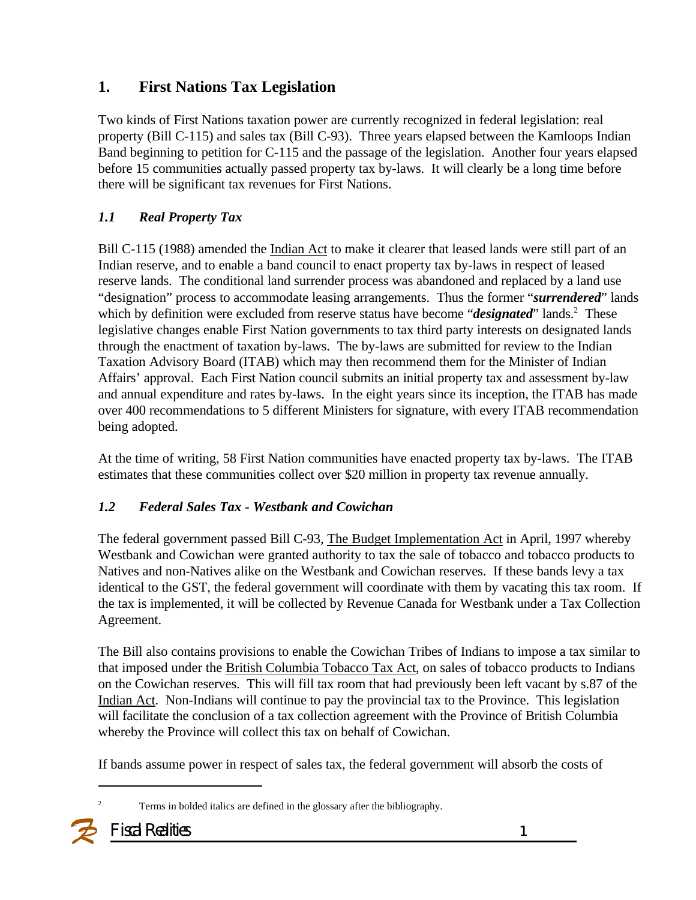## 1. First Nations Tax Legislation

Two kinds of First Nations taxation power are currently recognized in federal legislation: real property (Bill C-115) and sales tax (Bill C-93). Three years elapsed between the Kamloops Indian Band beginning to petition for C-115 and the passage of the legislation. Another four years elapsed before 15 communities actually passed property tax by-laws. It will clearly be a long time before there will be significant tax revenues for First Nations.

### *1.1 Real Property Tax*

Bill C-115 (1988) amended the Indian Act to make it clearer that leased lands were still part of an Indian reserve, and to enable a band council to enact property tax by-laws in respect of leased reserve lands. The conditional land surrender process was abandoned and replaced by a land use "designation" process to accommodate leasing arrangements. Thus the former "***surrendered***" lands which by definition were excluded from reserve status have become "***designated***" lands.[2] These legislative changes enable First Nation governments to tax third party interests on designated lands through the enactment of taxation by-laws. The by-laws are submitted for review to the Indian Taxation Advisory Board (ITAB) which may then recommend them for the Minister of Indian Affairs' approval. Each First Nation council submits an initial property tax and assessment by-law and annual expenditure and rates by-laws. In the eight years since its inception, the ITAB has made over 400 recommendations to 5 different Ministers for signature, with every ITAB recommendation being adopted.

At the time of writing, 58 First Nation communities have enacted property tax by-laws. The ITAB estimates that these communities collect over $20 million in property tax revenue annually.

### *1.2 Federal Sales Tax - Westbank and Cowichan*

The federal government passed Bill C-93, The Budget Implementation Act in April, 1997 whereby Westbank and Cowichan were granted authority to tax the sale of tobacco and tobacco products to Natives and non-Natives alike on the Westbank and Cowichan reserves. If these bands levy a tax identical to the GST, the federal government will coordinate with them by vacating this tax room. If the tax is implemented, it will be collected by Revenue Canada for Westbank under a Tax Collection Agreement.

The Bill also contains provisions to enable the Cowichan Tribes of Indians to impose a tax similar to that imposed under the British Columbia Tobacco Tax Act, on sales of tobacco products to Indians on the Cowichan reserves. This will fill tax room that had previously been left vacant by s.87 of the Indian Act. Non-Indians will continue to pay the provincial tax to the Province. This legislation will facilitate the conclusion of a tax collection agreement with the Province of British Columbia whereby the Province will collect this tax on behalf of Cowichan.

If bands assume power in respect of sales tax, the federal government will absorb the costs of

---

[2] Terms in bolded italics are defined in the glossary after the bibliography.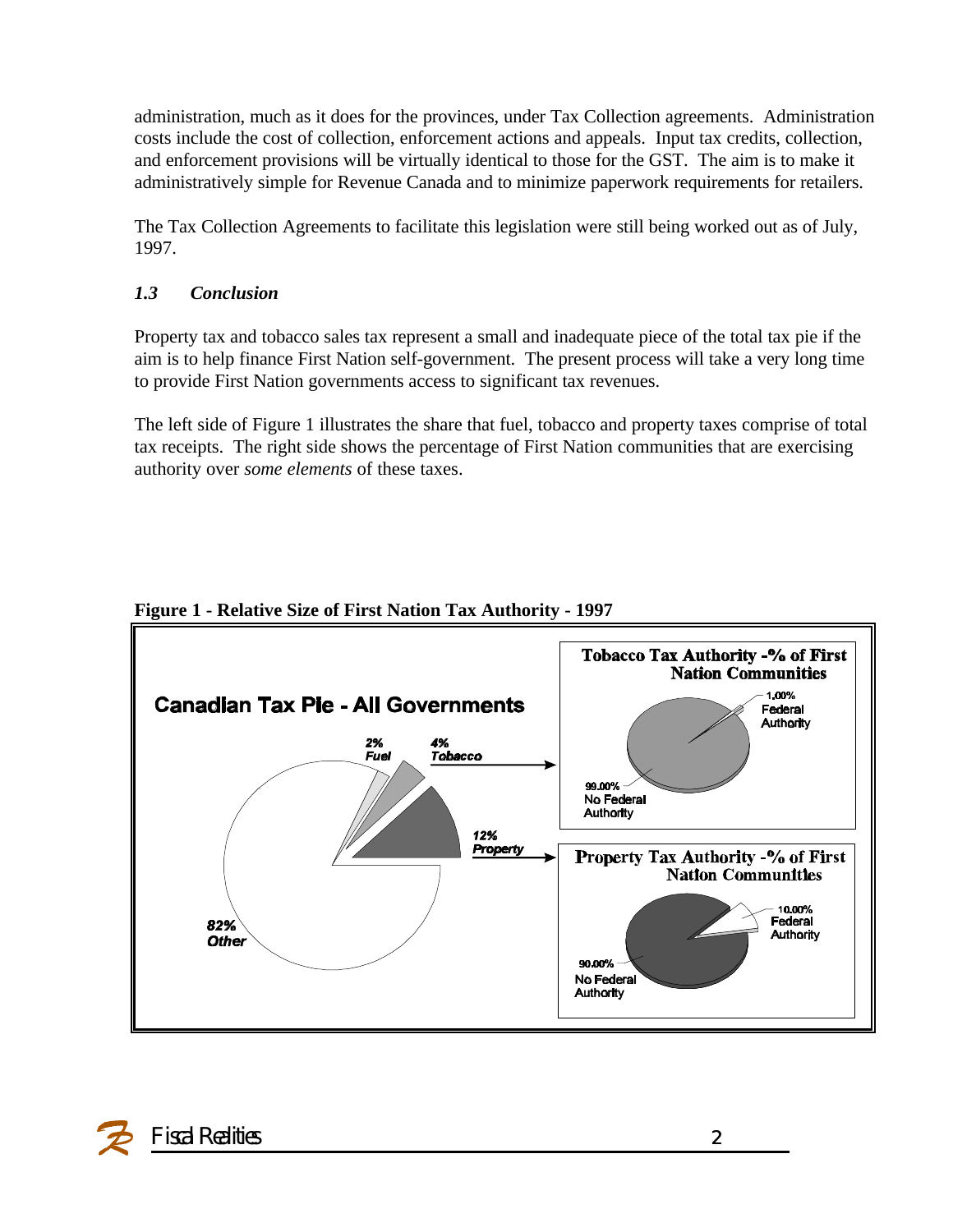administration, much as it does for the provinces, under Tax Collection agreements. Administration costs include the cost of collection, enforcement actions and appeals. Input tax credits, collection, and enforcement provisions will be virtually identical to those for the GST. The aim is to make it administratively simple for Revenue Canada and to minimize paperwork requirements for retailers.

The Tax Collection Agreements to facilitate this legislation were still being worked out as of July, 1997.

### *1.3 Conclusion*

Property tax and tobacco sales tax represent a small and inadequate piece of the total tax pie if the aim is to help finance First Nation self-government. The present process will take a very long time to provide First Nation governments access to significant tax revenues.

The left side of Figure 1 illustrates the share that fuel, tobacco and property taxes comprise of total tax receipts. The right side shows the percentage of First Nation communities that are exercising authority over *some elements* of these taxes.

**Figure 1 - Relative Size of First Nation Tax Authority - 1997**

Canadian Tax Pie - All Governments

- 2% Fuel
- 4% Tobacco
- 12% Property
- 82% Other

Tobacco Tax Authority -% of First Nation Communities

- 1.00% Federal Authority
- 99.00% No Federal Authority

Property Tax Authority -% of First Nation Communities

- 10.00% Federal Authority
- 90.00% No Federal Authority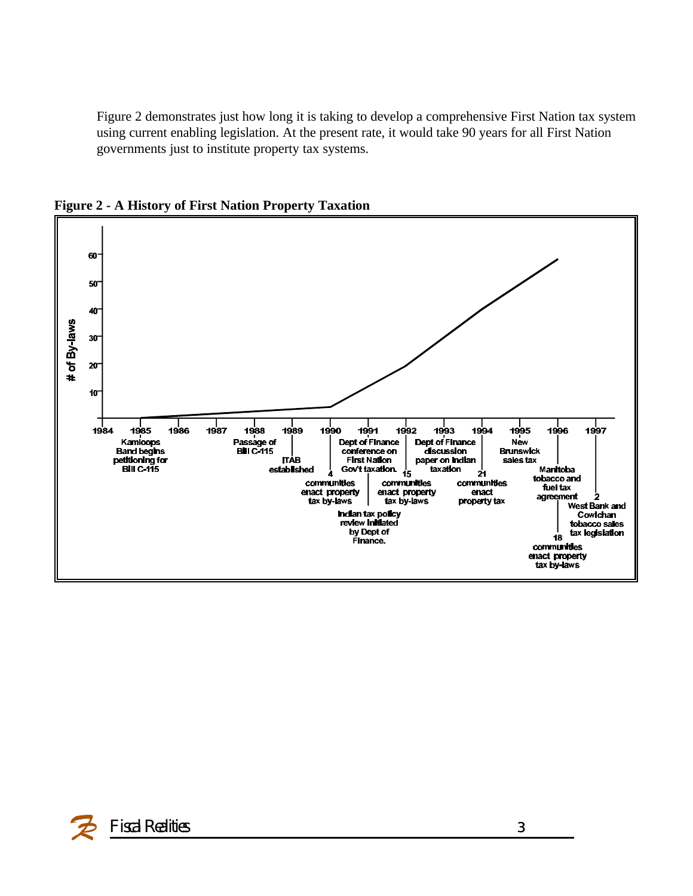Figure 2 demonstrates just how long it is taking to develop a comprehensive First Nation tax system using current enabling legislation. At the present rate, it would take 90 years for all First Nation governments just to institute property tax systems.

**Figure 2 - A History of First Nation Property Taxation**

# of By-laws

1984 1985 1986 1987 1988 1989 1990 1991 1992 1993 1994 1995 1996 1997

- 1985: Kamloops Band begins petitioning for Bill C-115
- 1988: Passage of Bill C-115
- 1989: ITAB established
- 1990: 4 communities enact property tax by-laws
- 1991: Dept of Finance conference on First Nation Gov't taxation. Indian tax policy review initiated by Dept of Finance.
- 1992: 15 communities enact property tax by-laws
- 1993: Dept of Finance discussion paper on Indian taxation
- 1994: 21 communities enact property tax
- 1995: New Brunswick sales tax
- 1996: Manitoba tobacco and fuel tax agreement; 18 communities enact property tax by-laws
- 1997: 2 West Bank and Cowichan tobacco sales tax legislation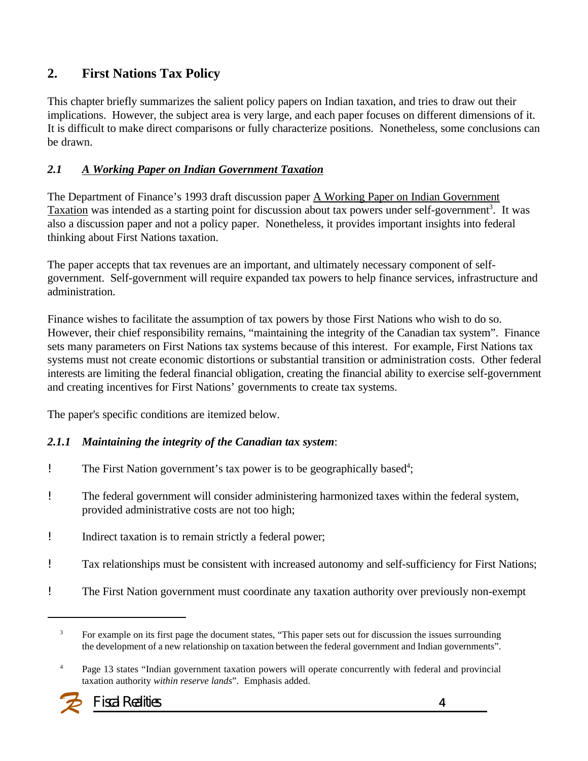## 2. First Nations Tax Policy

This chapter briefly summarizes the salient policy papers on Indian taxation, and tries to draw out their implications. However, the subject area is very large, and each paper focuses on different dimensions of it. It is difficult to make direct comparisons or fully characterize positions. Nonetheless, some conclusions can be drawn.

### *2.1 A Working Paper on Indian Government Taxation*

The Department of Finance's 1993 draft discussion paper A Working Paper on Indian Government Taxation was intended as a starting point for discussion about tax powers under self-government[3]. It was also a discussion paper and not a policy paper. Nonetheless, it provides important insights into federal thinking about First Nations taxation.

The paper accepts that tax revenues are an important, and ultimately necessary component of self-government. Self-government will require expanded tax powers to help finance services, infrastructure and administration.

Finance wishes to facilitate the assumption of tax powers by those First Nations who wish to do so. However, their chief responsibility remains, "maintaining the integrity of the Canadian tax system". Finance sets many parameters on First Nations tax systems because of this interest. For example, First Nations tax systems must not create economic distortions or substantial transition or administration costs. Other federal interests are limiting the federal financial obligation, creating the financial ability to exercise self-government and creating incentives for First Nations' governments to create tax systems.

The paper's specific conditions are itemized below.

#### *2.1.1 Maintaining the integrity of the Canadian tax system*:

- The First Nation government's tax power is to be geographically based[4];
- The federal government will consider administering harmonized taxes within the federal system, provided administrative costs are not too high;
- Indirect taxation is to remain strictly a federal power;
- Tax relationships must be consistent with increased autonomy and self-sufficiency for First Nations;
- The First Nation government must coordinate any taxation authority over previously non-exempt

---

[3] For example on its first page the document states, "This paper sets out for discussion the issues surrounding the development of a new relationship on taxation between the federal government and Indian governments".

[4] Page 13 states "Indian government taxation powers will operate concurrently with federal and provincial taxation authority *within reserve lands*". Emphasis added.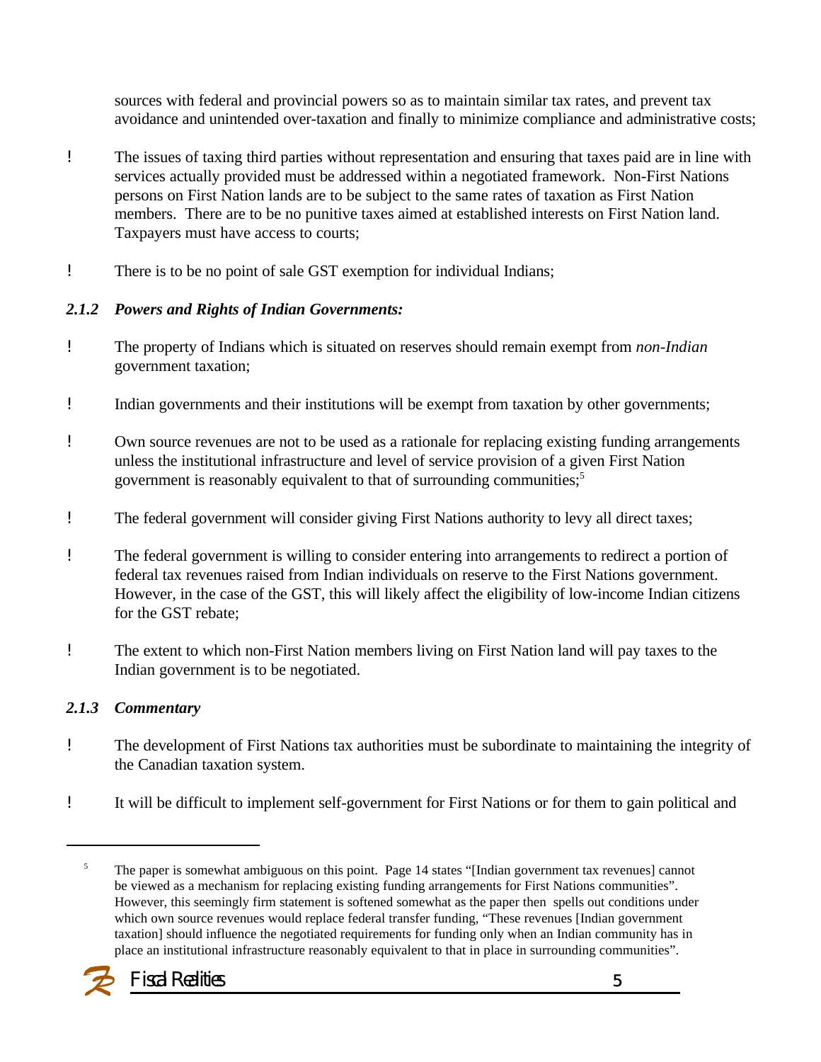sources with federal and provincial powers so as to maintain similar tax rates, and prevent tax avoidance and unintended over-taxation and finally to minimize compliance and administrative costs;

- The issues of taxing third parties without representation and ensuring that taxes paid are in line with services actually provided must be addressed within a negotiated framework. Non-First Nations persons on First Nation lands are to be subject to the same rates of taxation as First Nation members. There are to be no punitive taxes aimed at established interests on First Nation land. Taxpayers must have access to courts;

- There is to be no point of sale GST exemption for individual Indians;

### *2.1.2 Powers and Rights of Indian Governments:*

- The property of Indians which is situated on reserves should remain exempt from *non-Indian* government taxation;

- Indian governments and their institutions will be exempt from taxation by other governments;

- Own source revenues are not to be used as a rationale for replacing existing funding arrangements unless the institutional infrastructure and level of service provision of a given First Nation government is reasonably equivalent to that of surrounding communities;[5]

- The federal government will consider giving First Nations authority to levy all direct taxes;

- The federal government is willing to consider entering into arrangements to redirect a portion of federal tax revenues raised from Indian individuals on reserve to the First Nations government. However, in the case of the GST, this will likely affect the eligibility of low-income Indian citizens for the GST rebate;

- The extent to which non-First Nation members living on First Nation land will pay taxes to the Indian government is to be negotiated.

### *2.1.3 Commentary*

- The development of First Nations tax authorities must be subordinate to maintaining the integrity of the Canadian taxation system.

- It will be difficult to implement self-government for First Nations or for them to gain political and

---

[5] The paper is somewhat ambiguous on this point. Page 14 states "[Indian government tax revenues] cannot be viewed as a mechanism for replacing existing funding arrangements for First Nations communities". However, this seemingly firm statement is softened somewhat as the paper then spells out conditions under which own source revenues would replace federal transfer funding, "These revenues [Indian government taxation] should influence the negotiated requirements for funding only when an Indian community has in place an institutional infrastructure reasonably equivalent to that in place in surrounding communities".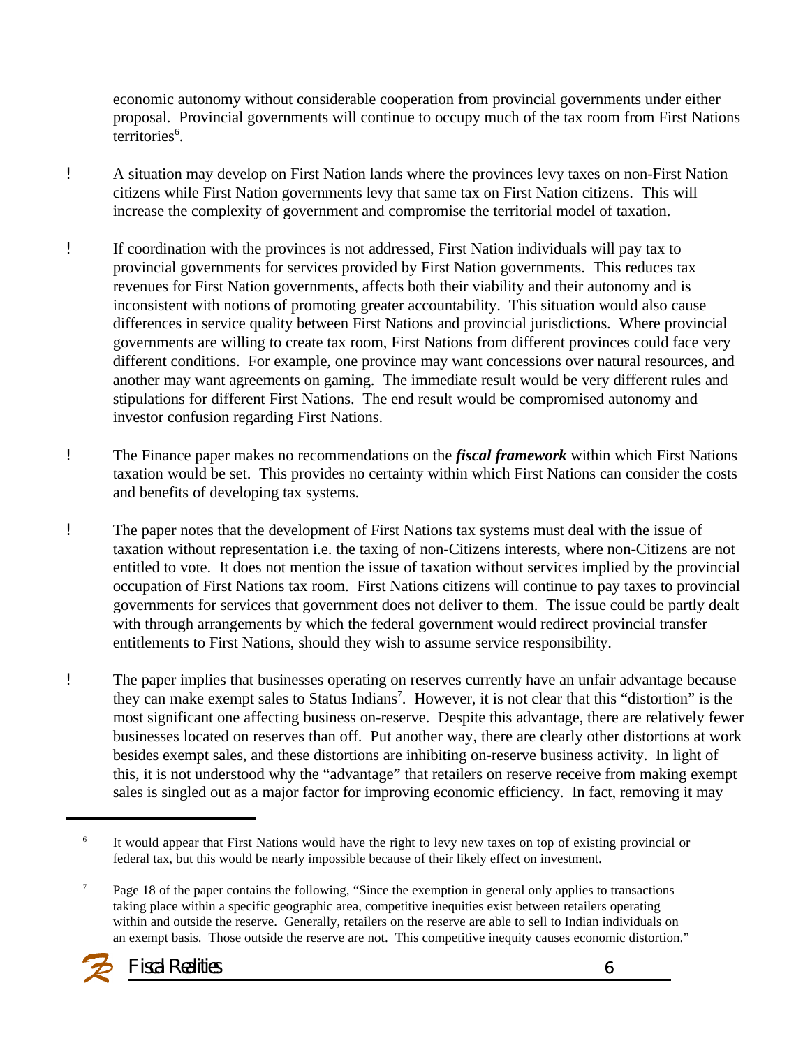economic autonomy without considerable cooperation from provincial governments under either proposal. Provincial governments will continue to occupy much of the tax room from First Nations territories[6].

- A situation may develop on First Nation lands where the provinces levy taxes on non-First Nation citizens while First Nation governments levy that same tax on First Nation citizens. This will increase the complexity of government and compromise the territorial model of taxation.

- If coordination with the provinces is not addressed, First Nation individuals will pay tax to provincial governments for services provided by First Nation governments. This reduces tax revenues for First Nation governments, affects both their viability and their autonomy and is inconsistent with notions of promoting greater accountability. This situation would also cause differences in service quality between First Nations and provincial jurisdictions. Where provincial governments are willing to create tax room, First Nations from different provinces could face very different conditions. For example, one province may want concessions over natural resources, and another may want agreements on gaming. The immediate result would be very different rules and stipulations for different First Nations. The end result would be compromised autonomy and investor confusion regarding First Nations.

- The Finance paper makes no recommendations on the ***fiscal framework*** within which First Nations taxation would be set. This provides no certainty within which First Nations can consider the costs and benefits of developing tax systems.

- The paper notes that the development of First Nations tax systems must deal with the issue of taxation without representation i.e. the taxing of non-Citizens interests, where non-Citizens are not entitled to vote. It does not mention the issue of taxation without services implied by the provincial occupation of First Nations tax room. First Nations citizens will continue to pay taxes to provincial governments for services that government does not deliver to them. The issue could be partly dealt with through arrangements by which the federal government would redirect provincial transfer entitlements to First Nations, should they wish to assume service responsibility.

- The paper implies that businesses operating on reserves currently have an unfair advantage because they can make exempt sales to Status Indians[7]. However, it is not clear that this "distortion" is the most significant one affecting business on-reserve. Despite this advantage, there are relatively fewer businesses located on reserves than off. Put another way, there are clearly other distortions at work besides exempt sales, and these distortions are inhibiting on-reserve business activity. In light of this, it is not understood why the "advantage" that retailers on reserve receive from making exempt sales is singled out as a major factor for improving economic efficiency. In fact, removing it may

---

[6] It would appear that First Nations would have the right to levy new taxes on top of existing provincial or federal tax, but this would be nearly impossible because of their likely effect on investment.

[7] Page 18 of the paper contains the following, "Since the exemption in general only applies to transactions taking place within a specific geographic area, competitive inequities exist between retailers operating within and outside the reserve. Generally, retailers on the reserve are able to sell to Indian individuals on an exempt basis. Those outside the reserve are not. This competitive inequity causes economic distortion."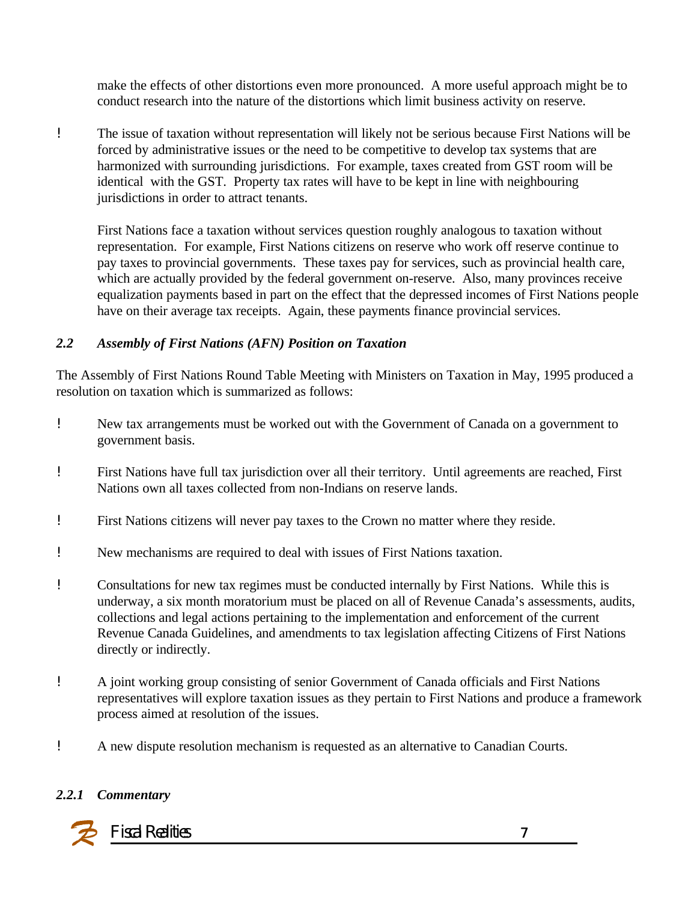make the effects of other distortions even more pronounced. A more useful approach might be to conduct research into the nature of the distortions which limit business activity on reserve.

- The issue of taxation without representation will likely not be serious because First Nations will be forced by administrative issues or the need to be competitive to develop tax systems that are harmonized with surrounding jurisdictions. For example, taxes created from GST room will be identical with the GST. Property tax rates will have to be kept in line with neighbouring jurisdictions in order to attract tenants.

  First Nations face a taxation without services question roughly analogous to taxation without representation. For example, First Nations citizens on reserve who work off reserve continue to pay taxes to provincial governments. These taxes pay for services, such as provincial health care, which are actually provided by the federal government on-reserve. Also, many provinces receive equalization payments based in part on the effect that the depressed incomes of First Nations people have on their average tax receipts. Again, these payments finance provincial services.

### *2.2 Assembly of First Nations (AFN) Position on Taxation*

The Assembly of First Nations Round Table Meeting with Ministers on Taxation in May, 1995 produced a resolution on taxation which is summarized as follows:

- New tax arrangements must be worked out with the Government of Canada on a government to government basis.
- First Nations have full tax jurisdiction over all their territory. Until agreements are reached, First Nations own all taxes collected from non-Indians on reserve lands.
- First Nations citizens will never pay taxes to the Crown no matter where they reside.
- New mechanisms are required to deal with issues of First Nations taxation.
- Consultations for new tax regimes must be conducted internally by First Nations. While this is underway, a six month moratorium must be placed on all of Revenue Canada's assessments, audits, collections and legal actions pertaining to the implementation and enforcement of the current Revenue Canada Guidelines, and amendments to tax legislation affecting Citizens of First Nations directly or indirectly.
- A joint working group consisting of senior Government of Canada officials and First Nations representatives will explore taxation issues as they pertain to First Nations and produce a framework process aimed at resolution of the issues.
- A new dispute resolution mechanism is requested as an alternative to Canadian Courts.

#### *2.2.1 Commentary*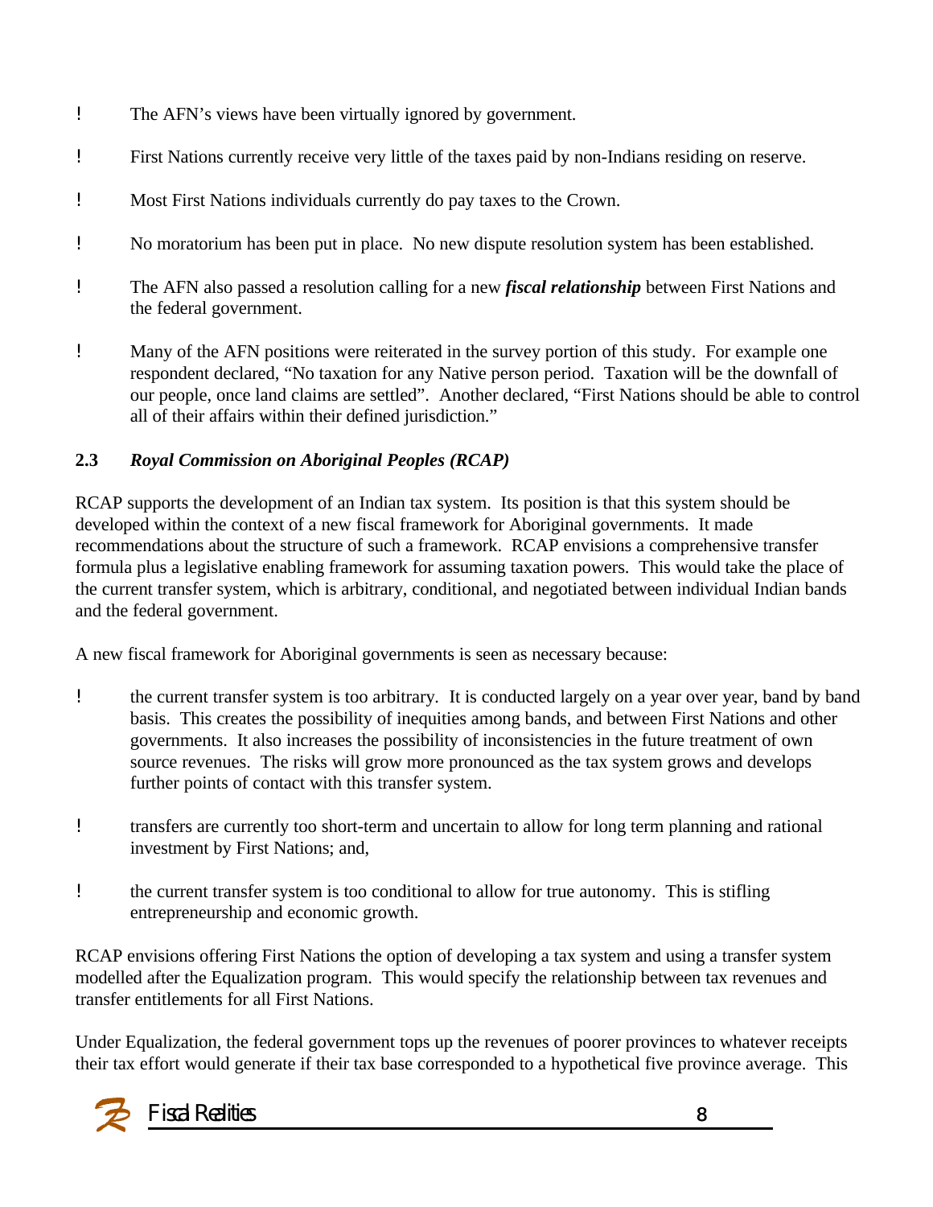- The AFN's views have been virtually ignored by government.
- First Nations currently receive very little of the taxes paid by non-Indians residing on reserve.
- Most First Nations individuals currently do pay taxes to the Crown.
- No moratorium has been put in place. No new dispute resolution system has been established.
- The AFN also passed a resolution calling for a new ***fiscal relationship*** between First Nations and the federal government.
- Many of the AFN positions were reiterated in the survey portion of this study. For example one respondent declared, "No taxation for any Native person period. Taxation will be the downfall of our people, once land claims are settled". Another declared, "First Nations should be able to control all of their affairs within their defined jurisdiction."

### 2.3 *Royal Commission on Aboriginal Peoples (RCAP)*

RCAP supports the development of an Indian tax system. Its position is that this system should be developed within the context of a new fiscal framework for Aboriginal governments. It made recommendations about the structure of such a framework. RCAP envisions a comprehensive transfer formula plus a legislative enabling framework for assuming taxation powers. This would take the place of the current transfer system, which is arbitrary, conditional, and negotiated between individual Indian bands and the federal government.

A new fiscal framework for Aboriginal governments is seen as necessary because:

- the current transfer system is too arbitrary. It is conducted largely on a year over year, band by band basis. This creates the possibility of inequities among bands, and between First Nations and other governments. It also increases the possibility of inconsistencies in the future treatment of own source revenues. The risks will grow more pronounced as the tax system grows and develops further points of contact with this transfer system.
- transfers are currently too short-term and uncertain to allow for long term planning and rational investment by First Nations; and,
- the current transfer system is too conditional to allow for true autonomy. This is stifling entrepreneurship and economic growth.

RCAP envisions offering First Nations the option of developing a tax system and using a transfer system modelled after the Equalization program. This would specify the relationship between tax revenues and transfer entitlements for all First Nations.

Under Equalization, the federal government tops up the revenues of poorer provinces to whatever receipts their tax effort would generate if their tax base corresponded to a hypothetical five province average. This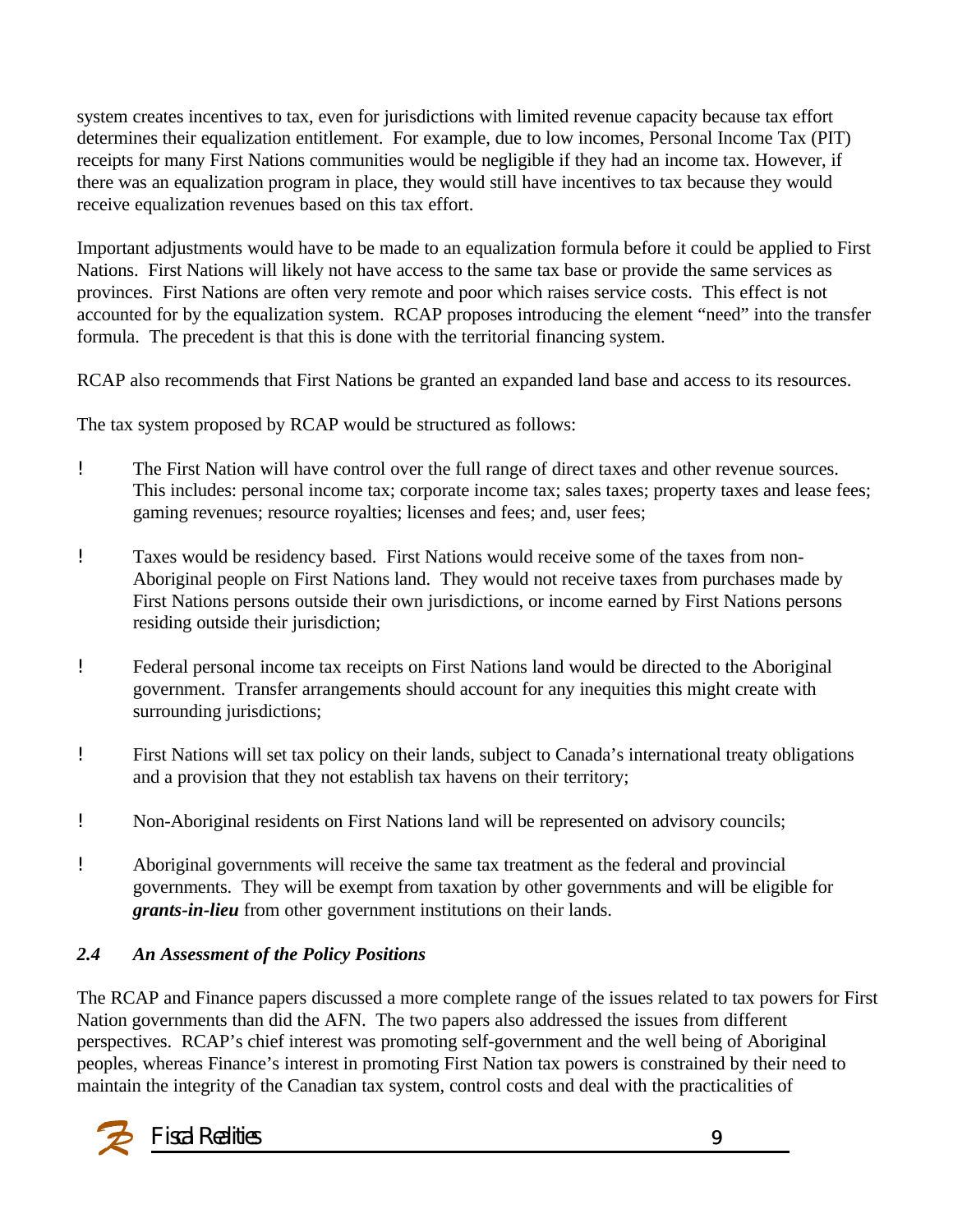system creates incentives to tax, even for jurisdictions with limited revenue capacity because tax effort determines their equalization entitlement. For example, due to low incomes, Personal Income Tax (PIT) receipts for many First Nations communities would be negligible if they had an income tax. However, if there was an equalization program in place, they would still have incentives to tax because they would receive equalization revenues based on this tax effort.

Important adjustments would have to be made to an equalization formula before it could be applied to First Nations. First Nations will likely not have access to the same tax base or provide the same services as provinces. First Nations are often very remote and poor which raises service costs. This effect is not accounted for by the equalization system. RCAP proposes introducing the element "need" into the transfer formula. The precedent is that this is done with the territorial financing system.

RCAP also recommends that First Nations be granted an expanded land base and access to its resources.

The tax system proposed by RCAP would be structured as follows:

- The First Nation will have control over the full range of direct taxes and other revenue sources. This includes: personal income tax; corporate income tax; sales taxes; property taxes and lease fees; gaming revenues; resource royalties; licenses and fees; and, user fees;
- Taxes would be residency based. First Nations would receive some of the taxes from non-Aboriginal people on First Nations land. They would not receive taxes from purchases made by First Nations persons outside their own jurisdictions, or income earned by First Nations persons residing outside their jurisdiction;
- Federal personal income tax receipts on First Nations land would be directed to the Aboriginal government. Transfer arrangements should account for any inequities this might create with surrounding jurisdictions;
- First Nations will set tax policy on their lands, subject to Canada's international treaty obligations and a provision that they not establish tax havens on their territory;
- Non-Aboriginal residents on First Nations land will be represented on advisory councils;
- Aboriginal governments will receive the same tax treatment as the federal and provincial governments. They will be exempt from taxation by other governments and will be eligible for ***grants-in-lieu*** from other government institutions on their lands.

### *2.4 An Assessment of the Policy Positions*

The RCAP and Finance papers discussed a more complete range of the issues related to tax powers for First Nation governments than did the AFN. The two papers also addressed the issues from different perspectives. RCAP's chief interest was promoting self-government and the well being of Aboriginal peoples, whereas Finance's interest in promoting First Nation tax powers is constrained by their need to maintain the integrity of the Canadian tax system, control costs and deal with the practicalities of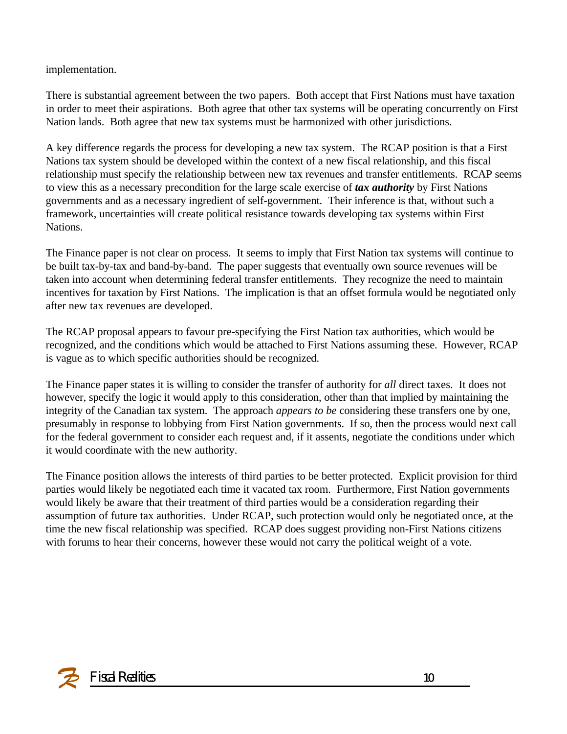implementation.

There is substantial agreement between the two papers. Both accept that First Nations must have taxation in order to meet their aspirations. Both agree that other tax systems will be operating concurrently on First Nation lands. Both agree that new tax systems must be harmonized with other jurisdictions.

A key difference regards the process for developing a new tax system. The RCAP position is that a First Nations tax system should be developed within the context of a new fiscal relationship, and this fiscal relationship must specify the relationship between new tax revenues and transfer entitlements. RCAP seems to view this as a necessary precondition for the large scale exercise of ***tax authority*** by First Nations governments and as a necessary ingredient of self-government. Their inference is that, without such a framework, uncertainties will create political resistance towards developing tax systems within First Nations.

The Finance paper is not clear on process. It seems to imply that First Nation tax systems will continue to be built tax-by-tax and band-by-band. The paper suggests that eventually own source revenues will be taken into account when determining federal transfer entitlements. They recognize the need to maintain incentives for taxation by First Nations. The implication is that an offset formula would be negotiated only after new tax revenues are developed.

The RCAP proposal appears to favour pre-specifying the First Nation tax authorities, which would be recognized, and the conditions which would be attached to First Nations assuming these. However, RCAP is vague as to which specific authorities should be recognized.

The Finance paper states it is willing to consider the transfer of authority for *all* direct taxes. It does not however, specify the logic it would apply to this consideration, other than that implied by maintaining the integrity of the Canadian tax system. The approach *appears to be* considering these transfers one by one, presumably in response to lobbying from First Nation governments. If so, then the process would next call for the federal government to consider each request and, if it assents, negotiate the conditions under which it would coordinate with the new authority.

The Finance position allows the interests of third parties to be better protected. Explicit provision for third parties would likely be negotiated each time it vacated tax room. Furthermore, First Nation governments would likely be aware that their treatment of third parties would be a consideration regarding their assumption of future tax authorities. Under RCAP, such protection would only be negotiated once, at the time the new fiscal relationship was specified. RCAP does suggest providing non-First Nations citizens with forums to hear their concerns, however these would not carry the political weight of a vote.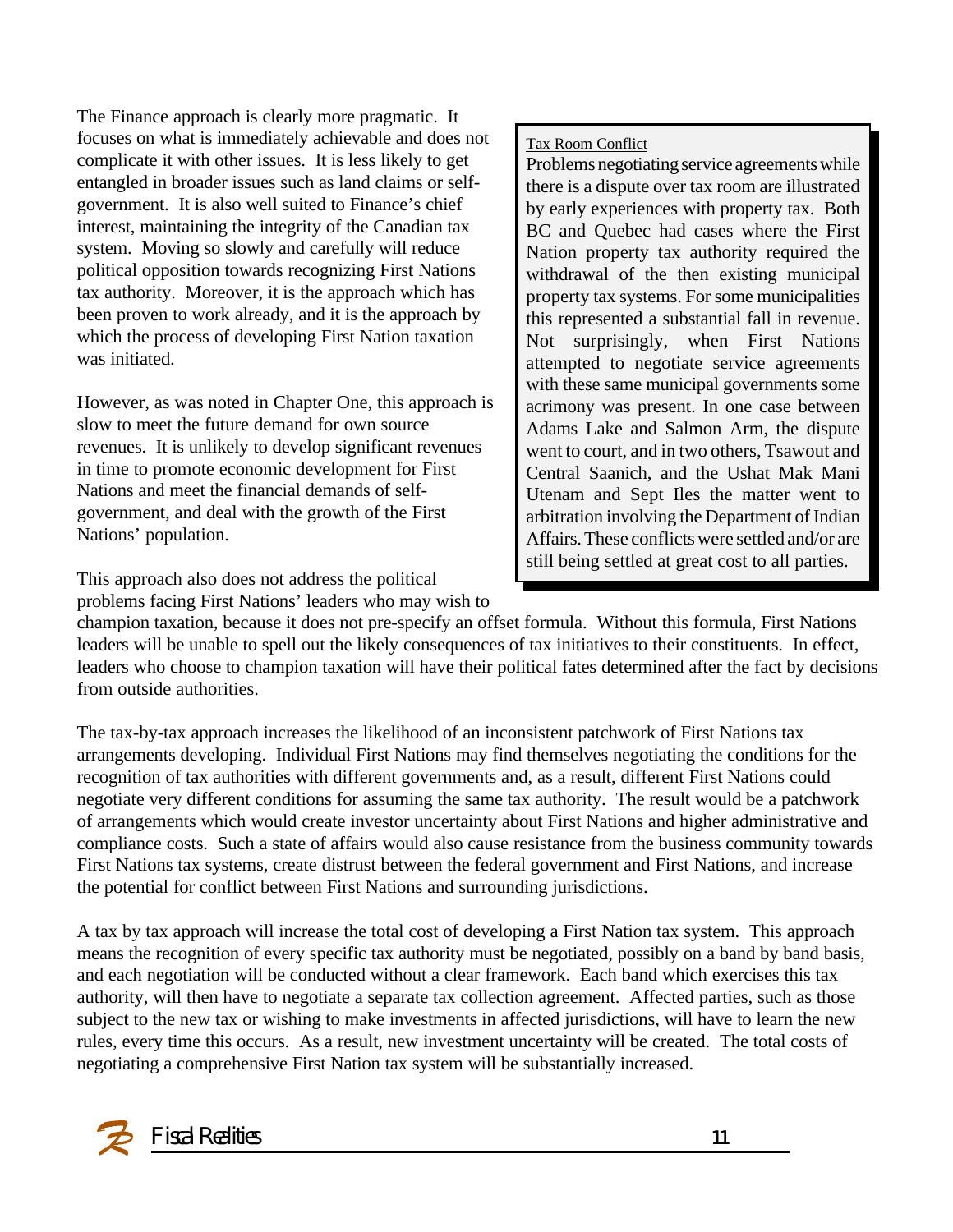The Finance approach is clearly more pragmatic. It focuses on what is immediately achievable and does not complicate it with other issues. It is less likely to get entangled in broader issues such as land claims or self-government. It is also well suited to Finance's chief interest, maintaining the integrity of the Canadian tax system. Moving so slowly and carefully will reduce political opposition towards recognizing First Nations tax authority. Moreover, it is the approach which has been proven to work already, and it is the approach by which the process of developing First Nation taxation was initiated.

However, as was noted in Chapter One, this approach is slow to meet the future demand for own source revenues. It is unlikely to develop significant revenues in time to promote economic development for First Nations and meet the financial demands of self-government, and deal with the growth of the First Nations' population.

> Tax Room Conflict
>
> Problems negotiating service agreements while there is a dispute over tax room are illustrated by early experiences with property tax. Both BC and Quebec had cases where the First Nation property tax authority required the withdrawal of the then existing municipal property tax systems. For some municipalities this represented a substantial fall in revenue. Not surprisingly, when First Nations attempted to negotiate service agreements with these same municipal governments some acrimony was present. In one case between Adams Lake and Salmon Arm, the dispute went to court, and in two others, Tsawout and Central Saanich, and the Ushat Mak Mani Utenam and Sept Iles the matter went to arbitration involving the Department of Indian Affairs. These conflicts were settled and/or are still being settled at great cost to all parties.

This approach also does not address the political problems facing First Nations' leaders who may wish to champion taxation, because it does not pre-specify an offset formula. Without this formula, First Nations leaders will be unable to spell out the likely consequences of tax initiatives to their constituents. In effect, leaders who choose to champion taxation will have their political fates determined after the fact by decisions from outside authorities.

The tax-by-tax approach increases the likelihood of an inconsistent patchwork of First Nations tax arrangements developing. Individual First Nations may find themselves negotiating the conditions for the recognition of tax authorities with different governments and, as a result, different First Nations could negotiate very different conditions for assuming the same tax authority. The result would be a patchwork of arrangements which would create investor uncertainty about First Nations and higher administrative and compliance costs. Such a state of affairs would also cause resistance from the business community towards First Nations tax systems, create distrust between the federal government and First Nations, and increase the potential for conflict between First Nations and surrounding jurisdictions.

A tax by tax approach will increase the total cost of developing a First Nation tax system. This approach means the recognition of every specific tax authority must be negotiated, possibly on a band by band basis, and each negotiation will be conducted without a clear framework. Each band which exercises this tax authority, will then have to negotiate a separate tax collection agreement. Affected parties, such as those subject to the new tax or wishing to make investments in affected jurisdictions, will have to learn the new rules, every time this occurs. As a result, new investment uncertainty will be created. The total costs of negotiating a comprehensive First Nation tax system will be substantially increased.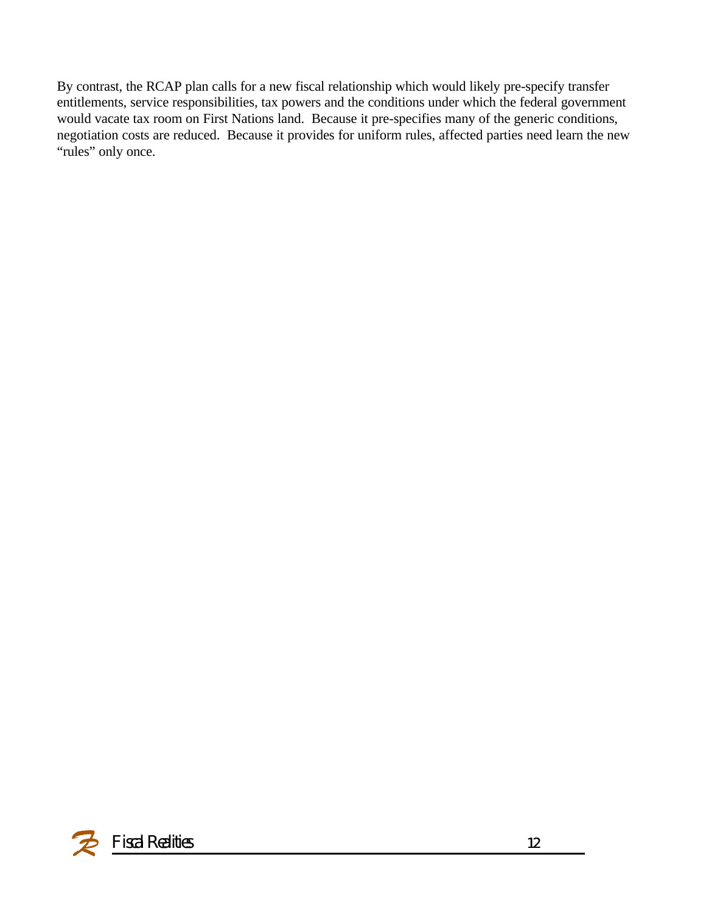By contrast, the RCAP plan calls for a new fiscal relationship which would likely pre-specify transfer entitlements, service responsibilities, tax powers and the conditions under which the federal government would vacate tax room on First Nations land. Because it pre-specifies many of the generic conditions, negotiation costs are reduced. Because it provides for uniform rules, affected parties need learn the new "rules" only once.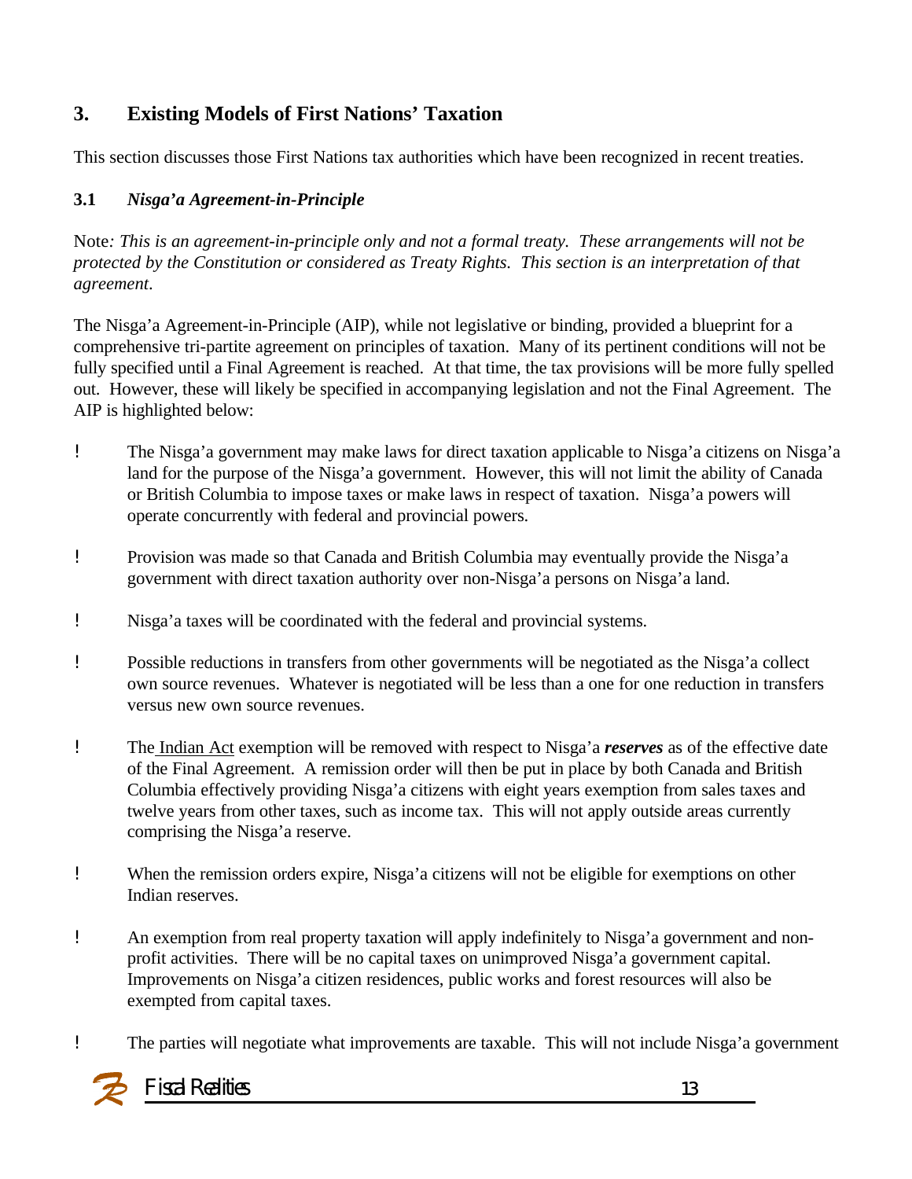## 3. Existing Models of First Nations' Taxation

This section discusses those First Nations tax authorities which have been recognized in recent treaties.

### 3.1 *Nisga'a Agreement-in-Principle*

Note*: This is an agreement-in-principle only and not a formal treaty. These arrangements will not be protected by the Constitution or considered as Treaty Rights. This section is an interpretation of that agreement*.

The Nisga'a Agreement-in-Principle (AIP), while not legislative or binding, provided a blueprint for a comprehensive tri-partite agreement on principles of taxation. Many of its pertinent conditions will not be fully specified until a Final Agreement is reached. At that time, the tax provisions will be more fully spelled out. However, these will likely be specified in accompanying legislation and not the Final Agreement. The AIP is highlighted below:

- The Nisga'a government may make laws for direct taxation applicable to Nisga'a citizens on Nisga'a land for the purpose of the Nisga'a government. However, this will not limit the ability of Canada or British Columbia to impose taxes or make laws in respect of taxation. Nisga'a powers will operate concurrently with federal and provincial powers.

- Provision was made so that Canada and British Columbia may eventually provide the Nisga'a government with direct taxation authority over non-Nisga'a persons on Nisga'a land.

- Nisga'a taxes will be coordinated with the federal and provincial systems.

- Possible reductions in transfers from other governments will be negotiated as the Nisga'a collect own source revenues. Whatever is negotiated will be less than a one for one reduction in transfers versus new own source revenues.

- The Indian Act exemption will be removed with respect to Nisga'a ***reserves*** as of the effective date of the Final Agreement. A remission order will then be put in place by both Canada and British Columbia effectively providing Nisga'a citizens with eight years exemption from sales taxes and twelve years from other taxes, such as income tax. This will not apply outside areas currently comprising the Nisga'a reserve.

- When the remission orders expire, Nisga'a citizens will not be eligible for exemptions on other Indian reserves.

- An exemption from real property taxation will apply indefinitely to Nisga'a government and non-profit activities. There will be no capital taxes on unimproved Nisga'a government capital. Improvements on Nisga'a citizen residences, public works and forest resources will also be exempted from capital taxes.

- The parties will negotiate what improvements are taxable. This will not include Nisga'a government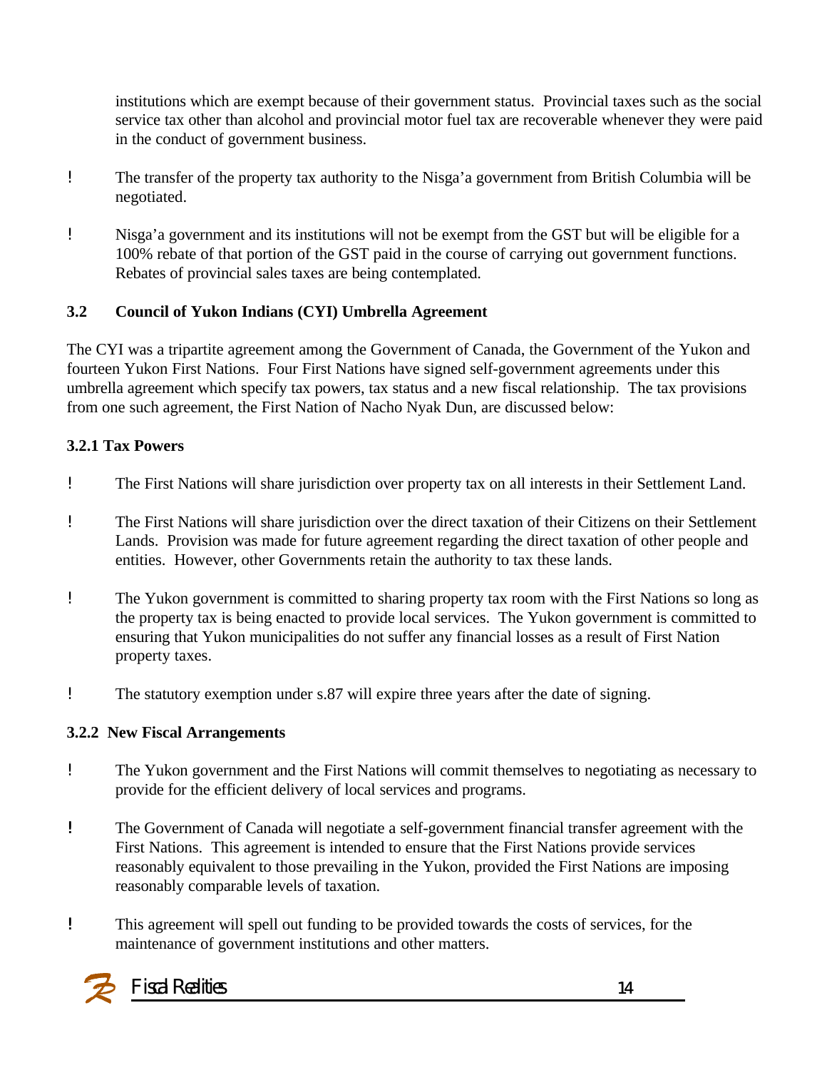institutions which are exempt because of their government status. Provincial taxes such as the social service tax other than alcohol and provincial motor fuel tax are recoverable whenever they were paid in the conduct of government business.

- The transfer of the property tax authority to the Nisga'a government from British Columbia will be negotiated.

- Nisga'a government and its institutions will not be exempt from the GST but will be eligible for a 100% rebate of that portion of the GST paid in the course of carrying out government functions. Rebates of provincial sales taxes are being contemplated.

### 3.2 Council of Yukon Indians (CYI) Umbrella Agreement

The CYI was a tripartite agreement among the Government of Canada, the Government of the Yukon and fourteen Yukon First Nations. Four First Nations have signed self-government agreements under this umbrella agreement which specify tax powers, tax status and a new fiscal relationship. The tax provisions from one such agreement, the First Nation of Nacho Nyak Dun, are discussed below:

#### 3.2.1 Tax Powers

- The First Nations will share jurisdiction over property tax on all interests in their Settlement Land.

- The First Nations will share jurisdiction over the direct taxation of their Citizens on their Settlement Lands. Provision was made for future agreement regarding the direct taxation of other people and entities. However, other Governments retain the authority to tax these lands.

- The Yukon government is committed to sharing property tax room with the First Nations so long as the property tax is being enacted to provide local services. The Yukon government is committed to ensuring that Yukon municipalities do not suffer any financial losses as a result of First Nation property taxes.

- The statutory exemption under s.87 will expire three years after the date of signing.

#### 3.2.2 New Fiscal Arrangements

- The Yukon government and the First Nations will commit themselves to negotiating as necessary to provide for the efficient delivery of local services and programs.

- The Government of Canada will negotiate a self-government financial transfer agreement with the First Nations. This agreement is intended to ensure that the First Nations provide services reasonably equivalent to those prevailing in the Yukon, provided the First Nations are imposing reasonably comparable levels of taxation.

- This agreement will spell out funding to be provided towards the costs of services, for the maintenance of government institutions and other matters.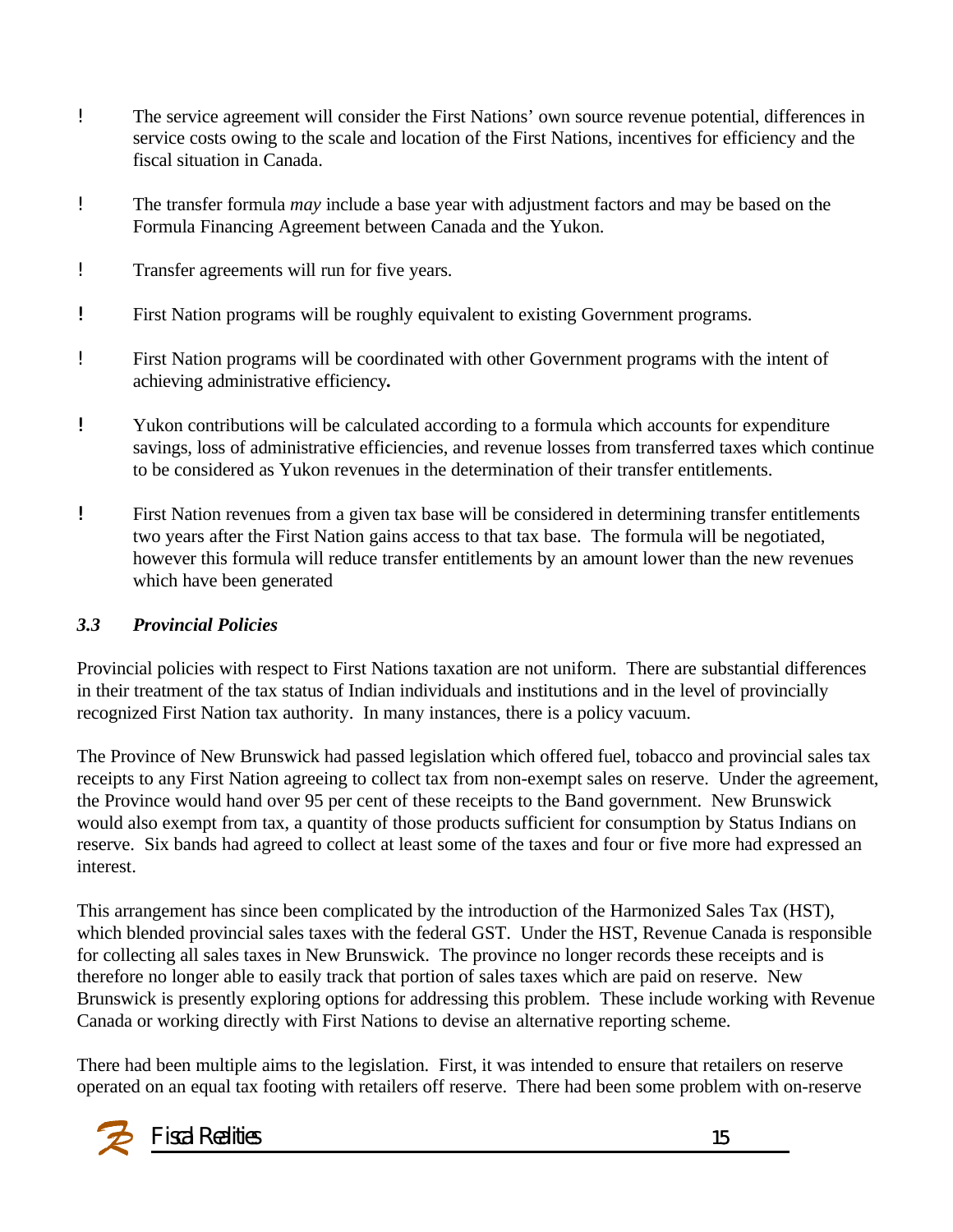- The service agreement will consider the First Nations' own source revenue potential, differences in service costs owing to the scale and location of the First Nations, incentives for efficiency and the fiscal situation in Canada.

- The transfer formula *may* include a base year with adjustment factors and may be based on the Formula Financing Agreement between Canada and the Yukon.

- Transfer agreements will run for five years.

- First Nation programs will be roughly equivalent to existing Government programs.

- First Nation programs will be coordinated with other Government programs with the intent of achieving administrative efficiency**.**

- Yukon contributions will be calculated according to a formula which accounts for expenditure savings, loss of administrative efficiencies, and revenue losses from transferred taxes which continue to be considered as Yukon revenues in the determination of their transfer entitlements.

- First Nation revenues from a given tax base will be considered in determining transfer entitlements two years after the First Nation gains access to that tax base. The formula will be negotiated, however this formula will reduce transfer entitlements by an amount lower than the new revenues which have been generated

### *3.3 Provincial Policies*

Provincial policies with respect to First Nations taxation are not uniform. There are substantial differences in their treatment of the tax status of Indian individuals and institutions and in the level of provincially recognized First Nation tax authority. In many instances, there is a policy vacuum.

The Province of New Brunswick had passed legislation which offered fuel, tobacco and provincial sales tax receipts to any First Nation agreeing to collect tax from non-exempt sales on reserve. Under the agreement, the Province would hand over 95 per cent of these receipts to the Band government. New Brunswick would also exempt from tax, a quantity of those products sufficient for consumption by Status Indians on reserve. Six bands had agreed to collect at least some of the taxes and four or five more had expressed an interest.

This arrangement has since been complicated by the introduction of the Harmonized Sales Tax (HST), which blended provincial sales taxes with the federal GST. Under the HST, Revenue Canada is responsible for collecting all sales taxes in New Brunswick. The province no longer records these receipts and is therefore no longer able to easily track that portion of sales taxes which are paid on reserve. New Brunswick is presently exploring options for addressing this problem. These include working with Revenue Canada or working directly with First Nations to devise an alternative reporting scheme.

There had been multiple aims to the legislation. First, it was intended to ensure that retailers on reserve operated on an equal tax footing with retailers off reserve. There had been some problem with on-reserve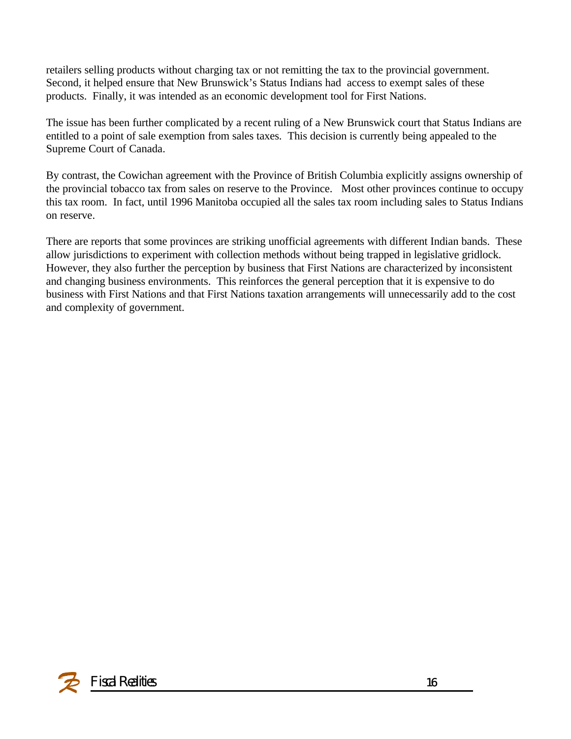retailers selling products without charging tax or not remitting the tax to the provincial government. Second, it helped ensure that New Brunswick's Status Indians had access to exempt sales of these products. Finally, it was intended as an economic development tool for First Nations.

The issue has been further complicated by a recent ruling of a New Brunswick court that Status Indians are entitled to a point of sale exemption from sales taxes. This decision is currently being appealed to the Supreme Court of Canada.

By contrast, the Cowichan agreement with the Province of British Columbia explicitly assigns ownership of the provincial tobacco tax from sales on reserve to the Province. Most other provinces continue to occupy this tax room. In fact, until 1996 Manitoba occupied all the sales tax room including sales to Status Indians on reserve.

There are reports that some provinces are striking unofficial agreements with different Indian bands. These allow jurisdictions to experiment with collection methods without being trapped in legislative gridlock. However, they also further the perception by business that First Nations are characterized by inconsistent and changing business environments. This reinforces the general perception that it is expensive to do business with First Nations and that First Nations taxation arrangements will unnecessarily add to the cost and complexity of government.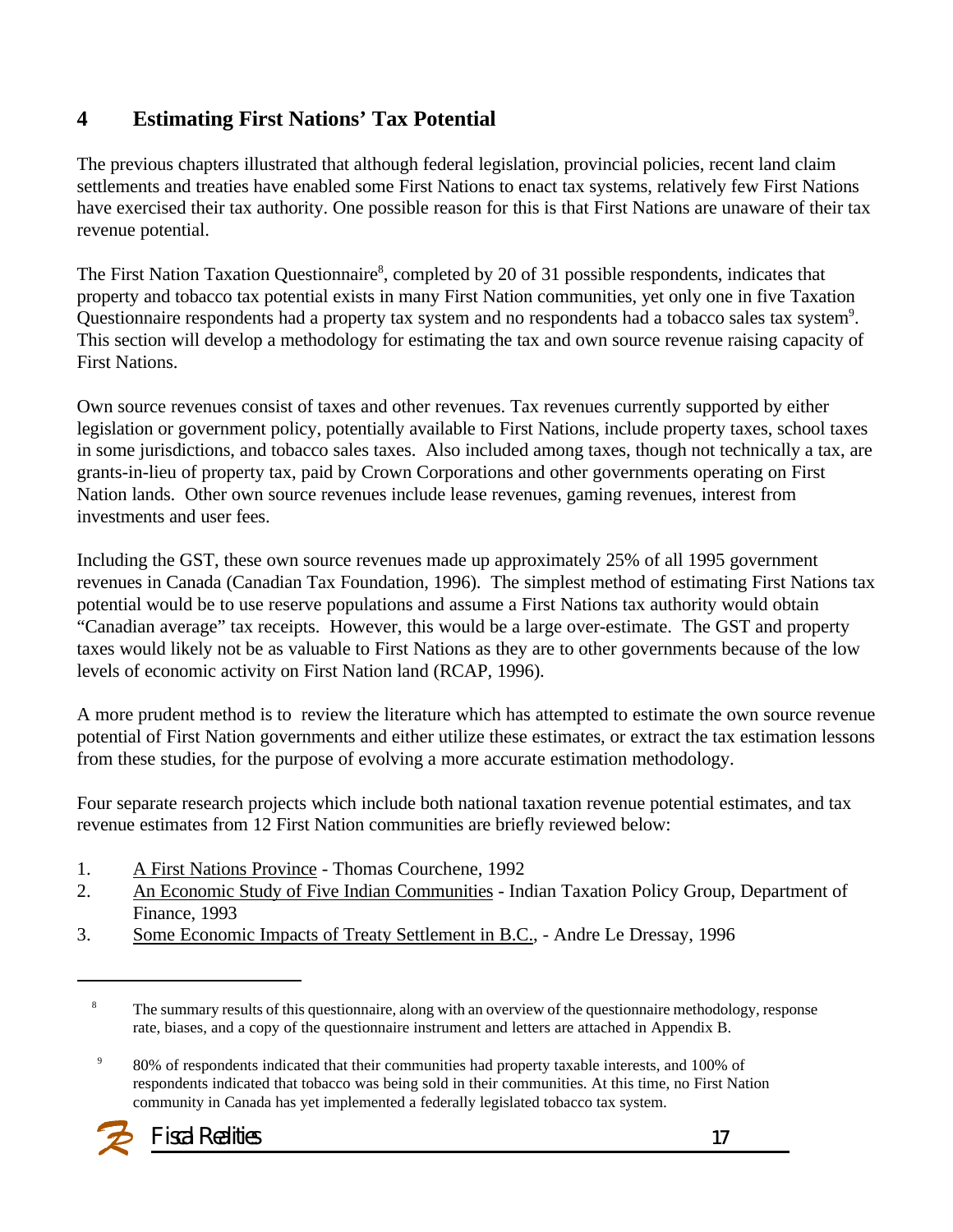# 4 Estimating First Nations' Tax Potential

The previous chapters illustrated that although federal legislation, provincial policies, recent land claim settlements and treaties have enabled some First Nations to enact tax systems, relatively few First Nations have exercised their tax authority. One possible reason for this is that First Nations are unaware of their tax revenue potential.

The First Nation Taxation Questionnaire[8], completed by 20 of 31 possible respondents, indicates that property and tobacco tax potential exists in many First Nation communities, yet only one in five Taxation Questionnaire respondents had a property tax system and no respondents had a tobacco sales tax system[9]. This section will develop a methodology for estimating the tax and own source revenue raising capacity of First Nations.

Own source revenues consist of taxes and other revenues. Tax revenues currently supported by either legislation or government policy, potentially available to First Nations, include property taxes, school taxes in some jurisdictions, and tobacco sales taxes. Also included among taxes, though not technically a tax, are grants-in-lieu of property tax, paid by Crown Corporations and other governments operating on First Nation lands. Other own source revenues include lease revenues, gaming revenues, interest from investments and user fees.

Including the GST, these own source revenues made up approximately 25% of all 1995 government revenues in Canada (Canadian Tax Foundation, 1996). The simplest method of estimating First Nations tax potential would be to use reserve populations and assume a First Nations tax authority would obtain "Canadian average" tax receipts. However, this would be a large over-estimate. The GST and property taxes would likely not be as valuable to First Nations as they are to other governments because of the low levels of economic activity on First Nation land (RCAP, 1996).

A more prudent method is to review the literature which has attempted to estimate the own source revenue potential of First Nation governments and either utilize these estimates, or extract the tax estimation lessons from these studies, for the purpose of evolving a more accurate estimation methodology.

Four separate research projects which include both national taxation revenue potential estimates, and tax revenue estimates from 12 First Nation communities are briefly reviewed below:

1. A First Nations Province - Thomas Courchene, 1992
2. An Economic Study of Five Indian Communities - Indian Taxation Policy Group, Department of Finance, 1993
3. Some Economic Impacts of Treaty Settlement in B.C., - Andre Le Dressay, 1996

---

[8] The summary results of this questionnaire, along with an overview of the questionnaire methodology, response rate, biases, and a copy of the questionnaire instrument and letters are attached in Appendix B.

[9] 80% of respondents indicated that their communities had property taxable interests, and 100% of respondents indicated that tobacco was being sold in their communities. At this time, no First Nation community in Canada has yet implemented a federally legislated tobacco tax system.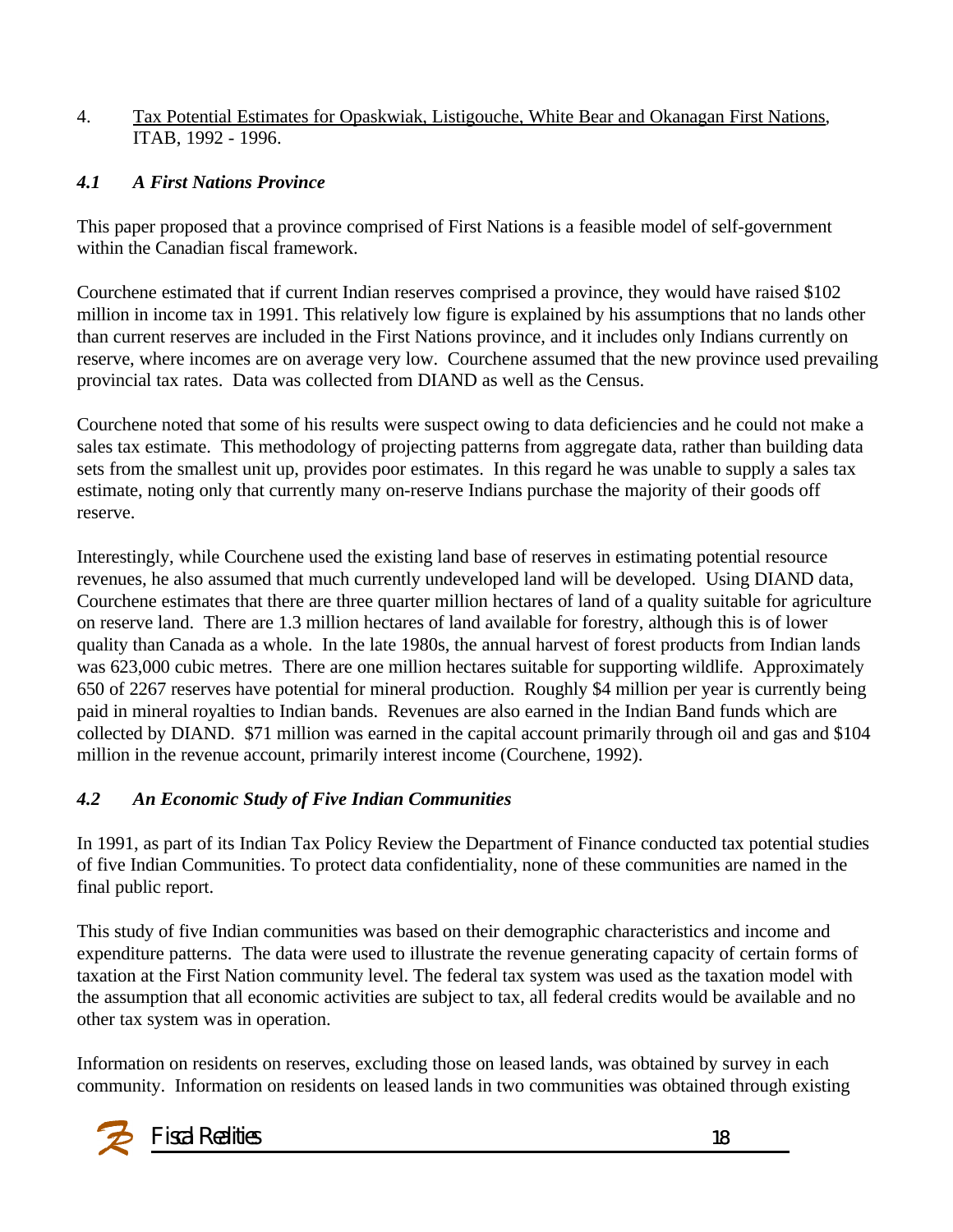4. Tax Potential Estimates for Opaskwiak, Listigouche, White Bear and Okanagan First Nations, ITAB, 1992 - 1996.

### *4.1 A First Nations Province*

This paper proposed that a province comprised of First Nations is a feasible model of self-government within the Canadian fiscal framework.

Courchene estimated that if current Indian reserves comprised a province, they would have raised $102 million in income tax in 1991. This relatively low figure is explained by his assumptions that no lands other than current reserves are included in the First Nations province, and it includes only Indians currently on reserve, where incomes are on average very low. Courchene assumed that the new province used prevailing provincial tax rates. Data was collected from DIAND as well as the Census.

Courchene noted that some of his results were suspect owing to data deficiencies and he could not make a sales tax estimate. This methodology of projecting patterns from aggregate data, rather than building data sets from the smallest unit up, provides poor estimates. In this regard he was unable to supply a sales tax estimate, noting only that currently many on-reserve Indians purchase the majority of their goods off reserve.

Interestingly, while Courchene used the existing land base of reserves in estimating potential resource revenues, he also assumed that much currently undeveloped land will be developed. Using DIAND data, Courchene estimates that there are three quarter million hectares of land of a quality suitable for agriculture on reserve land. There are 1.3 million hectares of land available for forestry, although this is of lower quality than Canada as a whole. In the late 1980s, the annual harvest of forest products from Indian lands was 623,000 cubic metres. There are one million hectares suitable for supporting wildlife. Approximately 650 of 2267 reserves have potential for mineral production. Roughly $4 million per year is currently being paid in mineral royalties to Indian bands. Revenues are also earned in the Indian Band funds which are collected by DIAND. $71 million was earned in the capital account primarily through oil and gas and $104 million in the revenue account, primarily interest income (Courchene, 1992).

### *4.2 An Economic Study of Five Indian Communities*

In 1991, as part of its Indian Tax Policy Review the Department of Finance conducted tax potential studies of five Indian Communities. To protect data confidentiality, none of these communities are named in the final public report.

This study of five Indian communities was based on their demographic characteristics and income and expenditure patterns. The data were used to illustrate the revenue generating capacity of certain forms of taxation at the First Nation community level. The federal tax system was used as the taxation model with the assumption that all economic activities are subject to tax, all federal credits would be available and no other tax system was in operation.

Information on residents on reserves, excluding those on leased lands, was obtained by survey in each community. Information on residents on leased lands in two communities was obtained through existing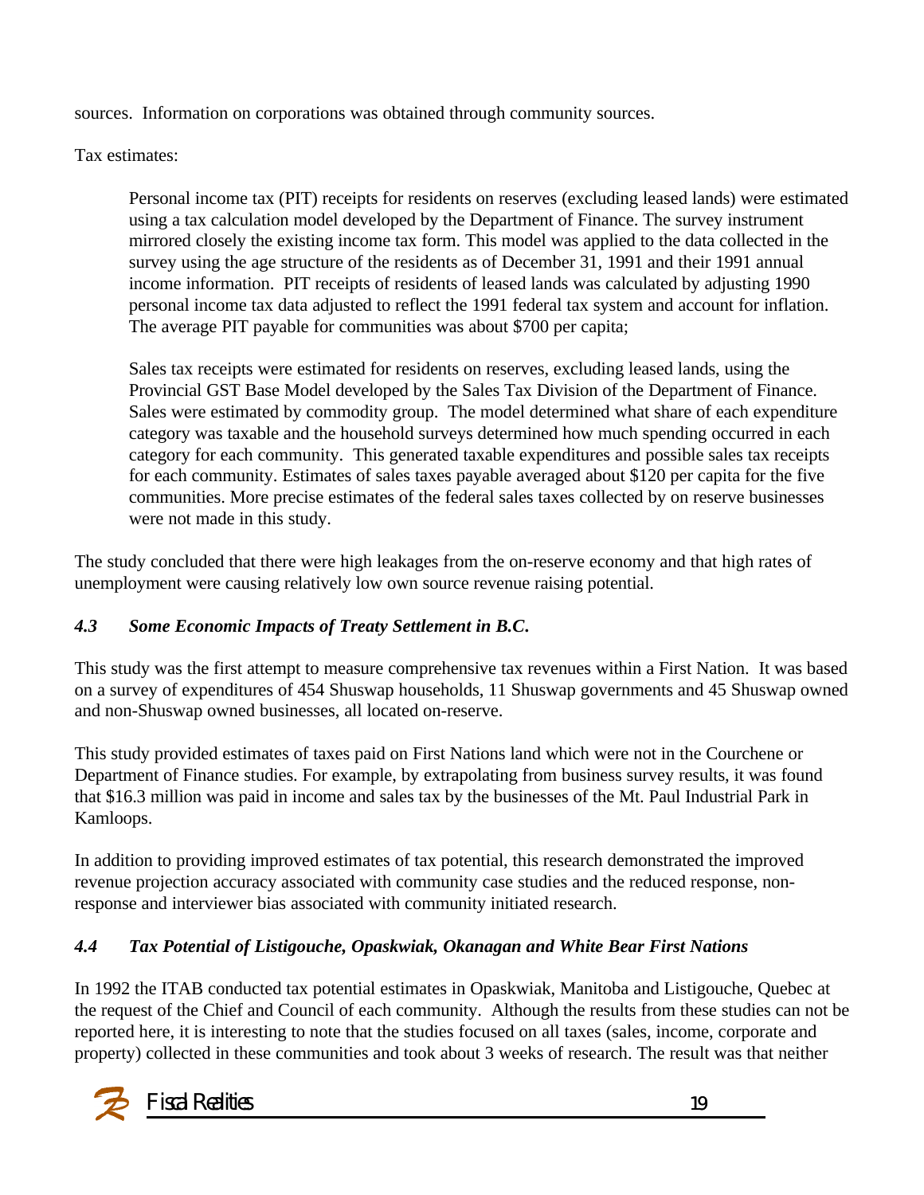sources. Information on corporations was obtained through community sources.

Tax estimates:

> Personal income tax (PIT) receipts for residents on reserves (excluding leased lands) were estimated using a tax calculation model developed by the Department of Finance. The survey instrument mirrored closely the existing income tax form. This model was applied to the data collected in the survey using the age structure of the residents as of December 31, 1991 and their 1991 annual income information. PIT receipts of residents of leased lands was calculated by adjusting 1990 personal income tax data adjusted to reflect the 1991 federal tax system and account for inflation. The average PIT payable for communities was about $700 per capita;
>
> Sales tax receipts were estimated for residents on reserves, excluding leased lands, using the Provincial GST Base Model developed by the Sales Tax Division of the Department of Finance. Sales were estimated by commodity group. The model determined what share of each expenditure category was taxable and the household surveys determined how much spending occurred in each category for each community. This generated taxable expenditures and possible sales tax receipts for each community. Estimates of sales taxes payable averaged about $120 per capita for the five communities. More precise estimates of the federal sales taxes collected by on reserve businesses were not made in this study.

The study concluded that there were high leakages from the on-reserve economy and that high rates of unemployment were causing relatively low own source revenue raising potential.

### *4.3 Some Economic Impacts of Treaty Settlement in B.C.*

This study was the first attempt to measure comprehensive tax revenues within a First Nation. It was based on a survey of expenditures of 454 Shuswap households, 11 Shuswap governments and 45 Shuswap owned and non-Shuswap owned businesses, all located on-reserve.

This study provided estimates of taxes paid on First Nations land which were not in the Courchene or Department of Finance studies. For example, by extrapolating from business survey results, it was found that $16.3 million was paid in income and sales tax by the businesses of the Mt. Paul Industrial Park in Kamloops.

In addition to providing improved estimates of tax potential, this research demonstrated the improved revenue projection accuracy associated with community case studies and the reduced response, non-response and interviewer bias associated with community initiated research.

### *4.4 Tax Potential of Listigouche, Opaskwiak, Okanagan and White Bear First Nations*

In 1992 the ITAB conducted tax potential estimates in Opaskwiak, Manitoba and Listigouche, Quebec at the request of the Chief and Council of each community. Although the results from these studies can not be reported here, it is interesting to note that the studies focused on all taxes (sales, income, corporate and property) collected in these communities and took about 3 weeks of research. The result was that neither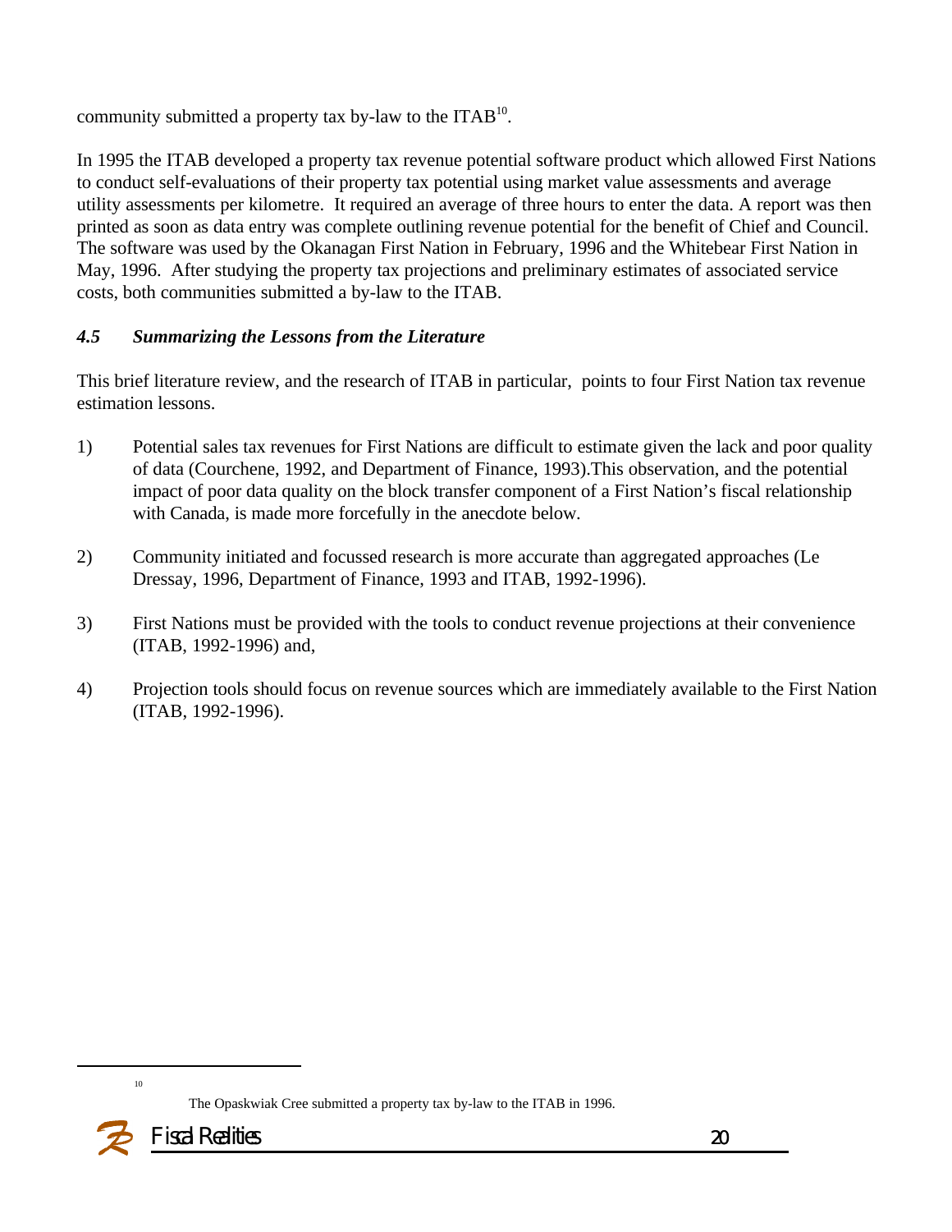community submitted a property tax by-law to the ITAB[10].

In 1995 the ITAB developed a property tax revenue potential software product which allowed First Nations to conduct self-evaluations of their property tax potential using market value assessments and average utility assessments per kilometre. It required an average of three hours to enter the data. A report was then printed as soon as data entry was complete outlining revenue potential for the benefit of Chief and Council. The software was used by the Okanagan First Nation in February, 1996 and the Whitebear First Nation in May, 1996. After studying the property tax projections and preliminary estimates of associated service costs, both communities submitted a by-law to the ITAB.

### *4.5 Summarizing the Lessons from the Literature*

This brief literature review, and the research of ITAB in particular, points to four First Nation tax revenue estimation lessons.

1) Potential sales tax revenues for First Nations are difficult to estimate given the lack and poor quality of data (Courchene, 1992, and Department of Finance, 1993).This observation, and the potential impact of poor data quality on the block transfer component of a First Nation's fiscal relationship with Canada, is made more forcefully in the anecdote below.

2) Community initiated and focussed research is more accurate than aggregated approaches (Le Dressay, 1996, Department of Finance, 1993 and ITAB, 1992-1996).

3) First Nations must be provided with the tools to conduct revenue projections at their convenience (ITAB, 1992-1996) and,

4) Projection tools should focus on revenue sources which are immediately available to the First Nation (ITAB, 1992-1996).

[10] The Opaskwiak Cree submitted a property tax by-law to the ITAB in 1996.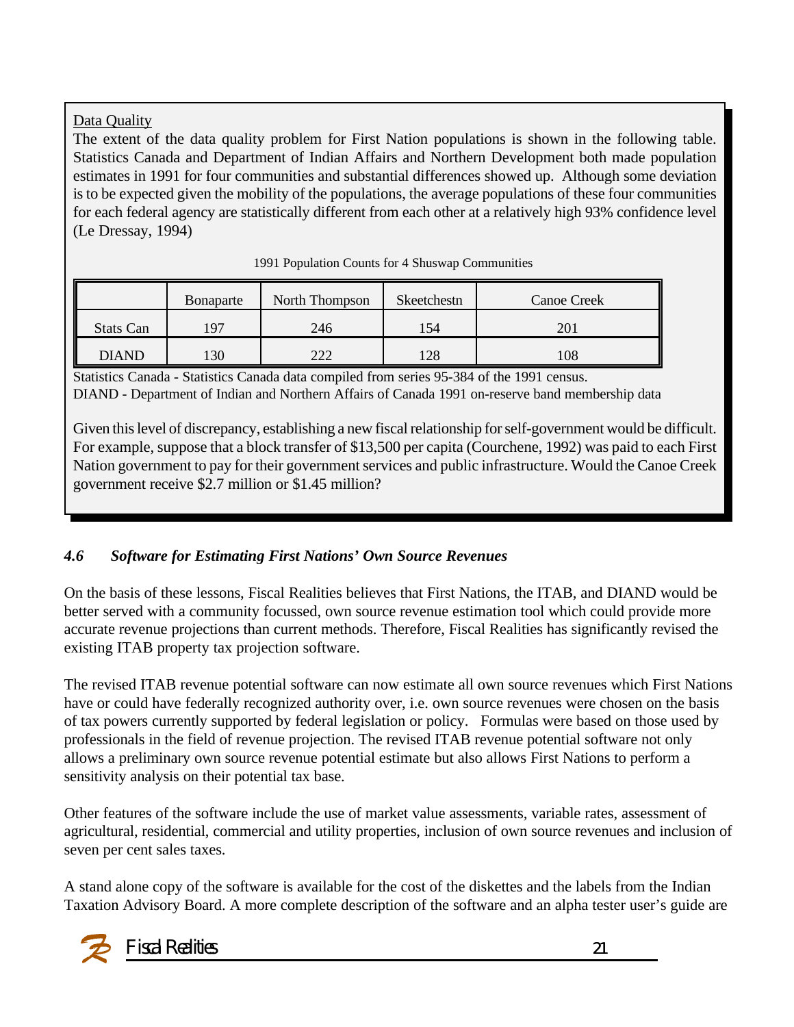Data Quality

The extent of the data quality problem for First Nation populations is shown in the following table. Statistics Canada and Department of Indian Affairs and Northern Development both made population estimates in 1991 for four communities and substantial differences showed up. Although some deviation is to be expected given the mobility of the populations, the average populations of these four communities for each federal agency are statistically different from each other at a relatively high 93% confidence level (Le Dressay, 1994)

1991 Population Counts for 4 Shuswap Communities

| | Bonaparte | North Thompson | Skeetchestn | Canoe Creek |
|---|---|---|---|---|
| Stats Can | 197 | 246 | 154 | 201 |
| DIAND | 130 | 222 | 128 | 108 |

Statistics Canada - Statistics Canada data compiled from series 95-384 of the 1991 census.
DIAND - Department of Indian and Northern Affairs of Canada 1991 on-reserve band membership data

Given this level of discrepancy, establishing a new fiscal relationship for self-government would be difficult. For example, suppose that a block transfer of $13,500 per capita (Courchene, 1992) was paid to each First Nation government to pay for their government services and public infrastructure. Would the Canoe Creek government receive $2.7 million or $1.45 million?

### *4.6 Software for Estimating First Nations' Own Source Revenues*

On the basis of these lessons, Fiscal Realities believes that First Nations, the ITAB, and DIAND would be better served with a community focussed, own source revenue estimation tool which could provide more accurate revenue projections than current methods. Therefore, Fiscal Realities has significantly revised the existing ITAB property tax projection software.

The revised ITAB revenue potential software can now estimate all own source revenues which First Nations have or could have federally recognized authority over, i.e. own source revenues were chosen on the basis of tax powers currently supported by federal legislation or policy. Formulas were based on those used by professionals in the field of revenue projection. The revised ITAB revenue potential software not only allows a preliminary own source revenue potential estimate but also allows First Nations to perform a sensitivity analysis on their potential tax base.

Other features of the software include the use of market value assessments, variable rates, assessment of agricultural, residential, commercial and utility properties, inclusion of own source revenues and inclusion of seven per cent sales taxes.

A stand alone copy of the software is available for the cost of the diskettes and the labels from the Indian Taxation Advisory Board. A more complete description of the software and an alpha tester user's guide are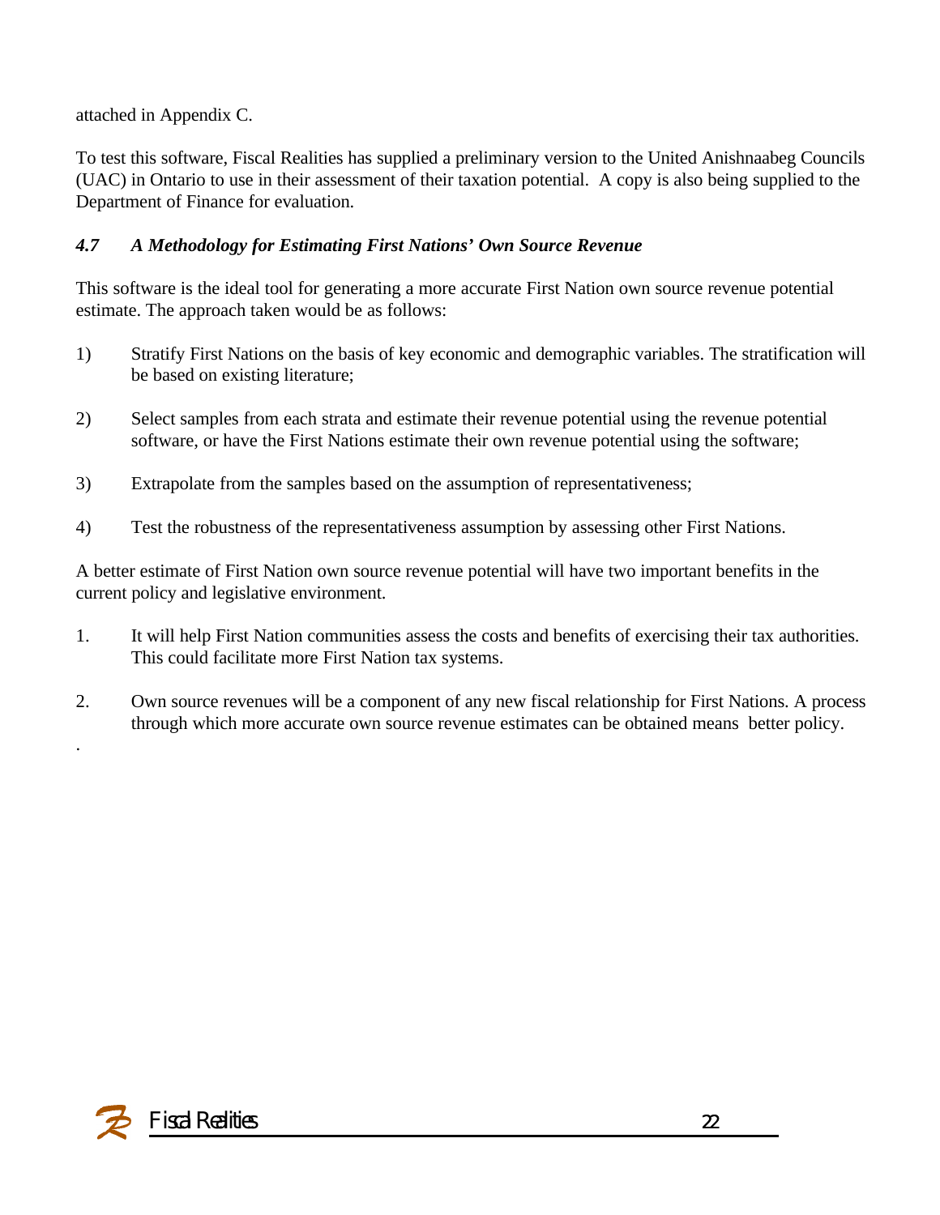attached in Appendix C.

To test this software, Fiscal Realities has supplied a preliminary version to the United Anishnaabeg Councils (UAC) in Ontario to use in their assessment of their taxation potential. A copy is also being supplied to the Department of Finance for evaluation.

### *4.7 A Methodology for Estimating First Nations' Own Source Revenue*

This software is the ideal tool for generating a more accurate First Nation own source revenue potential estimate. The approach taken would be as follows:

1) Stratify First Nations on the basis of key economic and demographic variables. The stratification will be based on existing literature;

2) Select samples from each strata and estimate their revenue potential using the revenue potential software, or have the First Nations estimate their own revenue potential using the software;

3) Extrapolate from the samples based on the assumption of representativeness;

4) Test the robustness of the representativeness assumption by assessing other First Nations.

A better estimate of First Nation own source revenue potential will have two important benefits in the current policy and legislative environment.

1. It will help First Nation communities assess the costs and benefits of exercising their tax authorities. This could facilitate more First Nation tax systems.

2. Own source revenues will be a component of any new fiscal relationship for First Nations. A process through which more accurate own source revenue estimates can be obtained means better policy.

.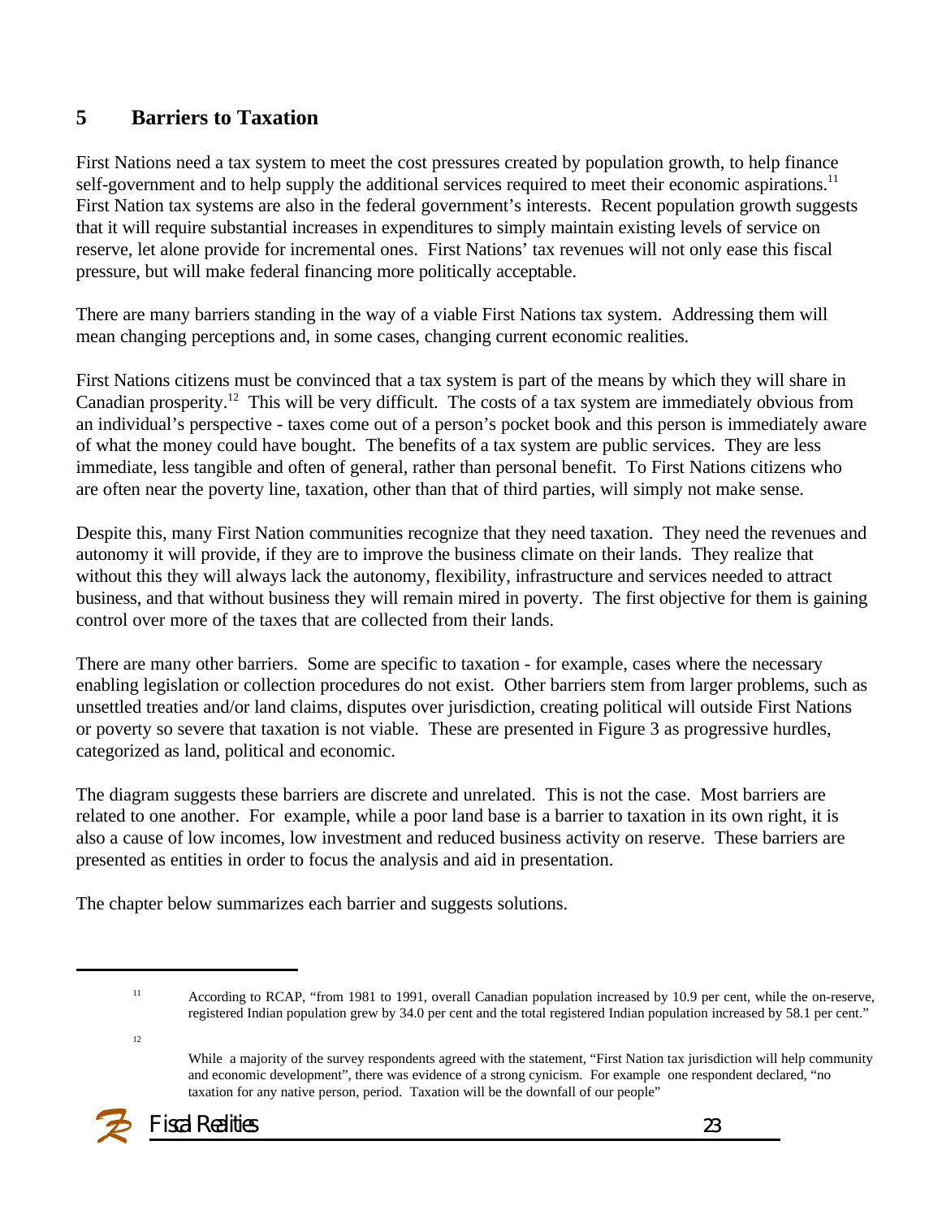## 5 Barriers to Taxation

First Nations need a tax system to meet the cost pressures created by population growth, to help finance self-government and to help supply the additional services required to meet their economic aspirations.[11] First Nation tax systems are also in the federal government's interests. Recent population growth suggests that it will require substantial increases in expenditures to simply maintain existing levels of service on reserve, let alone provide for incremental ones. First Nations' tax revenues will not only ease this fiscal pressure, but will make federal financing more politically acceptable.

There are many barriers standing in the way of a viable First Nations tax system. Addressing them will mean changing perceptions and, in some cases, changing current economic realities.

First Nations citizens must be convinced that a tax system is part of the means by which they will share in Canadian prosperity.[12] This will be very difficult. The costs of a tax system are immediately obvious from an individual's perspective - taxes come out of a person's pocket book and this person is immediately aware of what the money could have bought. The benefits of a tax system are public services. They are less immediate, less tangible and often of general, rather than personal benefit. To First Nations citizens who are often near the poverty line, taxation, other than that of third parties, will simply not make sense.

Despite this, many First Nation communities recognize that they need taxation. They need the revenues and autonomy it will provide, if they are to improve the business climate on their lands. They realize that without this they will always lack the autonomy, flexibility, infrastructure and services needed to attract business, and that without business they will remain mired in poverty. The first objective for them is gaining control over more of the taxes that are collected from their lands.

There are many other barriers. Some are specific to taxation - for example, cases where the necessary enabling legislation or collection procedures do not exist. Other barriers stem from larger problems, such as unsettled treaties and/or land claims, disputes over jurisdiction, creating political will outside First Nations or poverty so severe that taxation is not viable. These are presented in Figure 3 as progressive hurdles, categorized as land, political and economic.

The diagram suggests these barriers are discrete and unrelated. This is not the case. Most barriers are related to one another. For example, while a poor land base is a barrier to taxation in its own right, it is also a cause of low incomes, low investment and reduced business activity on reserve. These barriers are presented as entities in order to focus the analysis and aid in presentation.

The chapter below summarizes each barrier and suggests solutions.

---

[11] According to RCAP, "from 1981 to 1991, overall Canadian population increased by 10.9 per cent, while the on-reserve, registered Indian population grew by 34.0 per cent and the total registered Indian population increased by 58.1 per cent."

[12] While a majority of the survey respondents agreed with the statement, "First Nation tax jurisdiction will help community and economic development", there was evidence of a strong cynicism. For example one respondent declared, "no taxation for any native person, period. Taxation will be the downfall of our people"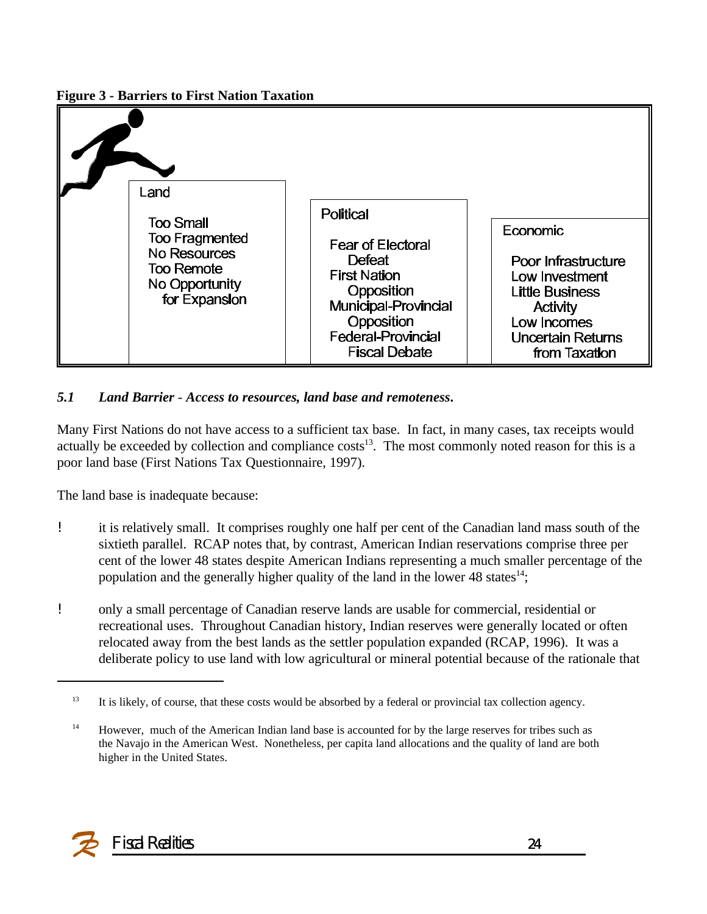**Figure 3 - Barriers to First Nation Taxation**

| Land | Political | Economic |
|---|---|---|
| Too Small<br>Too Fragmented<br>No Resources<br>Too Remote<br>No Opportunity for Expansion | Fear of Electoral Defeat<br>First Nation Opposition<br>Municipal-Provincial Opposition<br>Federal-Provincial Fiscal Debate | Poor Infrastructure<br>Low Investment<br>Little Business Activity<br>Low Incomes<br>Uncertain Returns from Taxation |

### *5.1 Land Barrier - Access to resources, land base and remoteness.*

Many First Nations do not have access to a sufficient tax base. In fact, in many cases, tax receipts would actually be exceeded by collection and compliance costs[13]. The most commonly noted reason for this is a poor land base (First Nations Tax Questionnaire, 1997).

The land base is inadequate because:

- it is relatively small. It comprises roughly one half per cent of the Canadian land mass south of the sixtieth parallel. RCAP notes that, by contrast, American Indian reservations comprise three per cent of the lower 48 states despite American Indians representing a much smaller percentage of the population and the generally higher quality of the land in the lower 48 states[14];

- only a small percentage of Canadian reserve lands are usable for commercial, residential or recreational uses. Throughout Canadian history, Indian reserves were generally located or often relocated away from the best lands as the settler population expanded (RCAP, 1996). It was a deliberate policy to use land with low agricultural or mineral potential because of the rationale that

---

[13] It is likely, of course, that these costs would be absorbed by a federal or provincial tax collection agency.

[14] However, much of the American Indian land base is accounted for by the large reserves for tribes such as the Navajo in the American West. Nonetheless, per capita land allocations and the quality of land are both higher in the United States.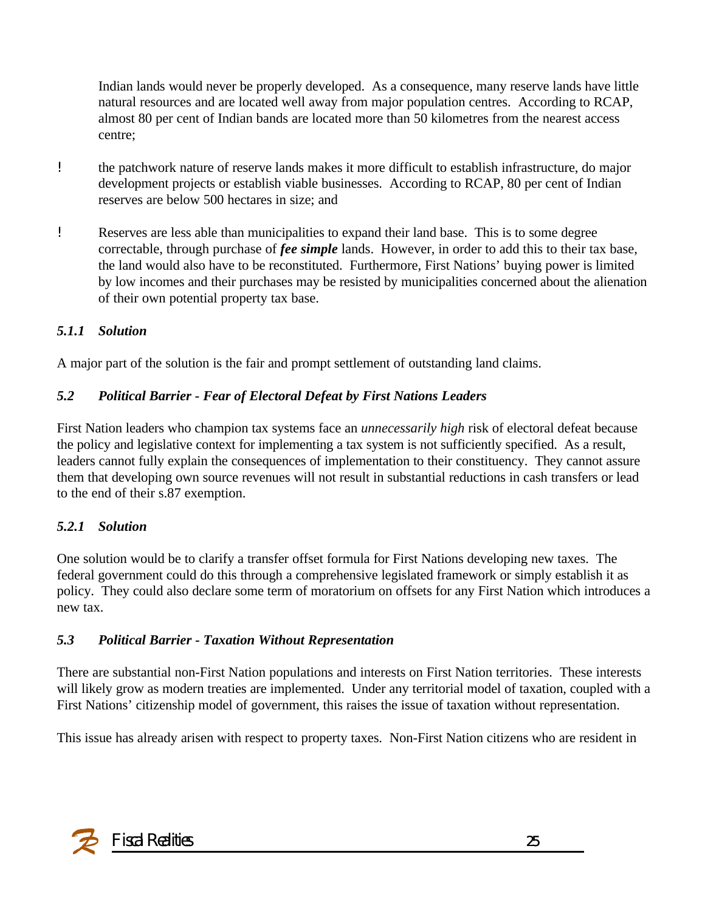Indian lands would never be properly developed. As a consequence, many reserve lands have little natural resources and are located well away from major population centres. According to RCAP, almost 80 per cent of Indian bands are located more than 50 kilometres from the nearest access centre;

- the patchwork nature of reserve lands makes it more difficult to establish infrastructure, do major development projects or establish viable businesses. According to RCAP, 80 per cent of Indian reserves are below 500 hectares in size; and
- Reserves are less able than municipalities to expand their land base. This is to some degree correctable, through purchase of ***fee simple*** lands. However, in order to add this to their tax base, the land would also have to be reconstituted. Furthermore, First Nations' buying power is limited by low incomes and their purchases may be resisted by municipalities concerned about the alienation of their own potential property tax base.

#### *5.1.1 Solution*

A major part of the solution is the fair and prompt settlement of outstanding land claims.

### *5.2 Political Barrier - Fear of Electoral Defeat by First Nations Leaders*

First Nation leaders who champion tax systems face an *unnecessarily high* risk of electoral defeat because the policy and legislative context for implementing a tax system is not sufficiently specified. As a result, leaders cannot fully explain the consequences of implementation to their constituency. They cannot assure them that developing own source revenues will not result in substantial reductions in cash transfers or lead to the end of their s.87 exemption.

#### *5.2.1 Solution*

One solution would be to clarify a transfer offset formula for First Nations developing new taxes. The federal government could do this through a comprehensive legislated framework or simply establish it as policy. They could also declare some term of moratorium on offsets for any First Nation which introduces a new tax.

### *5.3 Political Barrier - Taxation Without Representation*

There are substantial non-First Nation populations and interests on First Nation territories. These interests will likely grow as modern treaties are implemented. Under any territorial model of taxation, coupled with a First Nations' citizenship model of government, this raises the issue of taxation without representation.

This issue has already arisen with respect to property taxes. Non-First Nation citizens who are resident in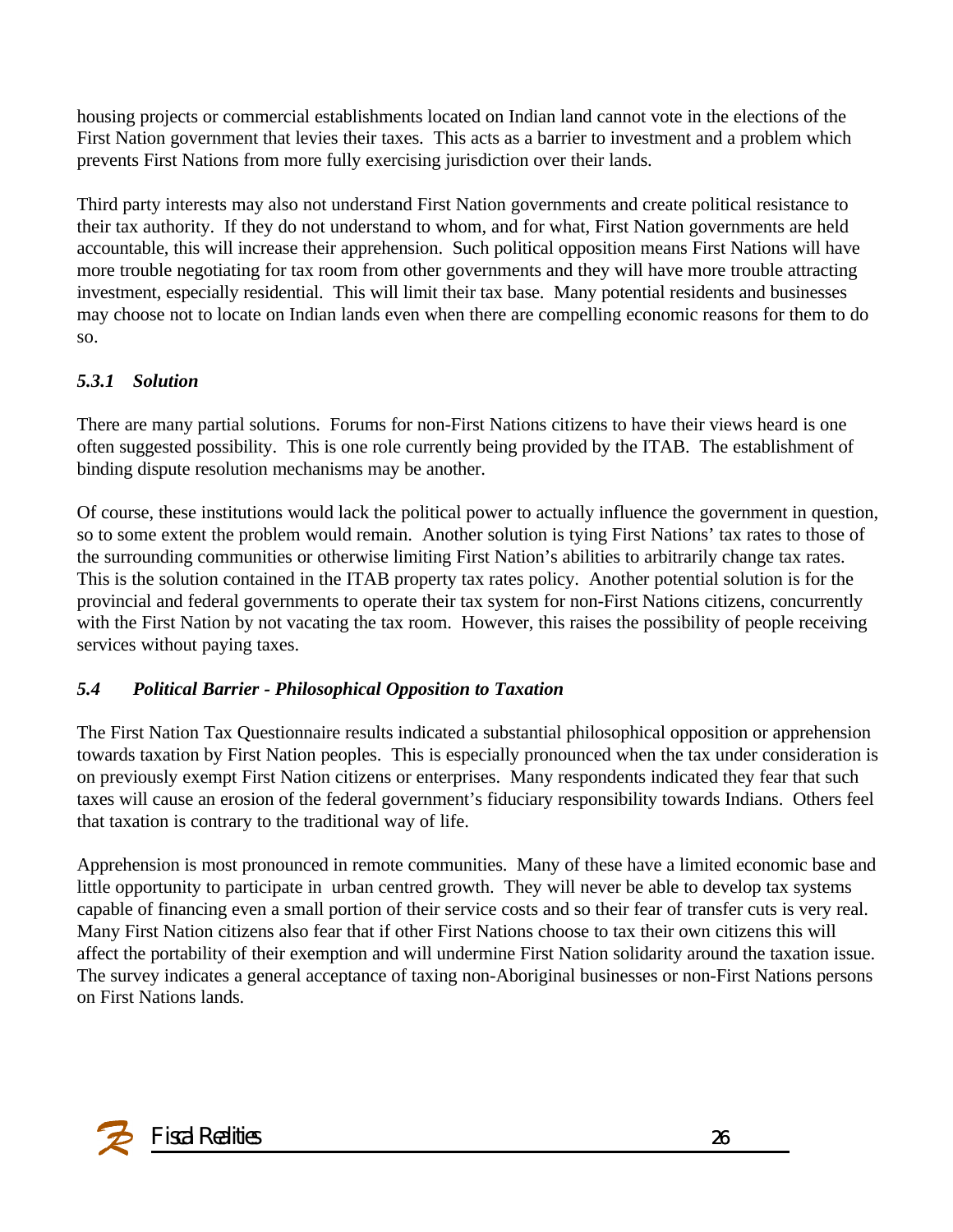housing projects or commercial establishments located on Indian land cannot vote in the elections of the First Nation government that levies their taxes. This acts as a barrier to investment and a problem which prevents First Nations from more fully exercising jurisdiction over their lands.

Third party interests may also not understand First Nation governments and create political resistance to their tax authority. If they do not understand to whom, and for what, First Nation governments are held accountable, this will increase their apprehension. Such political opposition means First Nations will have more trouble negotiating for tax room from other governments and they will have more trouble attracting investment, especially residential. This will limit their tax base. Many potential residents and businesses may choose not to locate on Indian lands even when there are compelling economic reasons for them to do so.

#### *5.3.1 Solution*

There are many partial solutions. Forums for non-First Nations citizens to have their views heard is one often suggested possibility. This is one role currently being provided by the ITAB. The establishment of binding dispute resolution mechanisms may be another.

Of course, these institutions would lack the political power to actually influence the government in question, so to some extent the problem would remain. Another solution is tying First Nations' tax rates to those of the surrounding communities or otherwise limiting First Nation's abilities to arbitrarily change tax rates. This is the solution contained in the ITAB property tax rates policy. Another potential solution is for the provincial and federal governments to operate their tax system for non-First Nations citizens, concurrently with the First Nation by not vacating the tax room. However, this raises the possibility of people receiving services without paying taxes.

### *5.4 Political Barrier - Philosophical Opposition to Taxation*

The First Nation Tax Questionnaire results indicated a substantial philosophical opposition or apprehension towards taxation by First Nation peoples. This is especially pronounced when the tax under consideration is on previously exempt First Nation citizens or enterprises. Many respondents indicated they fear that such taxes will cause an erosion of the federal government's fiduciary responsibility towards Indians. Others feel that taxation is contrary to the traditional way of life.

Apprehension is most pronounced in remote communities. Many of these have a limited economic base and little opportunity to participate in urban centred growth. They will never be able to develop tax systems capable of financing even a small portion of their service costs and so their fear of transfer cuts is very real. Many First Nation citizens also fear that if other First Nations choose to tax their own citizens this will affect the portability of their exemption and will undermine First Nation solidarity around the taxation issue. The survey indicates a general acceptance of taxing non-Aboriginal businesses or non-First Nations persons on First Nations lands.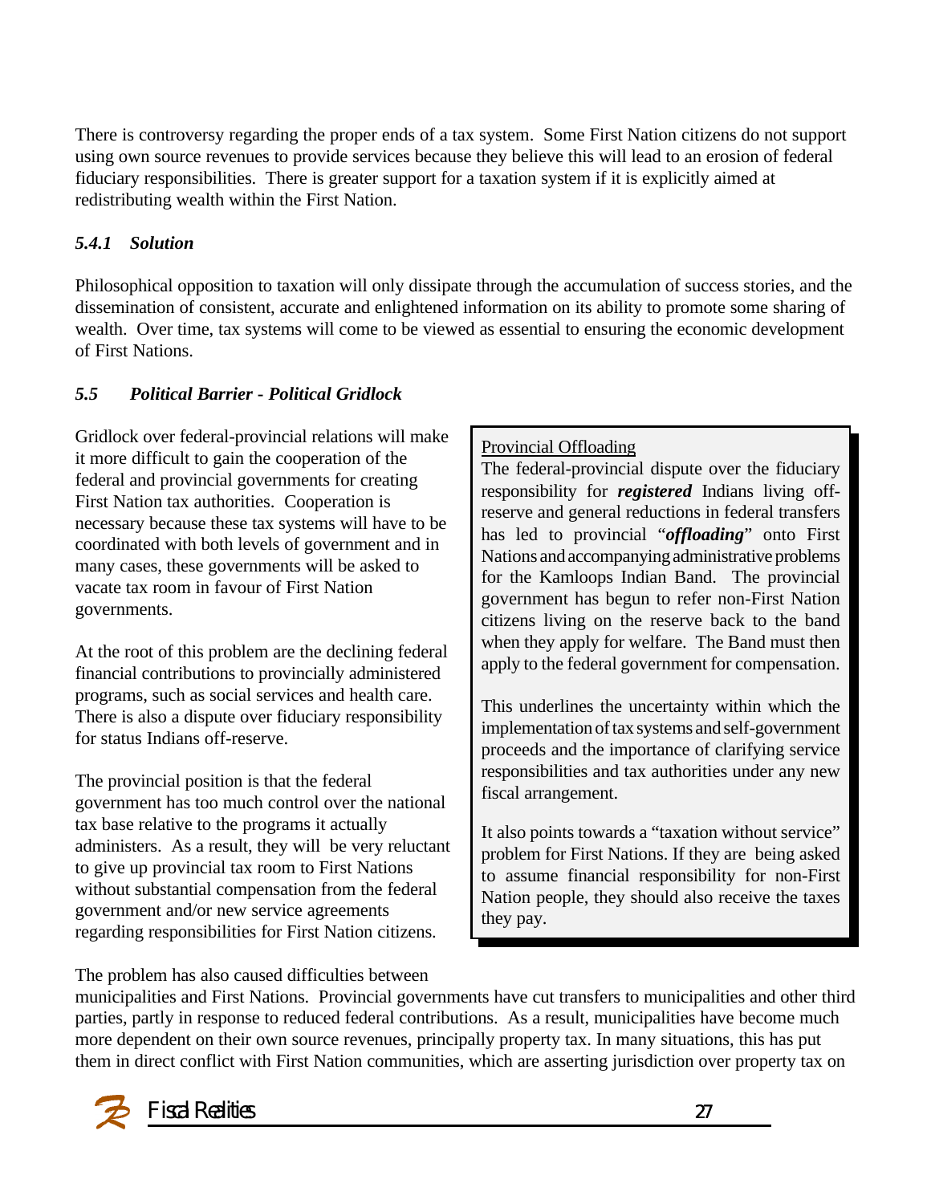There is controversy regarding the proper ends of a tax system. Some First Nation citizens do not support using own source revenues to provide services because they believe this will lead to an erosion of federal fiduciary responsibilities. There is greater support for a taxation system if it is explicitly aimed at redistributing wealth within the First Nation.

#### *5.4.1 Solution*

Philosophical opposition to taxation will only dissipate through the accumulation of success stories, and the dissemination of consistent, accurate and enlightened information on its ability to promote some sharing of wealth. Over time, tax systems will come to be viewed as essential to ensuring the economic development of First Nations.

### *5.5 Political Barrier - Political Gridlock*

Gridlock over federal-provincial relations will make it more difficult to gain the cooperation of the federal and provincial governments for creating First Nation tax authorities. Cooperation is necessary because these tax systems will have to be coordinated with both levels of government and in many cases, these governments will be asked to vacate tax room in favour of First Nation governments.

At the root of this problem are the declining federal financial contributions to provincially administered programs, such as social services and health care. There is also a dispute over fiduciary responsibility for status Indians off-reserve.

The provincial position is that the federal government has too much control over the national tax base relative to the programs it actually administers. As a result, they will be very reluctant to give up provincial tax room to First Nations without substantial compensation from the federal government and/or new service agreements regarding responsibilities for First Nation citizens.

> Provincial Offloading
>
> The federal-provincial dispute over the fiduciary responsibility for ***registered*** Indians living off-reserve and general reductions in federal transfers has led to provincial "***offloading***" onto First Nations and accompanying administrative problems for the Kamloops Indian Band. The provincial government has begun to refer non-First Nation citizens living on the reserve back to the band when they apply for welfare. The Band must then apply to the federal government for compensation.
>
> This underlines the uncertainty within which the implementation of tax systems and self-government proceeds and the importance of clarifying service responsibilities and tax authorities under any new fiscal arrangement.
>
> It also points towards a "taxation without service" problem for First Nations. If they are being asked to assume financial responsibility for non-First Nation people, they should also receive the taxes they pay.

The problem has also caused difficulties between municipalities and First Nations. Provincial governments have cut transfers to municipalities and other third parties, partly in response to reduced federal contributions. As a result, municipalities have become much more dependent on their own source revenues, principally property tax. In many situations, this has put them in direct conflict with First Nation communities, which are asserting jurisdiction over property tax on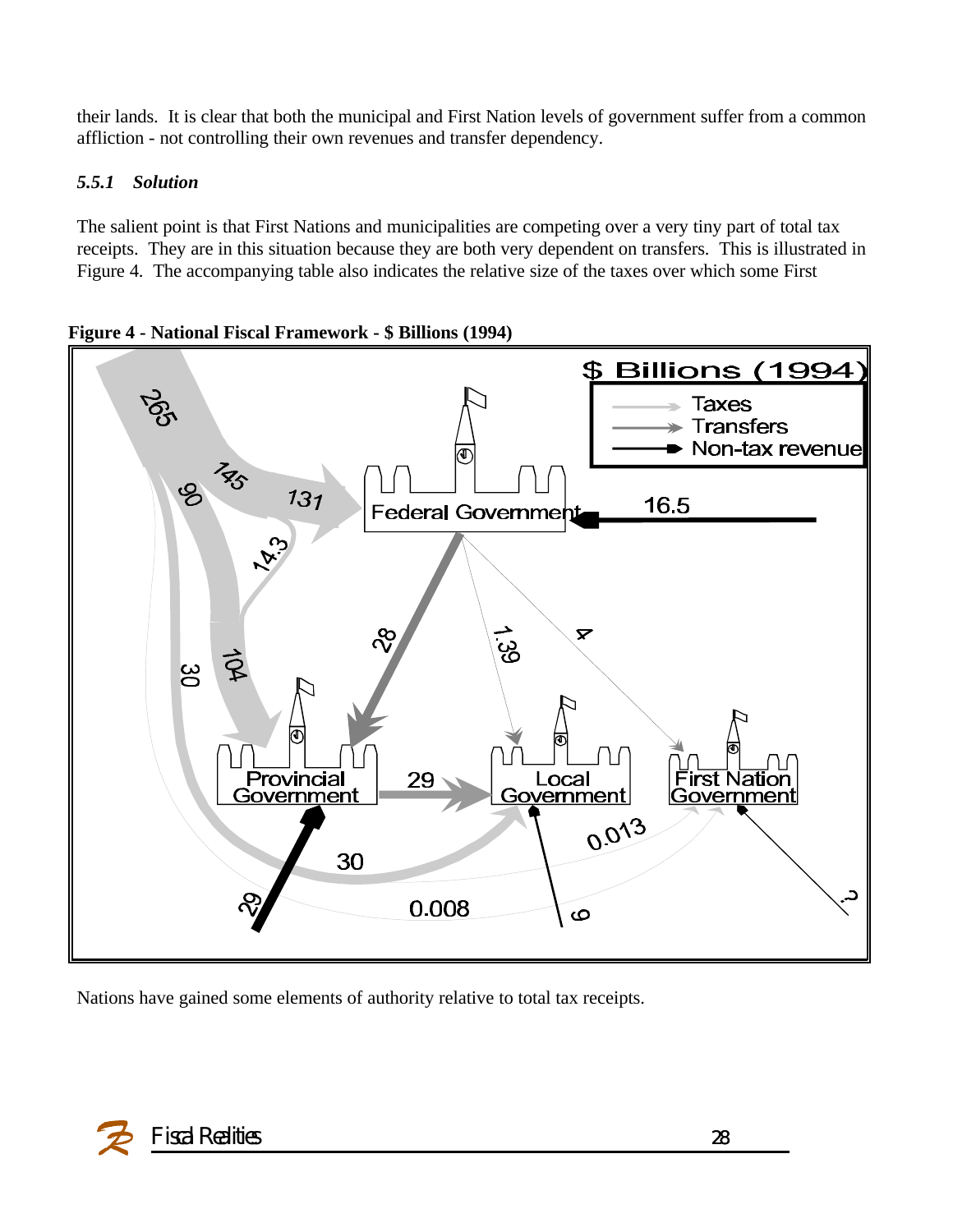their lands. It is clear that both the municipal and First Nation levels of government suffer from a common affliction - not controlling their own revenues and transfer dependency.

### *5.5.1 Solution*

The salient point is that First Nations and municipalities are competing over a very tiny part of total tax receipts. They are in this situation because they are both very dependent on transfers. This is illustrated in Figure 4. The accompanying table also indicates the relative size of the taxes over which some First

**Figure 4 - National Fiscal Framework - $ Billions (1994)**

Nations have gained some elements of authority relative to total tax receipts.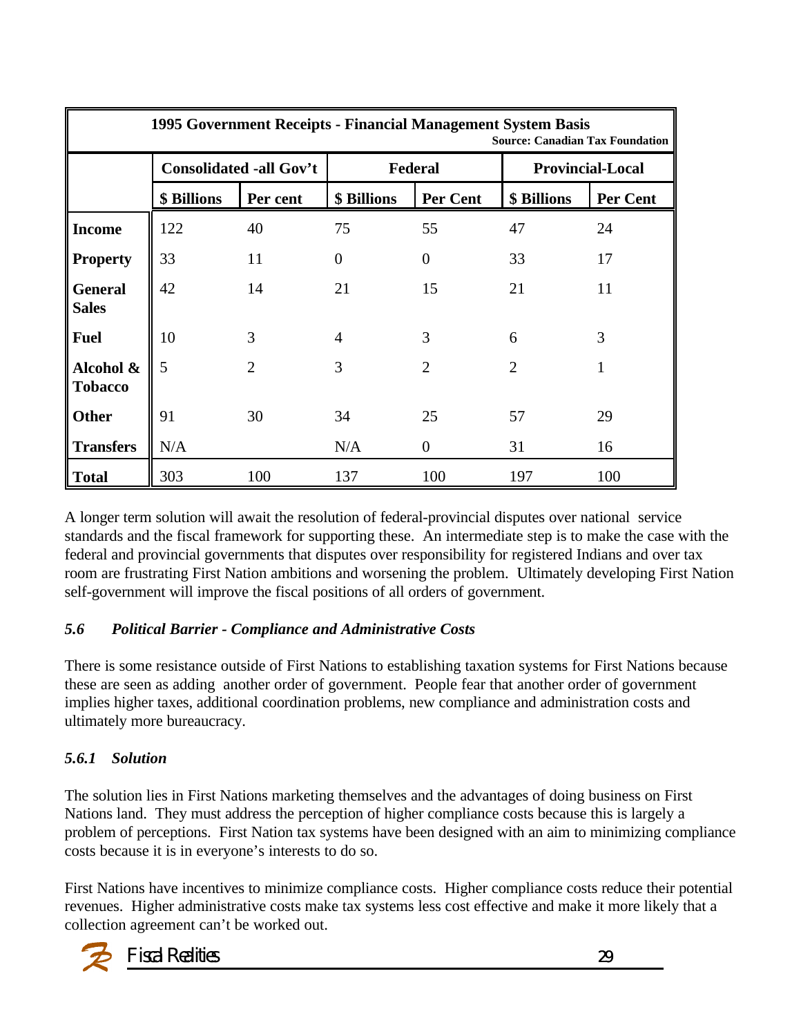| 1995 Government Receipts - Financial Management System Basis<br>Source: Canadian Tax Foundation | | | | | | |
|---|---|---|---|---|---|---|
| | Consolidated -all Gov't | | Federal | | Provincial-Local | |
| | $ Billions | Per cent | $ Billions | Per Cent | $ Billions | Per Cent |
| **Income** | 122 | 40 | 75 | 55 | 47 | 24 |
| **Property** | 33 | 11 | 0 | 0 | 33 | 17 |
| **General Sales** | 42 | 14 | 21 | 15 | 21 | 11 |
| **Fuel** | 10 | 3 | 4 | 3 | 6 | 3 |
| **Alcohol & Tobacco** | 5 | 2 | 3 | 2 | 2 | 1 |
| **Other** | 91 | 30 | 34 | 25 | 57 | 29 |
| **Transfers** | N/A | | N/A | 0 | 31 | 16 |
| **Total** | 303 | 100 | 137 | 100 | 197 | 100 |

A longer term solution will await the resolution of federal-provincial disputes over national service standards and the fiscal framework for supporting these. An intermediate step is to make the case with the federal and provincial governments that disputes over responsibility for registered Indians and over tax room are frustrating First Nation ambitions and worsening the problem. Ultimately developing First Nation self-government will improve the fiscal positions of all orders of government.

### *5.6 Political Barrier - Compliance and Administrative Costs*

There is some resistance outside of First Nations to establishing taxation systems for First Nations because these are seen as adding another order of government. People fear that another order of government implies higher taxes, additional coordination problems, new compliance and administration costs and ultimately more bureaucracy.

#### *5.6.1 Solution*

The solution lies in First Nations marketing themselves and the advantages of doing business on First Nations land. They must address the perception of higher compliance costs because this is largely a problem of perceptions. First Nation tax systems have been designed with an aim to minimizing compliance costs because it is in everyone's interests to do so.

First Nations have incentives to minimize compliance costs. Higher compliance costs reduce their potential revenues. Higher administrative costs make tax systems less cost effective and make it more likely that a collection agreement can't be worked out.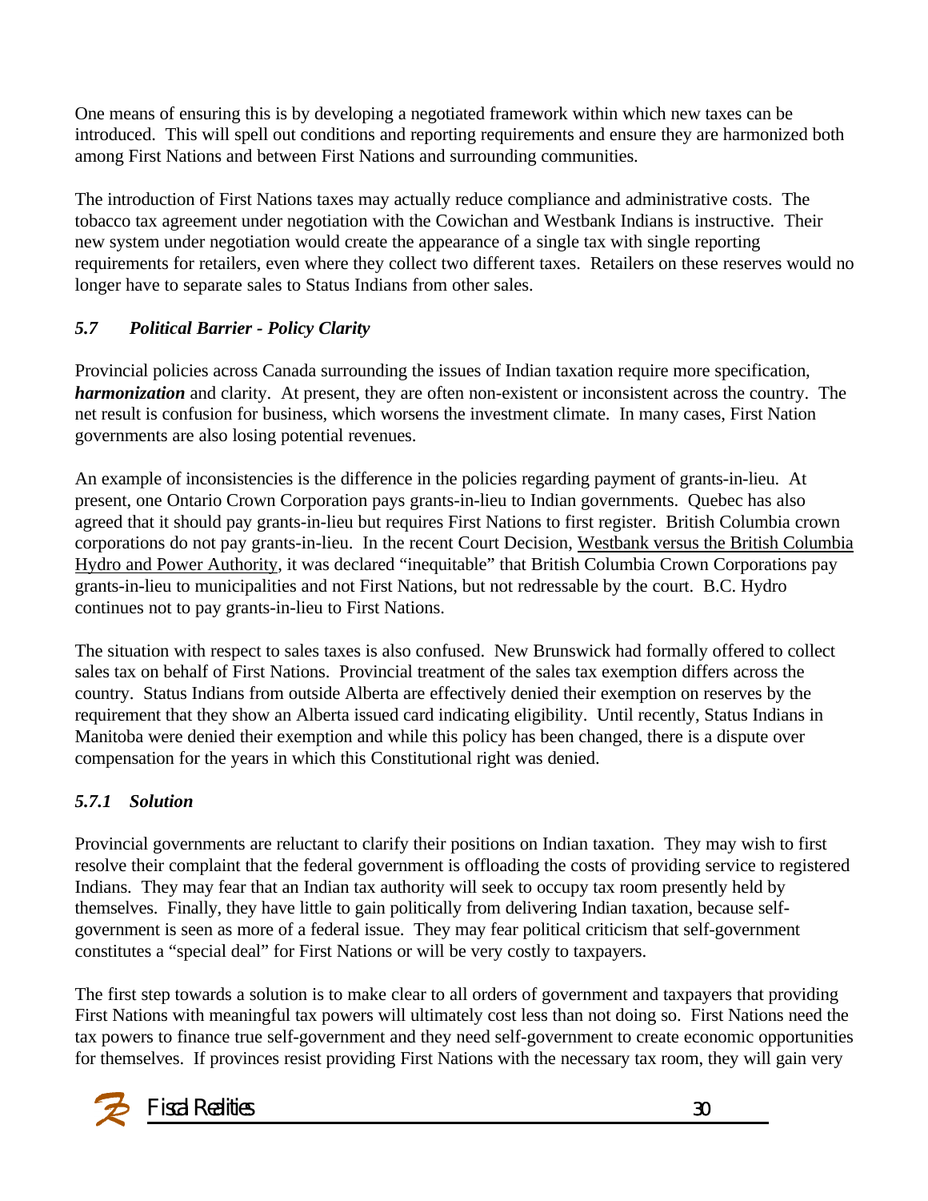One means of ensuring this is by developing a negotiated framework within which new taxes can be introduced. This will spell out conditions and reporting requirements and ensure they are harmonized both among First Nations and between First Nations and surrounding communities.

The introduction of First Nations taxes may actually reduce compliance and administrative costs. The tobacco tax agreement under negotiation with the Cowichan and Westbank Indians is instructive. Their new system under negotiation would create the appearance of a single tax with single reporting requirements for retailers, even where they collect two different taxes. Retailers on these reserves would no longer have to separate sales to Status Indians from other sales.

### *5.7 Political Barrier - Policy Clarity*

Provincial policies across Canada surrounding the issues of Indian taxation require more specification, ***harmonization*** and clarity. At present, they are often non-existent or inconsistent across the country. The net result is confusion for business, which worsens the investment climate. In many cases, First Nation governments are also losing potential revenues.

An example of inconsistencies is the difference in the policies regarding payment of grants-in-lieu. At present, one Ontario Crown Corporation pays grants-in-lieu to Indian governments. Quebec has also agreed that it should pay grants-in-lieu but requires First Nations to first register. British Columbia crown corporations do not pay grants-in-lieu. In the recent Court Decision, Westbank versus the British Columbia Hydro and Power Authority, it was declared "inequitable" that British Columbia Crown Corporations pay grants-in-lieu to municipalities and not First Nations, but not redressable by the court. B.C. Hydro continues not to pay grants-in-lieu to First Nations.

The situation with respect to sales taxes is also confused. New Brunswick had formally offered to collect sales tax on behalf of First Nations. Provincial treatment of the sales tax exemption differs across the country. Status Indians from outside Alberta are effectively denied their exemption on reserves by the requirement that they show an Alberta issued card indicating eligibility. Until recently, Status Indians in Manitoba were denied their exemption and while this policy has been changed, there is a dispute over compensation for the years in which this Constitutional right was denied.

#### *5.7.1 Solution*

Provincial governments are reluctant to clarify their positions on Indian taxation. They may wish to first resolve their complaint that the federal government is offloading the costs of providing service to registered Indians. They may fear that an Indian tax authority will seek to occupy tax room presently held by themselves. Finally, they have little to gain politically from delivering Indian taxation, because self-government is seen as more of a federal issue. They may fear political criticism that self-government constitutes a "special deal" for First Nations or will be very costly to taxpayers.

The first step towards a solution is to make clear to all orders of government and taxpayers that providing First Nations with meaningful tax powers will ultimately cost less than not doing so. First Nations need the tax powers to finance true self-government and they need self-government to create economic opportunities for themselves. If provinces resist providing First Nations with the necessary tax room, they will gain very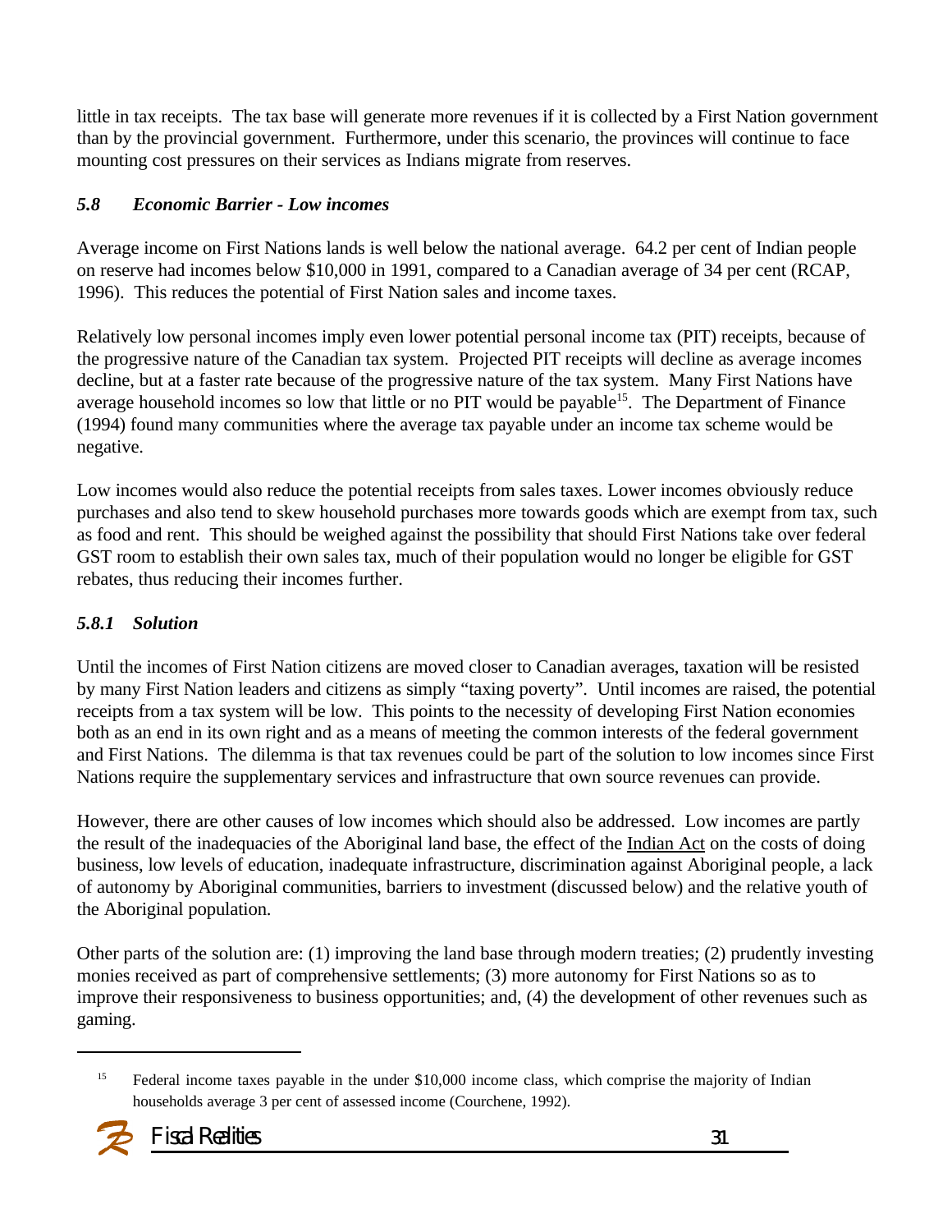little in tax receipts. The tax base will generate more revenues if it is collected by a First Nation government than by the provincial government. Furthermore, under this scenario, the provinces will continue to face mounting cost pressures on their services as Indians migrate from reserves.

### *5.8 Economic Barrier - Low incomes*

Average income on First Nations lands is well below the national average. 64.2 per cent of Indian people on reserve had incomes below $10,000 in 1991, compared to a Canadian average of 34 per cent (RCAP, 1996). This reduces the potential of First Nation sales and income taxes.

Relatively low personal incomes imply even lower potential personal income tax (PIT) receipts, because of the progressive nature of the Canadian tax system. Projected PIT receipts will decline as average incomes decline, but at a faster rate because of the progressive nature of the tax system. Many First Nations have average household incomes so low that little or no PIT would be payable[15]. The Department of Finance (1994) found many communities where the average tax payable under an income tax scheme would be negative.

Low incomes would also reduce the potential receipts from sales taxes. Lower incomes obviously reduce purchases and also tend to skew household purchases more towards goods which are exempt from tax, such as food and rent. This should be weighed against the possibility that should First Nations take over federal GST room to establish their own sales tax, much of their population would no longer be eligible for GST rebates, thus reducing their incomes further.

#### *5.8.1 Solution*

Until the incomes of First Nation citizens are moved closer to Canadian averages, taxation will be resisted by many First Nation leaders and citizens as simply "taxing poverty". Until incomes are raised, the potential receipts from a tax system will be low. This points to the necessity of developing First Nation economies both as an end in its own right and as a means of meeting the common interests of the federal government and First Nations. The dilemma is that tax revenues could be part of the solution to low incomes since First Nations require the supplementary services and infrastructure that own source revenues can provide.

However, there are other causes of low incomes which should also be addressed. Low incomes are partly the result of the inadequacies of the Aboriginal land base, the effect of the Indian Act on the costs of doing business, low levels of education, inadequate infrastructure, discrimination against Aboriginal people, a lack of autonomy by Aboriginal communities, barriers to investment (discussed below) and the relative youth of the Aboriginal population.

Other parts of the solution are: (1) improving the land base through modern treaties; (2) prudently investing monies received as part of comprehensive settlements; (3) more autonomy for First Nations so as to improve their responsiveness to business opportunities; and, (4) the development of other revenues such as gaming.

---

[15] Federal income taxes payable in the under $10,000 income class, which comprise the majority of Indian households average 3 per cent of assessed income (Courchene, 1992).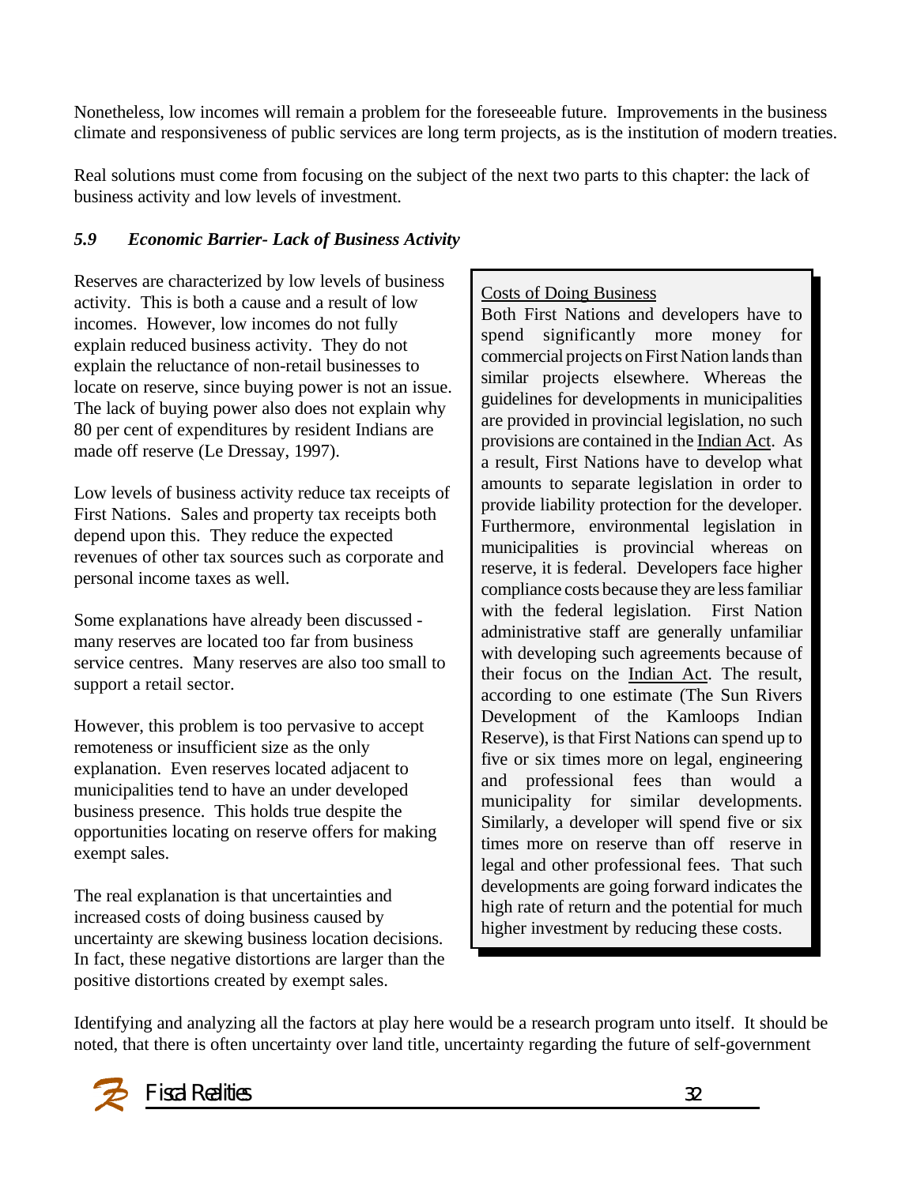Nonetheless, low incomes will remain a problem for the foreseeable future. Improvements in the business climate and responsiveness of public services are long term projects, as is the institution of modern treaties.

Real solutions must come from focusing on the subject of the next two parts to this chapter: the lack of business activity and low levels of investment.

### *5.9 Economic Barrier- Lack of Business Activity*

Reserves are characterized by low levels of business activity. This is both a cause and a result of low incomes. However, low incomes do not fully explain reduced business activity. They do not explain the reluctance of non-retail businesses to locate on reserve, since buying power is not an issue. The lack of buying power also does not explain why 80 per cent of expenditures by resident Indians are made off reserve (Le Dressay, 1997).

Low levels of business activity reduce tax receipts of First Nations. Sales and property tax receipts both depend upon this. They reduce the expected revenues of other tax sources such as corporate and personal income taxes as well.

Some explanations have already been discussed - many reserves are located too far from business service centres. Many reserves are also too small to support a retail sector.

However, this problem is too pervasive to accept remoteness or insufficient size as the only explanation. Even reserves located adjacent to municipalities tend to have an under developed business presence. This holds true despite the opportunities locating on reserve offers for making exempt sales.

The real explanation is that uncertainties and increased costs of doing business caused by uncertainty are skewing business location decisions. In fact, these negative distortions are larger than the positive distortions created by exempt sales.

> Costs of Doing Business
>
> Both First Nations and developers have to spend significantly more money for commercial projects on First Nation lands than similar projects elsewhere. Whereas the guidelines for developments in municipalities are provided in provincial legislation, no such provisions are contained in the Indian Act. As a result, First Nations have to develop what amounts to separate legislation in order to provide liability protection for the developer. Furthermore, environmental legislation in municipalities is provincial whereas on reserve, it is federal. Developers face higher compliance costs because they are less familiar with the federal legislation. First Nation administrative staff are generally unfamiliar with developing such agreements because of their focus on the Indian Act. The result, according to one estimate (The Sun Rivers Development of the Kamloops Indian Reserve), is that First Nations can spend up to five or six times more on legal, engineering and professional fees than would a municipality for similar developments. Similarly, a developer will spend five or six times more on reserve than off reserve in legal and other professional fees. That such developments are going forward indicates the high rate of return and the potential for much higher investment by reducing these costs.

Identifying and analyzing all the factors at play here would be a research program unto itself. It should be noted, that there is often uncertainty over land title, uncertainty regarding the future of self-government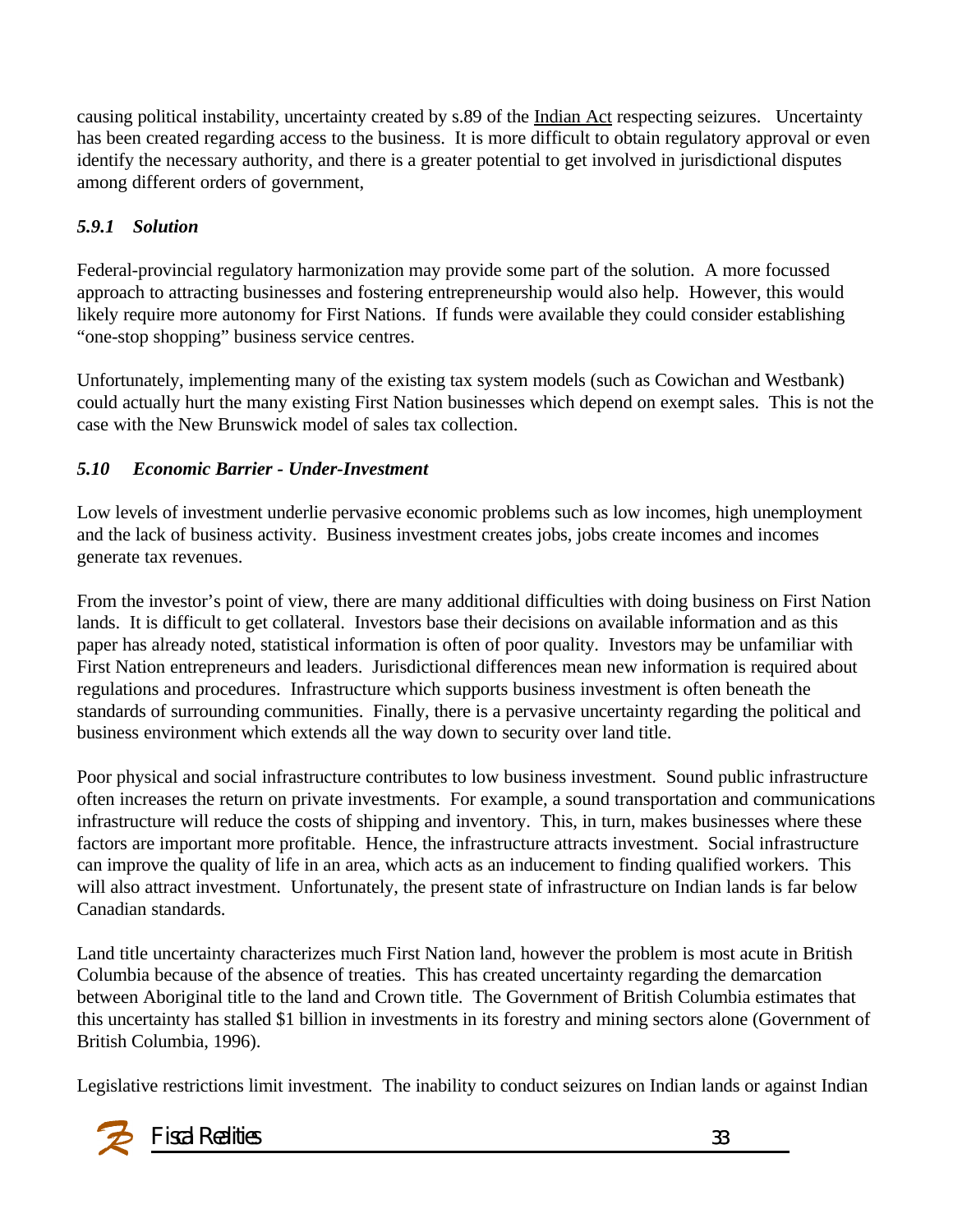causing political instability, uncertainty created by s.89 of the Indian Act respecting seizures. Uncertainty has been created regarding access to the business. It is more difficult to obtain regulatory approval or even identify the necessary authority, and there is a greater potential to get involved in jurisdictional disputes among different orders of government,

### *5.9.1 Solution*

Federal-provincial regulatory harmonization may provide some part of the solution. A more focussed approach to attracting businesses and fostering entrepreneurship would also help. However, this would likely require more autonomy for First Nations. If funds were available they could consider establishing "one-stop shopping" business service centres.

Unfortunately, implementing many of the existing tax system models (such as Cowichan and Westbank) could actually hurt the many existing First Nation businesses which depend on exempt sales. This is not the case with the New Brunswick model of sales tax collection.

### *5.10 Economic Barrier - Under-Investment*

Low levels of investment underlie pervasive economic problems such as low incomes, high unemployment and the lack of business activity. Business investment creates jobs, jobs create incomes and incomes generate tax revenues.

From the investor's point of view, there are many additional difficulties with doing business on First Nation lands. It is difficult to get collateral. Investors base their decisions on available information and as this paper has already noted, statistical information is often of poor quality. Investors may be unfamiliar with First Nation entrepreneurs and leaders. Jurisdictional differences mean new information is required about regulations and procedures. Infrastructure which supports business investment is often beneath the standards of surrounding communities. Finally, there is a pervasive uncertainty regarding the political and business environment which extends all the way down to security over land title.

Poor physical and social infrastructure contributes to low business investment. Sound public infrastructure often increases the return on private investments. For example, a sound transportation and communications infrastructure will reduce the costs of shipping and inventory. This, in turn, makes businesses where these factors are important more profitable. Hence, the infrastructure attracts investment. Social infrastructure can improve the quality of life in an area, which acts as an inducement to finding qualified workers. This will also attract investment. Unfortunately, the present state of infrastructure on Indian lands is far below Canadian standards.

Land title uncertainty characterizes much First Nation land, however the problem is most acute in British Columbia because of the absence of treaties. This has created uncertainty regarding the demarcation between Aboriginal title to the land and Crown title. The Government of British Columbia estimates that this uncertainty has stalled $1 billion in investments in its forestry and mining sectors alone (Government of British Columbia, 1996).

Legislative restrictions limit investment. The inability to conduct seizures on Indian lands or against Indian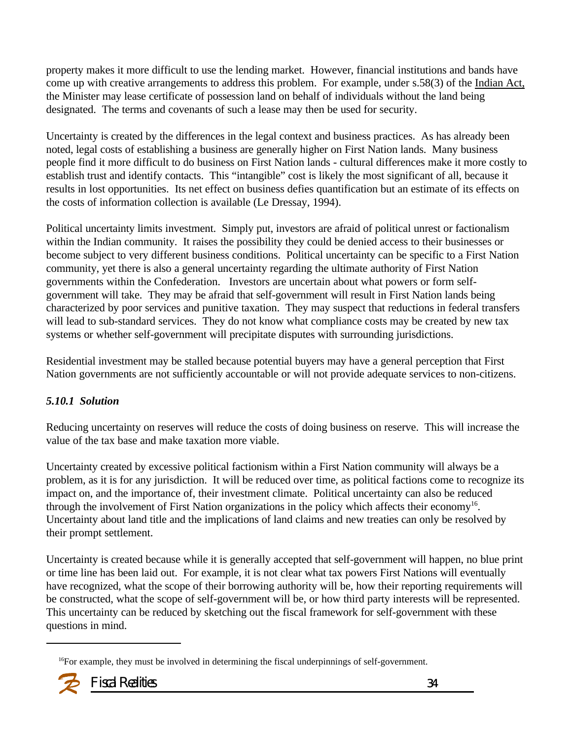property makes it more difficult to use the lending market. However, financial institutions and bands have come up with creative arrangements to address this problem. For example, under s.58(3) of the Indian Act, the Minister may lease certificate of possession land on behalf of individuals without the land being designated. The terms and covenants of such a lease may then be used for security.

Uncertainty is created by the differences in the legal context and business practices. As has already been noted, legal costs of establishing a business are generally higher on First Nation lands. Many business people find it more difficult to do business on First Nation lands - cultural differences make it more costly to establish trust and identify contacts. This "intangible" cost is likely the most significant of all, because it results in lost opportunities. Its net effect on business defies quantification but an estimate of its effects on the costs of information collection is available (Le Dressay, 1994).

Political uncertainty limits investment. Simply put, investors are afraid of political unrest or factionalism within the Indian community. It raises the possibility they could be denied access to their businesses or become subject to very different business conditions. Political uncertainty can be specific to a First Nation community, yet there is also a general uncertainty regarding the ultimate authority of First Nation governments within the Confederation. Investors are uncertain about what powers or form self-government will take. They may be afraid that self-government will result in First Nation lands being characterized by poor services and punitive taxation. They may suspect that reductions in federal transfers will lead to sub-standard services. They do not know what compliance costs may be created by new tax systems or whether self-government will precipitate disputes with surrounding jurisdictions.

Residential investment may be stalled because potential buyers may have a general perception that First Nation governments are not sufficiently accountable or will not provide adequate services to non-citizens.

#### *5.10.1 Solution*

Reducing uncertainty on reserves will reduce the costs of doing business on reserve. This will increase the value of the tax base and make taxation more viable.

Uncertainty created by excessive political factionism within a First Nation community will always be a problem, as it is for any jurisdiction. It will be reduced over time, as political factions come to recognize its impact on, and the importance of, their investment climate. Political uncertainty can also be reduced through the involvement of First Nation organizations in the policy which affects their economy[16]. Uncertainty about land title and the implications of land claims and new treaties can only be resolved by their prompt settlement.

Uncertainty is created because while it is generally accepted that self-government will happen, no blue print or time line has been laid out. For example, it is not clear what tax powers First Nations will eventually have recognized, what the scope of their borrowing authority will be, how their reporting requirements will be constructed, what the scope of self-government will be, or how third party interests will be represented. This uncertainty can be reduced by sketching out the fiscal framework for self-government with these questions in mind.

---

[16] For example, they must be involved in determining the fiscal underpinnings of self-government.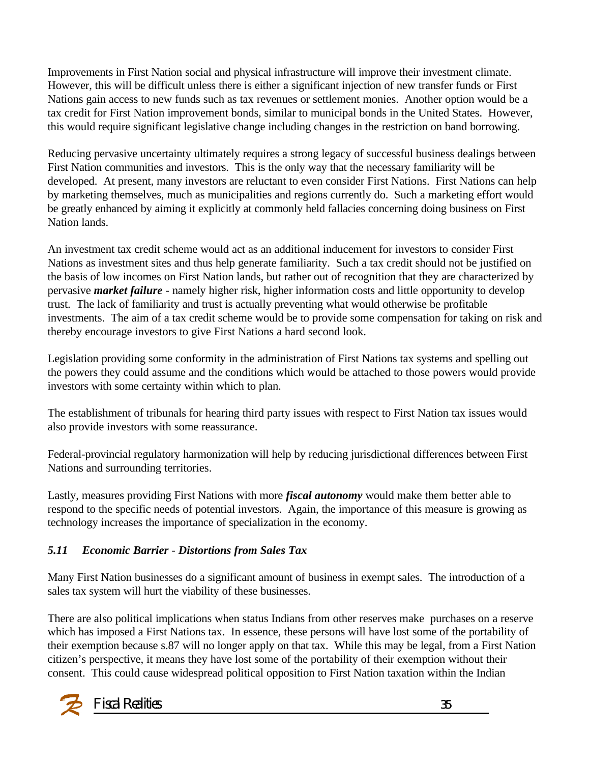Improvements in First Nation social and physical infrastructure will improve their investment climate. However, this will be difficult unless there is either a significant injection of new transfer funds or First Nations gain access to new funds such as tax revenues or settlement monies. Another option would be a tax credit for First Nation improvement bonds, similar to municipal bonds in the United States. However, this would require significant legislative change including changes in the restriction on band borrowing.

Reducing pervasive uncertainty ultimately requires a strong legacy of successful business dealings between First Nation communities and investors. This is the only way that the necessary familiarity will be developed. At present, many investors are reluctant to even consider First Nations. First Nations can help by marketing themselves, much as municipalities and regions currently do. Such a marketing effort would be greatly enhanced by aiming it explicitly at commonly held fallacies concerning doing business on First Nation lands.

An investment tax credit scheme would act as an additional inducement for investors to consider First Nations as investment sites and thus help generate familiarity. Such a tax credit should not be justified on the basis of low incomes on First Nation lands, but rather out of recognition that they are characterized by pervasive ***market failure*** - namely higher risk, higher information costs and little opportunity to develop trust. The lack of familiarity and trust is actually preventing what would otherwise be profitable investments. The aim of a tax credit scheme would be to provide some compensation for taking on risk and thereby encourage investors to give First Nations a hard second look.

Legislation providing some conformity in the administration of First Nations tax systems and spelling out the powers they could assume and the conditions which would be attached to those powers would provide investors with some certainty within which to plan.

The establishment of tribunals for hearing third party issues with respect to First Nation tax issues would also provide investors with some reassurance.

Federal-provincial regulatory harmonization will help by reducing jurisdictional differences between First Nations and surrounding territories.

Lastly, measures providing First Nations with more ***fiscal autonomy*** would make them better able to respond to the specific needs of potential investors. Again, the importance of this measure is growing as technology increases the importance of specialization in the economy.

### *5.11 Economic Barrier - Distortions from Sales Tax*

Many First Nation businesses do a significant amount of business in exempt sales. The introduction of a sales tax system will hurt the viability of these businesses.

There are also political implications when status Indians from other reserves make purchases on a reserve which has imposed a First Nations tax. In essence, these persons will have lost some of the portability of their exemption because s.87 will no longer apply on that tax. While this may be legal, from a First Nation citizen's perspective, it means they have lost some of the portability of their exemption without their consent. This could cause widespread political opposition to First Nation taxation within the Indian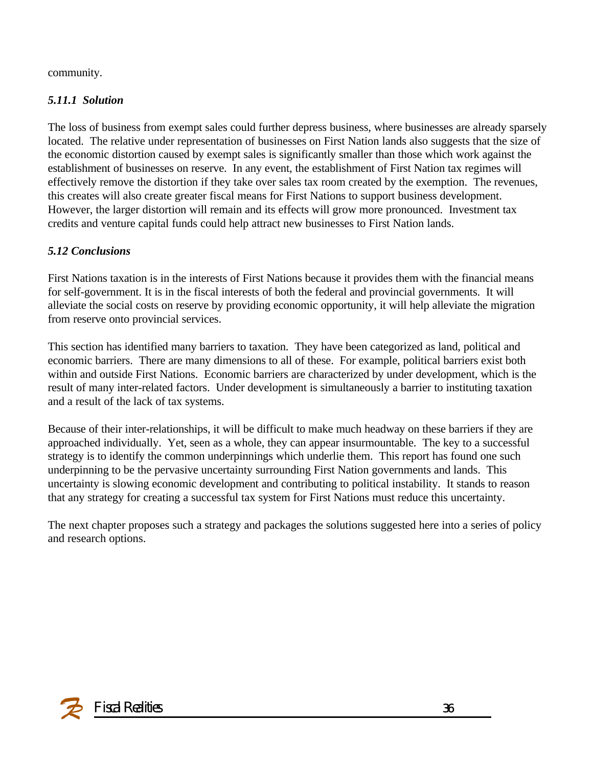community.

### *5.11.1 Solution*

The loss of business from exempt sales could further depress business, where businesses are already sparsely located. The relative under representation of businesses on First Nation lands also suggests that the size of the economic distortion caused by exempt sales is significantly smaller than those which work against the establishment of businesses on reserve. In any event, the establishment of First Nation tax regimes will effectively remove the distortion if they take over sales tax room created by the exemption. The revenues, this creates will also create greater fiscal means for First Nations to support business development. However, the larger distortion will remain and its effects will grow more pronounced. Investment tax credits and venture capital funds could help attract new businesses to First Nation lands.

### *5.12 Conclusions*

First Nations taxation is in the interests of First Nations because it provides them with the financial means for self-government. It is in the fiscal interests of both the federal and provincial governments. It will alleviate the social costs on reserve by providing economic opportunity, it will help alleviate the migration from reserve onto provincial services.

This section has identified many barriers to taxation. They have been categorized as land, political and economic barriers. There are many dimensions to all of these. For example, political barriers exist both within and outside First Nations. Economic barriers are characterized by under development, which is the result of many inter-related factors. Under development is simultaneously a barrier to instituting taxation and a result of the lack of tax systems.

Because of their inter-relationships, it will be difficult to make much headway on these barriers if they are approached individually. Yet, seen as a whole, they can appear insurmountable. The key to a successful strategy is to identify the common underpinnings which underlie them. This report has found one such underpinning to be the pervasive uncertainty surrounding First Nation governments and lands. This uncertainty is slowing economic development and contributing to political instability. It stands to reason that any strategy for creating a successful tax system for First Nations must reduce this uncertainty.

The next chapter proposes such a strategy and packages the solutions suggested here into a series of policy and research options.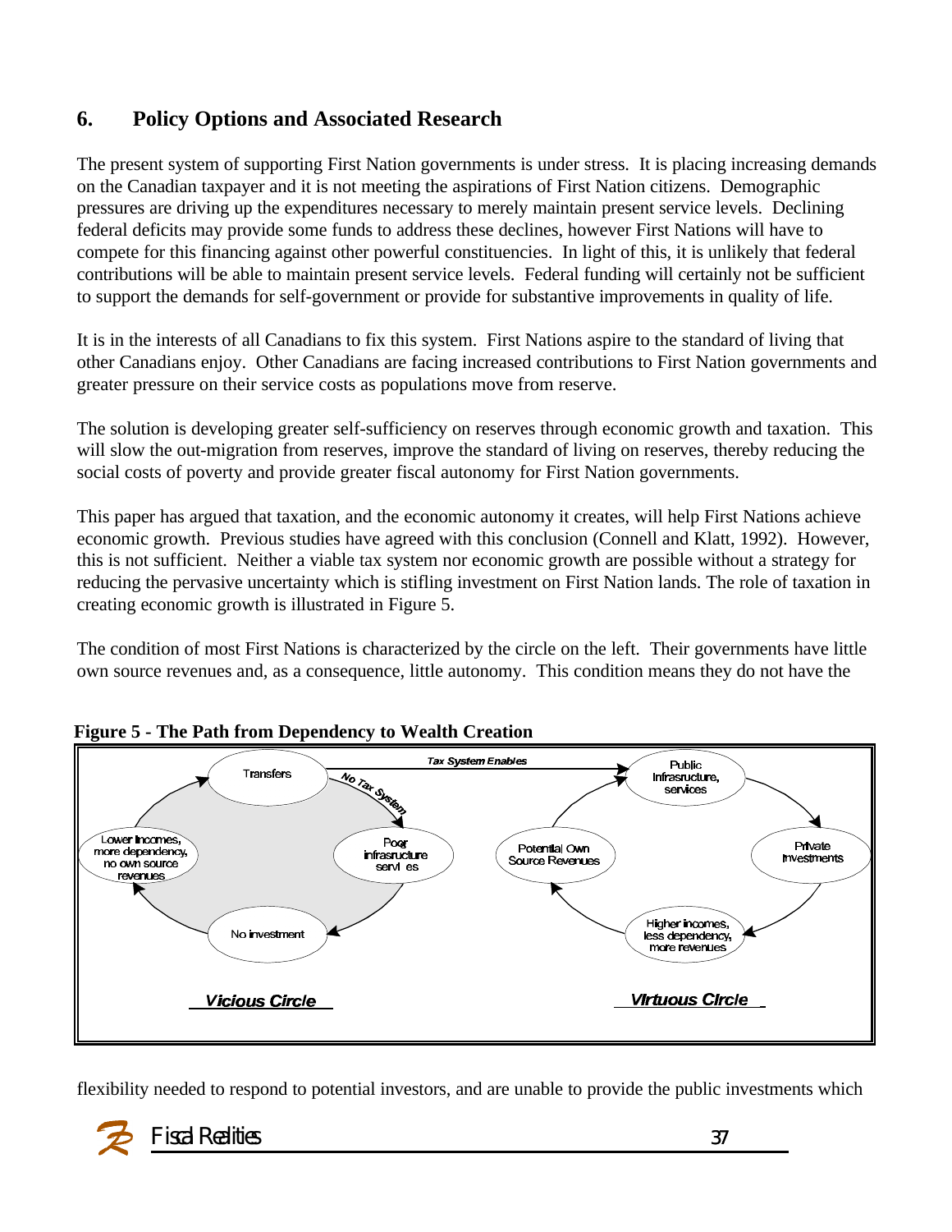## 6. Policy Options and Associated Research

The present system of supporting First Nation governments is under stress. It is placing increasing demands on the Canadian taxpayer and it is not meeting the aspirations of First Nation citizens. Demographic pressures are driving up the expenditures necessary to merely maintain present service levels. Declining federal deficits may provide some funds to address these declines, however First Nations will have to compete for this financing against other powerful constituencies. In light of this, it is unlikely that federal contributions will be able to maintain present service levels. Federal funding will certainly not be sufficient to support the demands for self-government or provide for substantive improvements in quality of life.

It is in the interests of all Canadians to fix this system. First Nations aspire to the standard of living that other Canadians enjoy. Other Canadians are facing increased contributions to First Nation governments and greater pressure on their service costs as populations move from reserve.

The solution is developing greater self-sufficiency on reserves through economic growth and taxation. This will slow the out-migration from reserves, improve the standard of living on reserves, thereby reducing the social costs of poverty and provide greater fiscal autonomy for First Nation governments.

This paper has argued that taxation, and the economic autonomy it creates, will help First Nations achieve economic growth. Previous studies have agreed with this conclusion (Connell and Klatt, 1992). However, this is not sufficient. Neither a viable tax system nor economic growth are possible without a strategy for reducing the pervasive uncertainty which is stifling investment on First Nation lands. The role of taxation in creating economic growth is illustrated in Figure 5.

The condition of most First Nations is characterized by the circle on the left. Their governments have little own source revenues and, as a consequence, little autonomy. This condition means they do not have the

**Figure 5 - The Path from Dependency to Wealth Creation**

Vicious Circle: Transfers → (No Tax System) → Poor infrastructure services → No investment → Lower incomes, more dependency, no own source revenues → Transfers

Tax System Enables →

Virtuous Circle: Public Infrastructure, services → Private Investments → Higher incomes, less dependency, more revenues → Potential Own Source Revenues → Public Infrastructure, services

flexibility needed to respond to potential investors, and are unable to provide the public investments which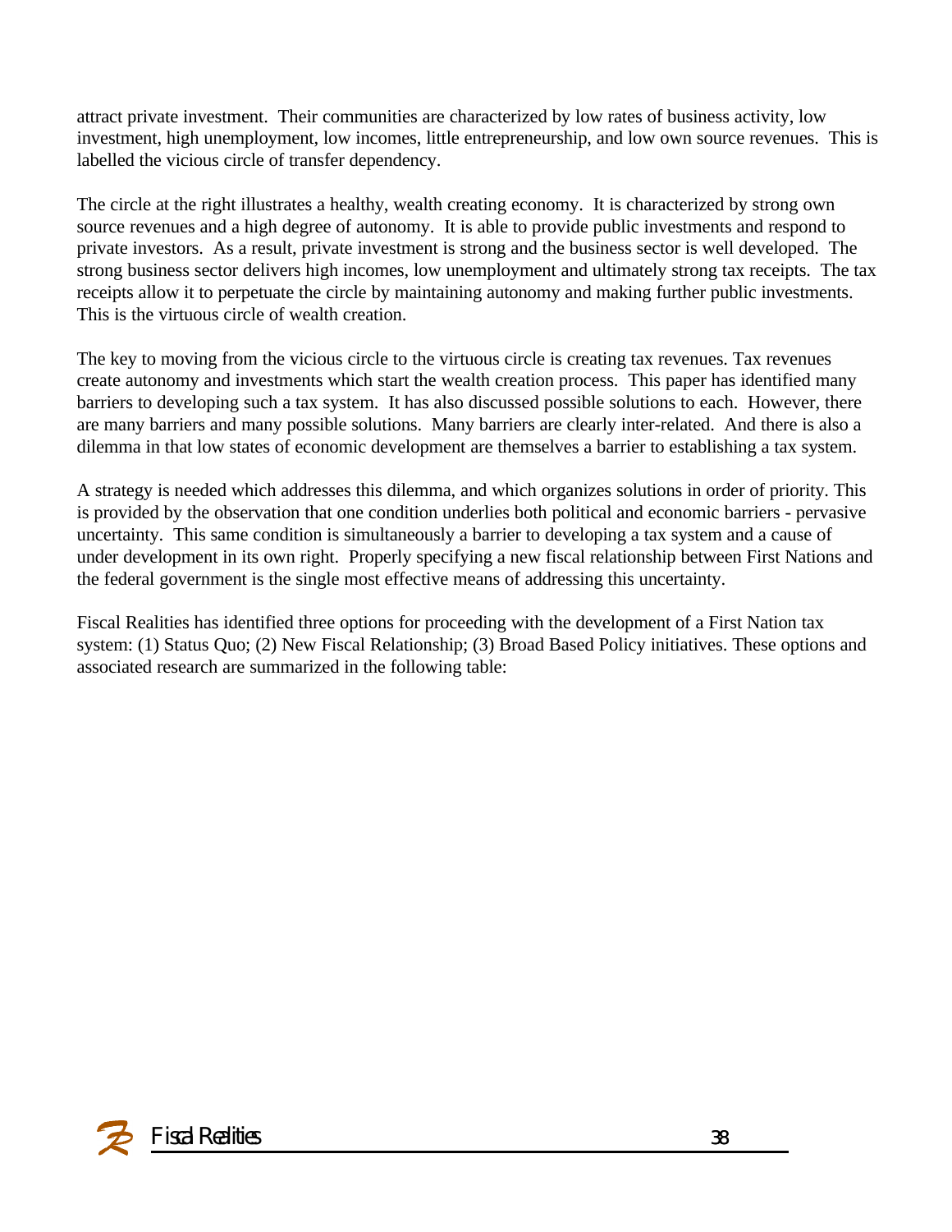attract private investment. Their communities are characterized by low rates of business activity, low investment, high unemployment, low incomes, little entrepreneurship, and low own source revenues. This is labelled the vicious circle of transfer dependency.

The circle at the right illustrates a healthy, wealth creating economy. It is characterized by strong own source revenues and a high degree of autonomy. It is able to provide public investments and respond to private investors. As a result, private investment is strong and the business sector is well developed. The strong business sector delivers high incomes, low unemployment and ultimately strong tax receipts. The tax receipts allow it to perpetuate the circle by maintaining autonomy and making further public investments. This is the virtuous circle of wealth creation.

The key to moving from the vicious circle to the virtuous circle is creating tax revenues. Tax revenues create autonomy and investments which start the wealth creation process. This paper has identified many barriers to developing such a tax system. It has also discussed possible solutions to each. However, there are many barriers and many possible solutions. Many barriers are clearly inter-related. And there is also a dilemma in that low states of economic development are themselves a barrier to establishing a tax system.

A strategy is needed which addresses this dilemma, and which organizes solutions in order of priority. This is provided by the observation that one condition underlies both political and economic barriers - pervasive uncertainty. This same condition is simultaneously a barrier to developing a tax system and a cause of under development in its own right. Properly specifying a new fiscal relationship between First Nations and the federal government is the single most effective means of addressing this uncertainty.

Fiscal Realities has identified three options for proceeding with the development of a First Nation tax system: (1) Status Quo; (2) New Fiscal Relationship; (3) Broad Based Policy initiatives. These options and associated research are summarized in the following table: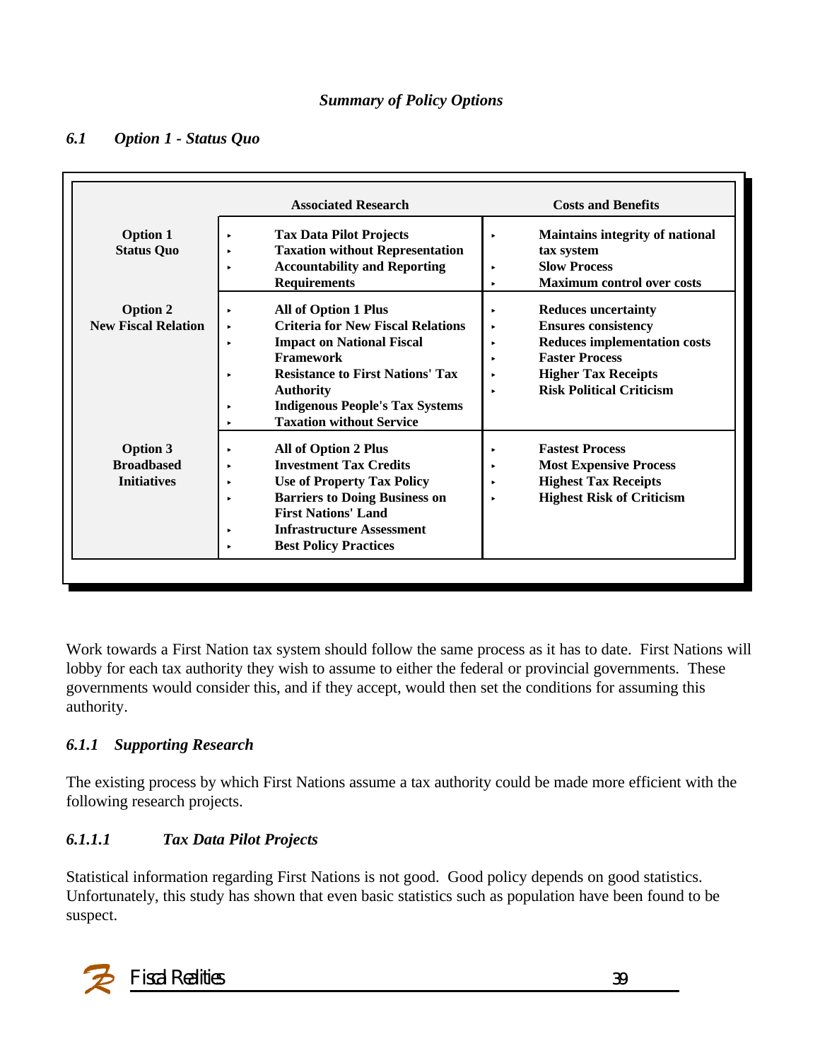*Summary of Policy Options*

### *6.1 Option 1 - Status Quo*

| | Associated Research | Costs and Benefits |
|---|---|---|
| **Option 1 Status Quo** | ‣ **Tax Data Pilot Projects**<br>‣ **Taxation without Representation**<br>‣ **Accountability and Reporting Requirements** | ‣ **Maintains integrity of national tax system**<br>‣ **Slow Process**<br>‣ **Maximum control over costs** |
| **Option 2 New Fiscal Relation** | ‣ **All of Option 1 Plus**<br>‣ **Criteria for New Fiscal Relations**<br>‣ **Impact on National Fiscal Framework**<br>‣ **Resistance to First Nations' Tax Authority**<br>‣ **Indigenous People's Tax Systems**<br>‣ **Taxation without Service** | ‣ **Reduces uncertainty**<br>‣ **Ensures consistency**<br>‣ **Reduces implementation costs**<br>‣ **Faster Process**<br>‣ **Higher Tax Receipts**<br>‣ **Risk Political Criticism** |
| **Option 3 Broadbased Initiatives** | ‣ **All of Option 2 Plus**<br>‣ **Investment Tax Credits**<br>‣ **Use of Property Tax Policy**<br>‣ **Barriers to Doing Business on First Nations' Land**<br>‣ **Infrastructure Assessment**<br>‣ **Best Policy Practices** | ‣ **Fastest Process**<br>‣ **Most Expensive Process**<br>‣ **Highest Tax Receipts**<br>‣ **Highest Risk of Criticism** |

Work towards a First Nation tax system should follow the same process as it has to date. First Nations will lobby for each tax authority they wish to assume to either the federal or provincial governments. These governments would consider this, and if they accept, would then set the conditions for assuming this authority.

#### *6.1.1 Supporting Research*

The existing process by which First Nations assume a tax authority could be made more efficient with the following research projects.

##### *6.1.1.1 Tax Data Pilot Projects*

Statistical information regarding First Nations is not good. Good policy depends on good statistics. Unfortunately, this study has shown that even basic statistics such as population have been found to be suspect.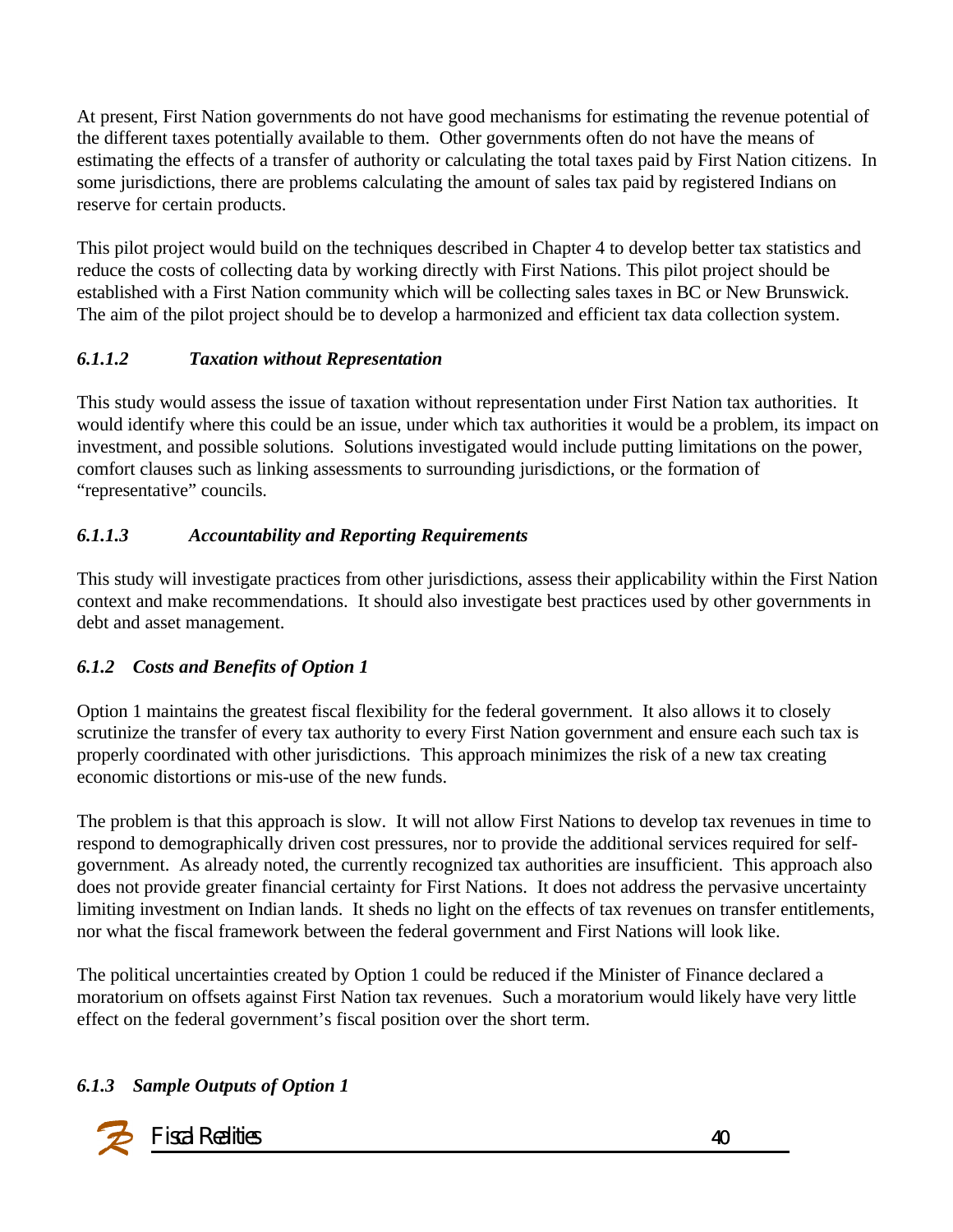At present, First Nation governments do not have good mechanisms for estimating the revenue potential of the different taxes potentially available to them. Other governments often do not have the means of estimating the effects of a transfer of authority or calculating the total taxes paid by First Nation citizens. In some jurisdictions, there are problems calculating the amount of sales tax paid by registered Indians on reserve for certain products.

This pilot project would build on the techniques described in Chapter 4 to develop better tax statistics and reduce the costs of collecting data by working directly with First Nations. This pilot project should be established with a First Nation community which will be collecting sales taxes in BC or New Brunswick. The aim of the pilot project should be to develop a harmonized and efficient tax data collection system.

#### *6.1.1.2 Taxation without Representation*

This study would assess the issue of taxation without representation under First Nation tax authorities. It would identify where this could be an issue, under which tax authorities it would be a problem, its impact on investment, and possible solutions. Solutions investigated would include putting limitations on the power, comfort clauses such as linking assessments to surrounding jurisdictions, or the formation of "representative" councils.

#### *6.1.1.3 Accountability and Reporting Requirements*

This study will investigate practices from other jurisdictions, assess their applicability within the First Nation context and make recommendations. It should also investigate best practices used by other governments in debt and asset management.

### *6.1.2 Costs and Benefits of Option 1*

Option 1 maintains the greatest fiscal flexibility for the federal government. It also allows it to closely scrutinize the transfer of every tax authority to every First Nation government and ensure each such tax is properly coordinated with other jurisdictions. This approach minimizes the risk of a new tax creating economic distortions or mis-use of the new funds.

The problem is that this approach is slow. It will not allow First Nations to develop tax revenues in time to respond to demographically driven cost pressures, nor to provide the additional services required for self-government. As already noted, the currently recognized tax authorities are insufficient. This approach also does not provide greater financial certainty for First Nations. It does not address the pervasive uncertainty limiting investment on Indian lands. It sheds no light on the effects of tax revenues on transfer entitlements, nor what the fiscal framework between the federal government and First Nations will look like.

The political uncertainties created by Option 1 could be reduced if the Minister of Finance declared a moratorium on offsets against First Nation tax revenues. Such a moratorium would likely have very little effect on the federal government's fiscal position over the short term.

### *6.1.3 Sample Outputs of Option 1*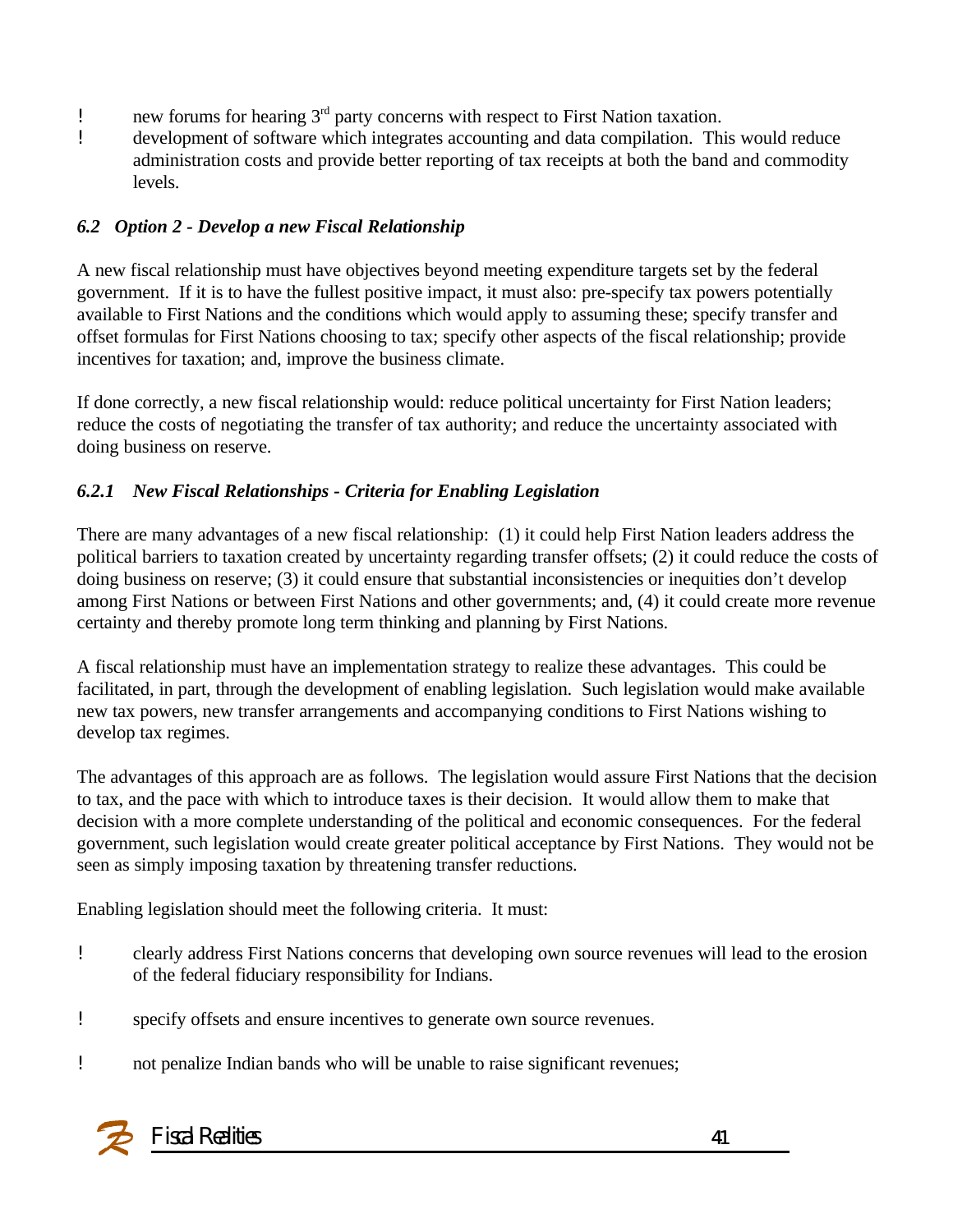- new forums for hearing 3rd party concerns with respect to First Nation taxation.
- development of software which integrates accounting and data compilation. This would reduce administration costs and provide better reporting of tax receipts at both the band and commodity levels.

### *6.2 Option 2 - Develop a new Fiscal Relationship*

A new fiscal relationship must have objectives beyond meeting expenditure targets set by the federal government. If it is to have the fullest positive impact, it must also: pre-specify tax powers potentially available to First Nations and the conditions which would apply to assuming these; specify transfer and offset formulas for First Nations choosing to tax; specify other aspects of the fiscal relationship; provide incentives for taxation; and, improve the business climate.

If done correctly, a new fiscal relationship would: reduce political uncertainty for First Nation leaders; reduce the costs of negotiating the transfer of tax authority; and reduce the uncertainty associated with doing business on reserve.

#### *6.2.1 New Fiscal Relationships - Criteria for Enabling Legislation*

There are many advantages of a new fiscal relationship: (1) it could help First Nation leaders address the political barriers to taxation created by uncertainty regarding transfer offsets; (2) it could reduce the costs of doing business on reserve; (3) it could ensure that substantial inconsistencies or inequities don't develop among First Nations or between First Nations and other governments; and, (4) it could create more revenue certainty and thereby promote long term thinking and planning by First Nations.

A fiscal relationship must have an implementation strategy to realize these advantages. This could be facilitated, in part, through the development of enabling legislation. Such legislation would make available new tax powers, new transfer arrangements and accompanying conditions to First Nations wishing to develop tax regimes.

The advantages of this approach are as follows. The legislation would assure First Nations that the decision to tax, and the pace with which to introduce taxes is their decision. It would allow them to make that decision with a more complete understanding of the political and economic consequences. For the federal government, such legislation would create greater political acceptance by First Nations. They would not be seen as simply imposing taxation by threatening transfer reductions.

Enabling legislation should meet the following criteria. It must:

- clearly address First Nations concerns that developing own source revenues will lead to the erosion of the federal fiduciary responsibility for Indians.

- specify offsets and ensure incentives to generate own source revenues.

- not penalize Indian bands who will be unable to raise significant revenues;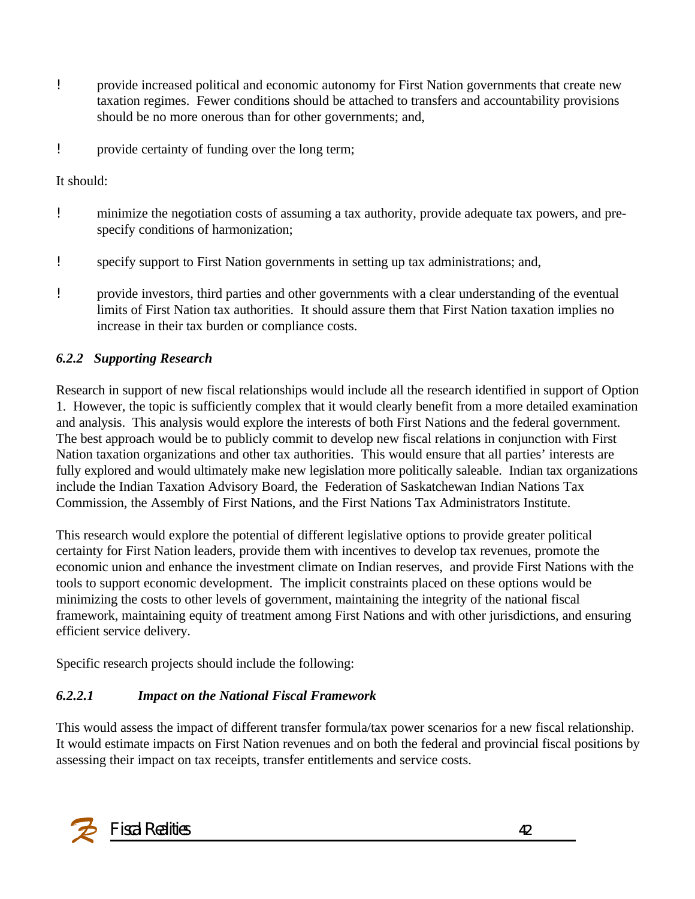- provide increased political and economic autonomy for First Nation governments that create new taxation regimes. Fewer conditions should be attached to transfers and accountability provisions should be no more onerous than for other governments; and,
- provide certainty of funding over the long term;

It should:

- minimize the negotiation costs of assuming a tax authority, provide adequate tax powers, and pre-specify conditions of harmonization;
- specify support to First Nation governments in setting up tax administrations; and,
- provide investors, third parties and other governments with a clear understanding of the eventual limits of First Nation tax authorities. It should assure them that First Nation taxation implies no increase in their tax burden or compliance costs.

#### *6.2.2 Supporting Research*

Research in support of new fiscal relationships would include all the research identified in support of Option 1. However, the topic is sufficiently complex that it would clearly benefit from a more detailed examination and analysis. This analysis would explore the interests of both First Nations and the federal government. The best approach would be to publicly commit to develop new fiscal relations in conjunction with First Nation taxation organizations and other tax authorities. This would ensure that all parties' interests are fully explored and would ultimately make new legislation more politically saleable. Indian tax organizations include the Indian Taxation Advisory Board, the Federation of Saskatchewan Indian Nations Tax Commission, the Assembly of First Nations, and the First Nations Tax Administrators Institute.

This research would explore the potential of different legislative options to provide greater political certainty for First Nation leaders, provide them with incentives to develop tax revenues, promote the economic union and enhance the investment climate on Indian reserves, and provide First Nations with the tools to support economic development. The implicit constraints placed on these options would be minimizing the costs to other levels of government, maintaining the integrity of the national fiscal framework, maintaining equity of treatment among First Nations and with other jurisdictions, and ensuring efficient service delivery.

Specific research projects should include the following:

##### *6.2.2.1 Impact on the National Fiscal Framework*

This would assess the impact of different transfer formula/tax power scenarios for a new fiscal relationship. It would estimate impacts on First Nation revenues and on both the federal and provincial fiscal positions by assessing their impact on tax receipts, transfer entitlements and service costs.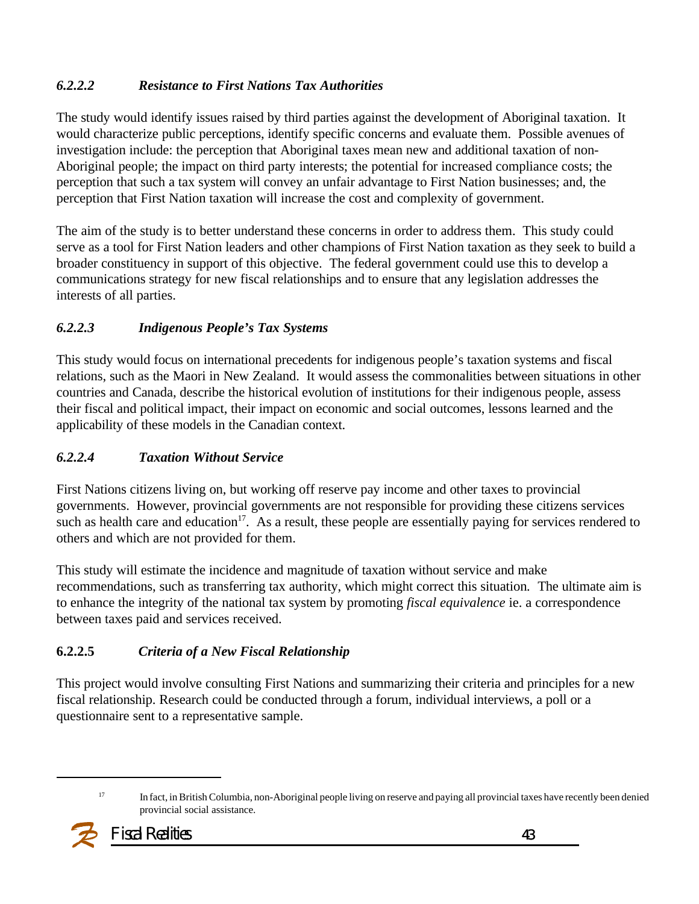#### *6.2.2.2 Resistance to First Nations Tax Authorities*

The study would identify issues raised by third parties against the development of Aboriginal taxation. It would characterize public perceptions, identify specific concerns and evaluate them. Possible avenues of investigation include: the perception that Aboriginal taxes mean new and additional taxation of non-Aboriginal people; the impact on third party interests; the potential for increased compliance costs; the perception that such a tax system will convey an unfair advantage to First Nation businesses; and, the perception that First Nation taxation will increase the cost and complexity of government.

The aim of the study is to better understand these concerns in order to address them. This study could serve as a tool for First Nation leaders and other champions of First Nation taxation as they seek to build a broader constituency in support of this objective. The federal government could use this to develop a communications strategy for new fiscal relationships and to ensure that any legislation addresses the interests of all parties.

#### *6.2.2.3 Indigenous People's Tax Systems*

This study would focus on international precedents for indigenous people's taxation systems and fiscal relations, such as the Maori in New Zealand. It would assess the commonalities between situations in other countries and Canada, describe the historical evolution of institutions for their indigenous people, assess their fiscal and political impact, their impact on economic and social outcomes, lessons learned and the applicability of these models in the Canadian context.

#### *6.2.2.4 Taxation Without Service*

First Nations citizens living on, but working off reserve pay income and other taxes to provincial governments. However, provincial governments are not responsible for providing these citizens services such as health care and education[17]. As a result, these people are essentially paying for services rendered to others and which are not provided for them.

This study will estimate the incidence and magnitude of taxation without service and make recommendations, such as transferring tax authority, which might correct this situation. The ultimate aim is to enhance the integrity of the national tax system by promoting *fiscal equivalence* ie. a correspondence between taxes paid and services received.

#### **6.2.2.5** *Criteria of a New Fiscal Relationship*

This project would involve consulting First Nations and summarizing their criteria and principles for a new fiscal relationship. Research could be conducted through a forum, individual interviews, a poll or a questionnaire sent to a representative sample.

---

[17] In fact, in British Columbia, non-Aboriginal people living on reserve and paying all provincial taxes have recently been denied provincial social assistance.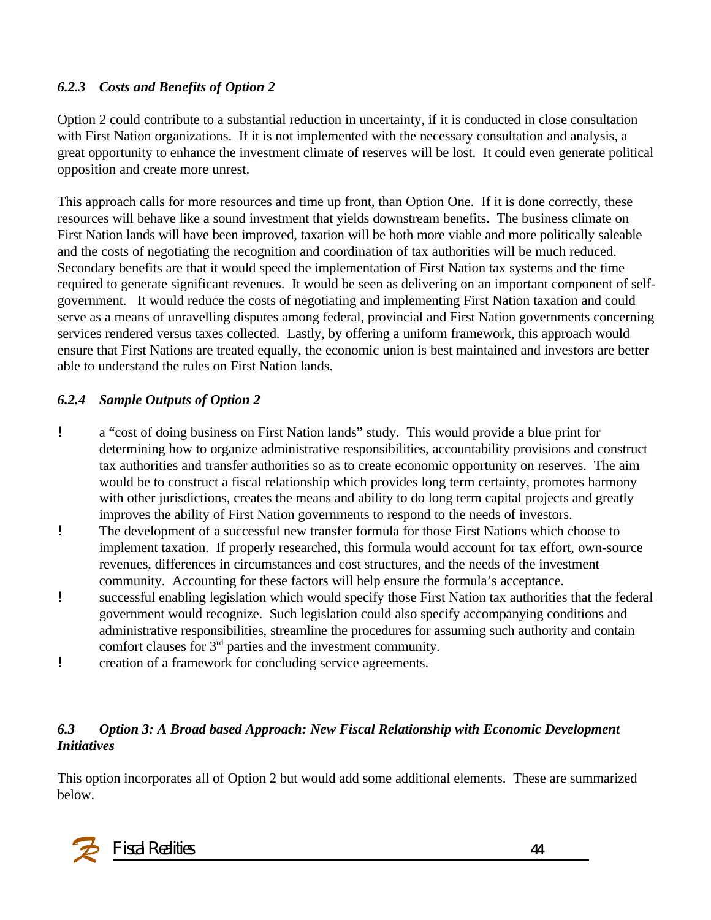### *6.2.3 Costs and Benefits of Option 2*

Option 2 could contribute to a substantial reduction in uncertainty, if it is conducted in close consultation with First Nation organizations. If it is not implemented with the necessary consultation and analysis, a great opportunity to enhance the investment climate of reserves will be lost. It could even generate political opposition and create more unrest.

This approach calls for more resources and time up front, than Option One. If it is done correctly, these resources will behave like a sound investment that yields downstream benefits. The business climate on First Nation lands will have been improved, taxation will be both more viable and more politically saleable and the costs of negotiating the recognition and coordination of tax authorities will be much reduced. Secondary benefits are that it would speed the implementation of First Nation tax systems and the time required to generate significant revenues. It would be seen as delivering on an important component of self-government. It would reduce the costs of negotiating and implementing First Nation taxation and could serve as a means of unravelling disputes among federal, provincial and First Nation governments concerning services rendered versus taxes collected. Lastly, by offering a uniform framework, this approach would ensure that First Nations are treated equally, the economic union is best maintained and investors are better able to understand the rules on First Nation lands.

### *6.2.4 Sample Outputs of Option 2*

- a "cost of doing business on First Nation lands" study. This would provide a blue print for determining how to organize administrative responsibilities, accountability provisions and construct tax authorities and transfer authorities so as to create economic opportunity on reserves. The aim would be to construct a fiscal relationship which provides long term certainty, promotes harmony with other jurisdictions, creates the means and ability to do long term capital projects and greatly improves the ability of First Nation governments to respond to the needs of investors.
- The development of a successful new transfer formula for those First Nations which choose to implement taxation. If properly researched, this formula would account for tax effort, own-source revenues, differences in circumstances and cost structures, and the needs of the investment community. Accounting for these factors will help ensure the formula's acceptance.
- successful enabling legislation which would specify those First Nation tax authorities that the federal government would recognize. Such legislation could also specify accompanying conditions and administrative responsibilities, streamline the procedures for assuming such authority and contain comfort clauses for 3rd parties and the investment community.
- creation of a framework for concluding service agreements.

### *6.3 Option 3: A Broad based Approach: New Fiscal Relationship with Economic Development Initiatives*

This option incorporates all of Option 2 but would add some additional elements. These are summarized below.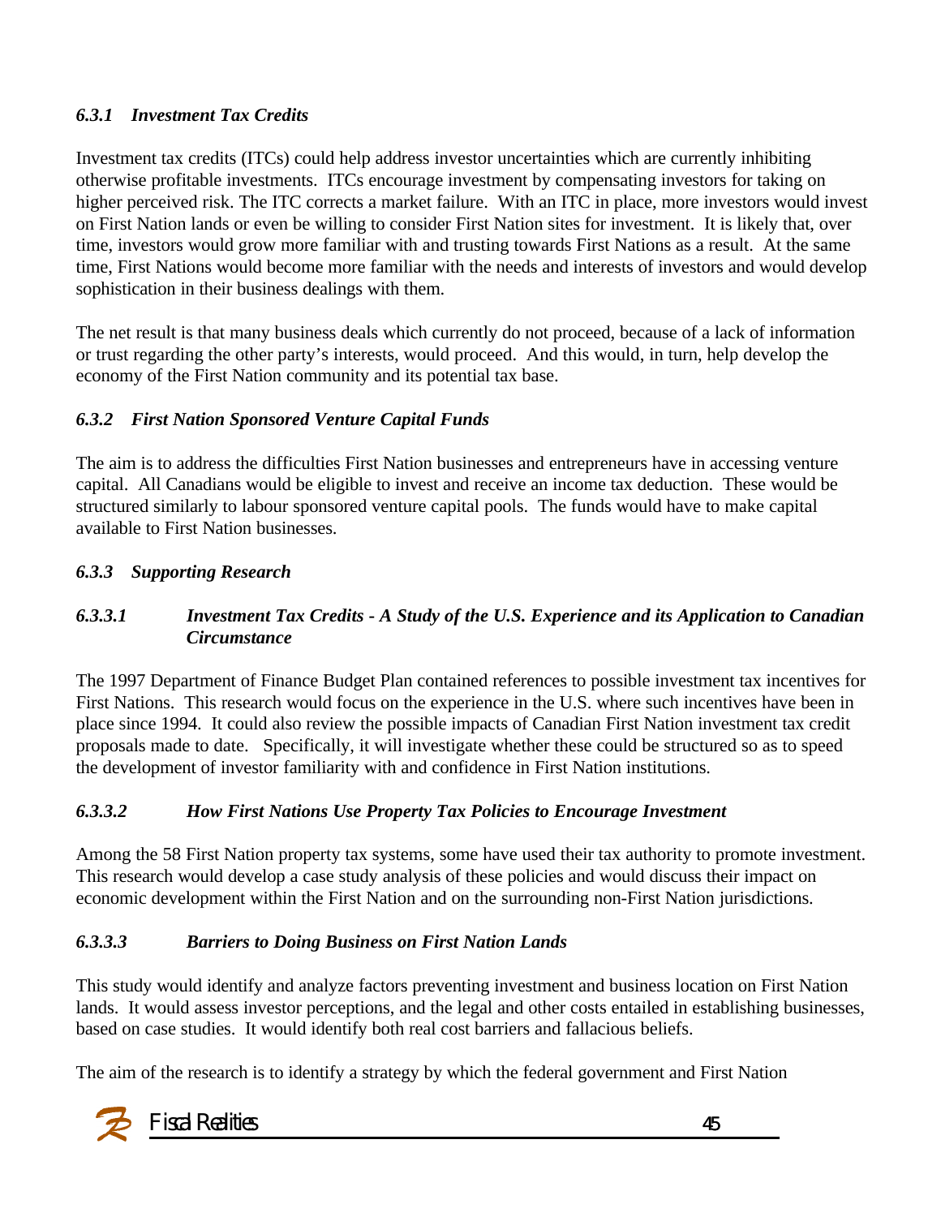### *6.3.1 Investment Tax Credits*

Investment tax credits (ITCs) could help address investor uncertainties which are currently inhibiting otherwise profitable investments. ITCs encourage investment by compensating investors for taking on higher perceived risk. The ITC corrects a market failure. With an ITC in place, more investors would invest on First Nation lands or even be willing to consider First Nation sites for investment. It is likely that, over time, investors would grow more familiar with and trusting towards First Nations as a result. At the same time, First Nations would become more familiar with the needs and interests of investors and would develop sophistication in their business dealings with them.

The net result is that many business deals which currently do not proceed, because of a lack of information or trust regarding the other party's interests, would proceed. And this would, in turn, help develop the economy of the First Nation community and its potential tax base.

### *6.3.2 First Nation Sponsored Venture Capital Funds*

The aim is to address the difficulties First Nation businesses and entrepreneurs have in accessing venture capital. All Canadians would be eligible to invest and receive an income tax deduction. These would be structured similarly to labour sponsored venture capital pools. The funds would have to make capital available to First Nation businesses.

### *6.3.3 Supporting Research*

#### *6.3.3.1 Investment Tax Credits - A Study of the U.S. Experience and its Application to Canadian Circumstance*

The 1997 Department of Finance Budget Plan contained references to possible investment tax incentives for First Nations. This research would focus on the experience in the U.S. where such incentives have been in place since 1994. It could also review the possible impacts of Canadian First Nation investment tax credit proposals made to date. Specifically, it will investigate whether these could be structured so as to speed the development of investor familiarity with and confidence in First Nation institutions.

#### *6.3.3.2 How First Nations Use Property Tax Policies to Encourage Investment*

Among the 58 First Nation property tax systems, some have used their tax authority to promote investment. This research would develop a case study analysis of these policies and would discuss their impact on economic development within the First Nation and on the surrounding non-First Nation jurisdictions.

#### *6.3.3.3 Barriers to Doing Business on First Nation Lands*

This study would identify and analyze factors preventing investment and business location on First Nation lands. It would assess investor perceptions, and the legal and other costs entailed in establishing businesses, based on case studies. It would identify both real cost barriers and fallacious beliefs.

The aim of the research is to identify a strategy by which the federal government and First Nation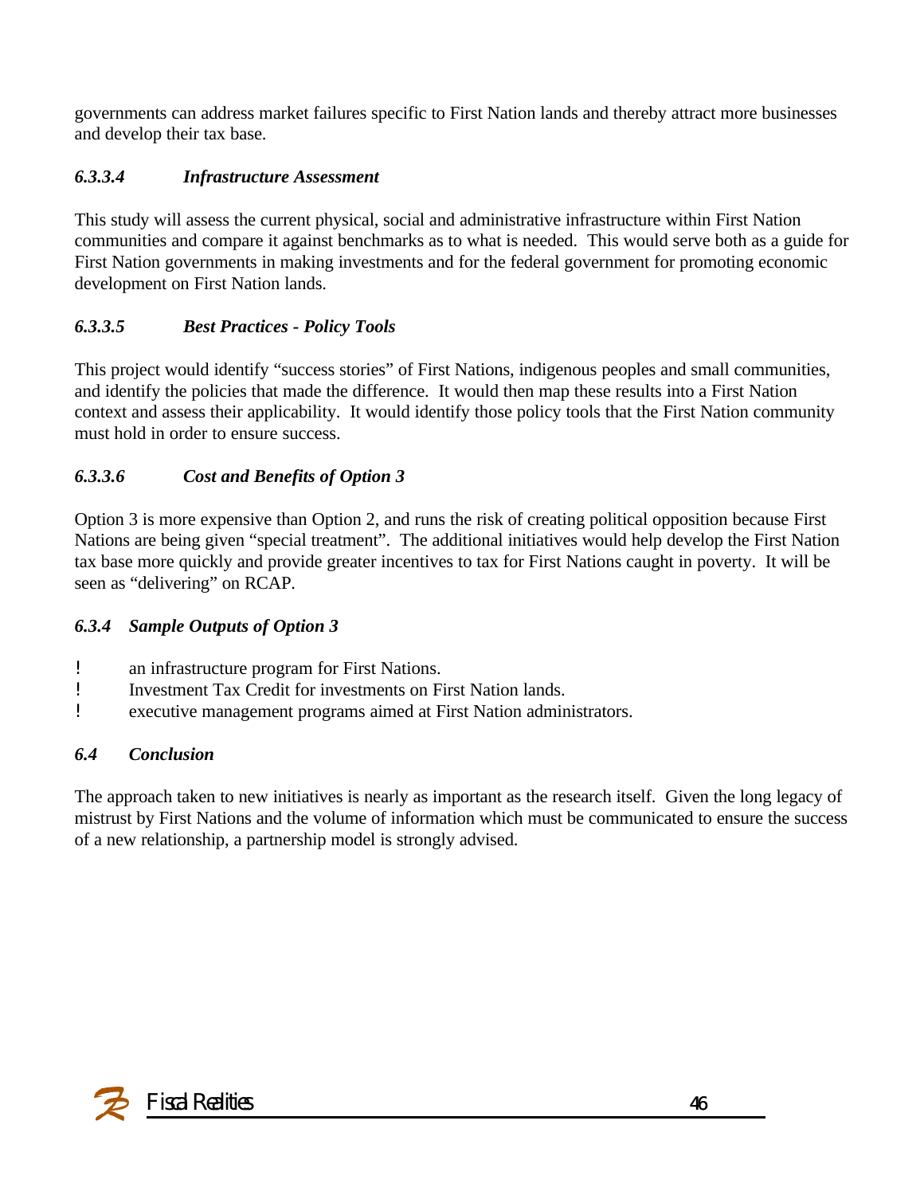governments can address market failures specific to First Nation lands and thereby attract more businesses and develop their tax base.

#### *6.3.3.4 Infrastructure Assessment*

This study will assess the current physical, social and administrative infrastructure within First Nation communities and compare it against benchmarks as to what is needed. This would serve both as a guide for First Nation governments in making investments and for the federal government for promoting economic development on First Nation lands.

#### *6.3.3.5 Best Practices - Policy Tools*

This project would identify "success stories" of First Nations, indigenous peoples and small communities, and identify the policies that made the difference. It would then map these results into a First Nation context and assess their applicability. It would identify those policy tools that the First Nation community must hold in order to ensure success.

#### *6.3.3.6 Cost and Benefits of Option 3*

Option 3 is more expensive than Option 2, and runs the risk of creating political opposition because First Nations are being given "special treatment". The additional initiatives would help develop the First Nation tax base more quickly and provide greater incentives to tax for First Nations caught in poverty. It will be seen as "delivering" on RCAP.

### *6.3.4 Sample Outputs of Option 3*

- an infrastructure program for First Nations.
- Investment Tax Credit for investments on First Nation lands.
- executive management programs aimed at First Nation administrators.

## *6.4 Conclusion*

The approach taken to new initiatives is nearly as important as the research itself. Given the long legacy of mistrust by First Nations and the volume of information which must be communicated to ensure the success of a new relationship, a partnership model is strongly advised.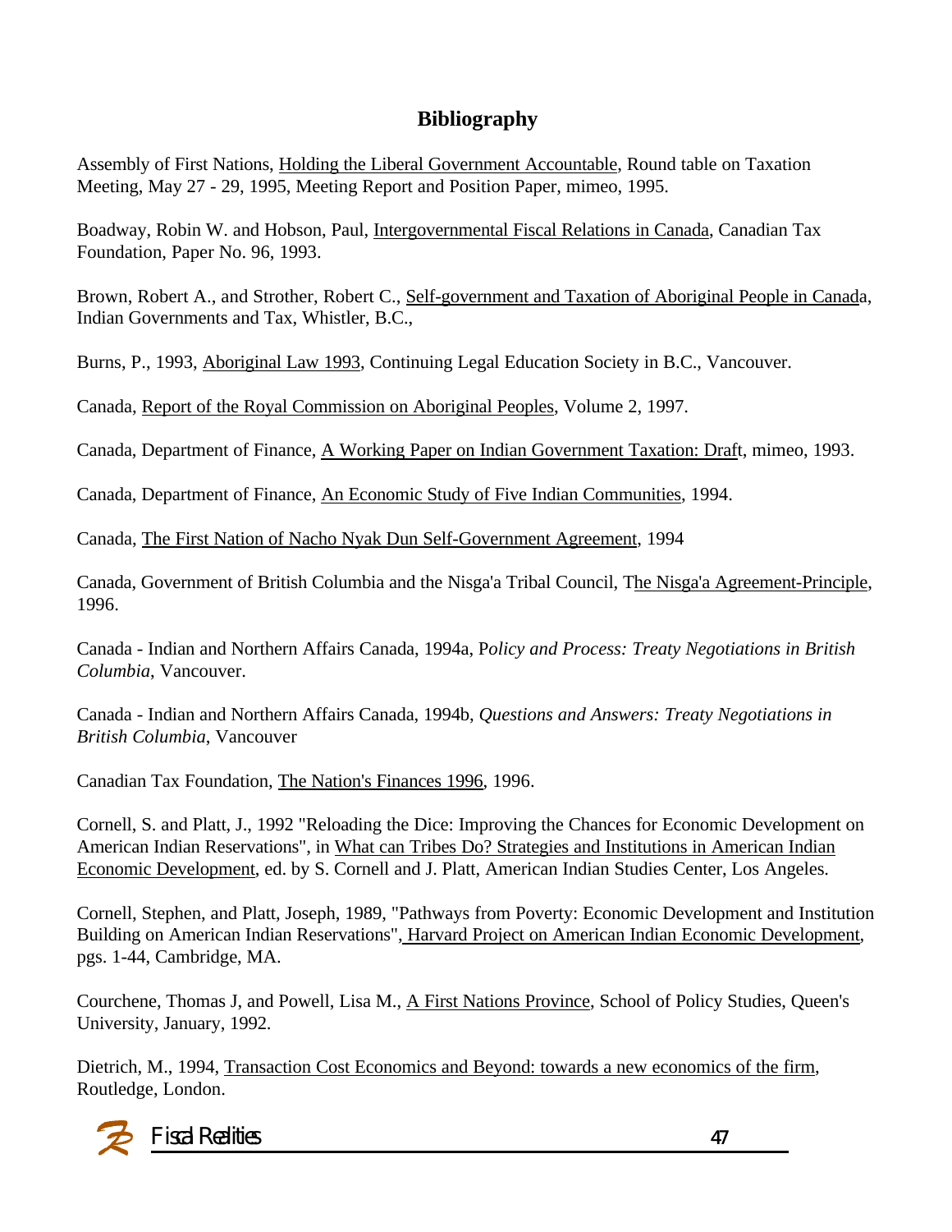# Bibliography

Assembly of First Nations, Holding the Liberal Government Accountable, Round table on Taxation Meeting, May 27 - 29, 1995, Meeting Report and Position Paper, mimeo, 1995.

Boadway, Robin W. and Hobson, Paul, Intergovernmental Fiscal Relations in Canada, Canadian Tax Foundation, Paper No. 96, 1993.

Brown, Robert A., and Strother, Robert C., Self-government and Taxation of Aboriginal People in Canada, Indian Governments and Tax, Whistler, B.C.,

Burns, P., 1993, Aboriginal Law 1993, Continuing Legal Education Society in B.C., Vancouver.

Canada, Report of the Royal Commission on Aboriginal Peoples, Volume 2, 1997.

Canada, Department of Finance, A Working Paper on Indian Government Taxation: Draft, mimeo, 1993.

Canada, Department of Finance, An Economic Study of Five Indian Communities, 1994.

Canada, The First Nation of Nacho Nyak Dun Self-Government Agreement, 1994

Canada, Government of British Columbia and the Nisga'a Tribal Council, The Nisga'a Agreement-Principle, 1996.

Canada - Indian and Northern Affairs Canada, 1994a, *Policy and Process: Treaty Negotiations in British Columbia*, Vancouver.

Canada - Indian and Northern Affairs Canada, 1994b, *Questions and Answers: Treaty Negotiations in British Columbia*, Vancouver

Canadian Tax Foundation, The Nation's Finances 1996, 1996.

Cornell, S. and Platt, J., 1992 "Reloading the Dice: Improving the Chances for Economic Development on American Indian Reservations", in What can Tribes Do? Strategies and Institutions in American Indian Economic Development, ed. by S. Cornell and J. Platt, American Indian Studies Center, Los Angeles.

Cornell, Stephen, and Platt, Joseph, 1989, "Pathways from Poverty: Economic Development and Institution Building on American Indian Reservations", Harvard Project on American Indian Economic Development, pgs. 1-44, Cambridge, MA.

Courchene, Thomas J, and Powell, Lisa M., A First Nations Province, School of Policy Studies, Queen's University, January, 1992.

Dietrich, M., 1994, Transaction Cost Economics and Beyond: towards a new economics of the firm, Routledge, London.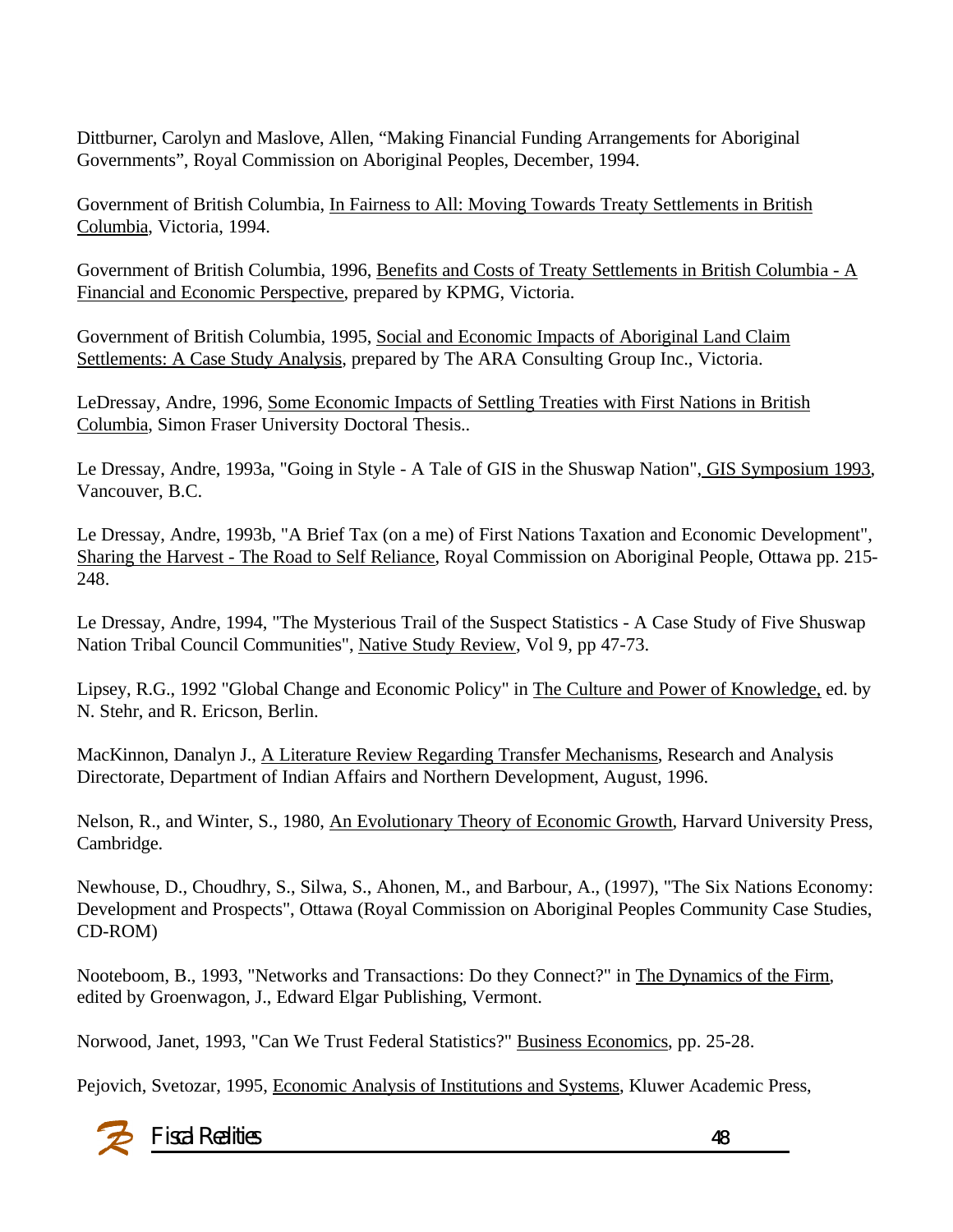Dittburner, Carolyn and Maslove, Allen, "Making Financial Funding Arrangements for Aboriginal Governments", Royal Commission on Aboriginal Peoples, December, 1994.

Government of British Columbia, In Fairness to All: Moving Towards Treaty Settlements in British Columbia, Victoria, 1994.

Government of British Columbia, 1996, Benefits and Costs of Treaty Settlements in British Columbia - A Financial and Economic Perspective, prepared by KPMG, Victoria.

Government of British Columbia, 1995, Social and Economic Impacts of Aboriginal Land Claim Settlements: A Case Study Analysis, prepared by The ARA Consulting Group Inc., Victoria.

LeDressay, Andre, 1996, Some Economic Impacts of Settling Treaties with First Nations in British Columbia, Simon Fraser University Doctoral Thesis..

Le Dressay, Andre, 1993a, "Going in Style - A Tale of GIS in the Shuswap Nation", GIS Symposium 1993, Vancouver, B.C.

Le Dressay, Andre, 1993b, "A Brief Tax (on a me) of First Nations Taxation and Economic Development", Sharing the Harvest - The Road to Self Reliance, Royal Commission on Aboriginal People, Ottawa pp. 215-248.

Le Dressay, Andre, 1994, "The Mysterious Trail of the Suspect Statistics - A Case Study of Five Shuswap Nation Tribal Council Communities", Native Study Review, Vol 9, pp 47-73.

Lipsey, R.G., 1992 "Global Change and Economic Policy" in The Culture and Power of Knowledge, ed. by N. Stehr, and R. Ericson, Berlin.

MacKinnon, Danalyn J., A Literature Review Regarding Transfer Mechanisms, Research and Analysis Directorate, Department of Indian Affairs and Northern Development, August, 1996.

Nelson, R., and Winter, S., 1980, An Evolutionary Theory of Economic Growth, Harvard University Press, Cambridge.

Newhouse, D., Choudhry, S., Silwa, S., Ahonen, M., and Barbour, A., (1997), "The Six Nations Economy: Development and Prospects", Ottawa (Royal Commission on Aboriginal Peoples Community Case Studies, CD-ROM)

Nooteboom, B., 1993, "Networks and Transactions: Do they Connect?" in The Dynamics of the Firm, edited by Groenwagon, J., Edward Elgar Publishing, Vermont.

Norwood, Janet, 1993, "Can We Trust Federal Statistics?" Business Economics, pp. 25-28.

Pejovich, Svetozar, 1995, Economic Analysis of Institutions and Systems, Kluwer Academic Press,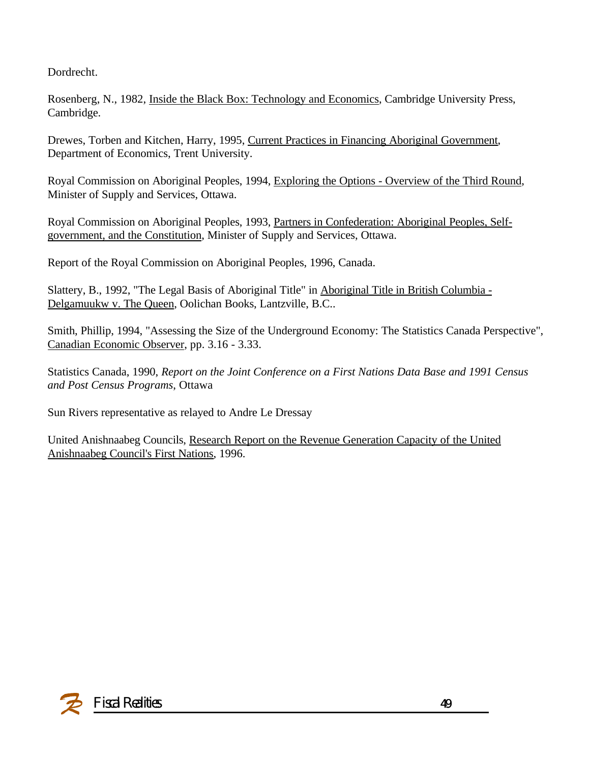Dordrecht.

Rosenberg, N., 1982, Inside the Black Box: Technology and Economics, Cambridge University Press, Cambridge.

Drewes, Torben and Kitchen, Harry, 1995, Current Practices in Financing Aboriginal Government, Department of Economics, Trent University.

Royal Commission on Aboriginal Peoples, 1994, Exploring the Options - Overview of the Third Round, Minister of Supply and Services, Ottawa.

Royal Commission on Aboriginal Peoples, 1993, Partners in Confederation: Aboriginal Peoples, Self-government, and the Constitution, Minister of Supply and Services, Ottawa.

Report of the Royal Commission on Aboriginal Peoples, 1996, Canada.

Slattery, B., 1992, "The Legal Basis of Aboriginal Title" in Aboriginal Title in British Columbia - Delgamuukw v. The Queen, Oolichan Books, Lantzville, B.C..

Smith, Phillip, 1994, "Assessing the Size of the Underground Economy: The Statistics Canada Perspective", Canadian Economic Observer, pp. 3.16 - 3.33.

Statistics Canada, 1990, *Report on the Joint Conference on a First Nations Data Base and 1991 Census and Post Census Programs*, Ottawa

Sun Rivers representative as relayed to Andre Le Dressay

United Anishnaabeg Councils, Research Report on the Revenue Generation Capacity of the United Anishnaabeg Council's First Nations, 1996.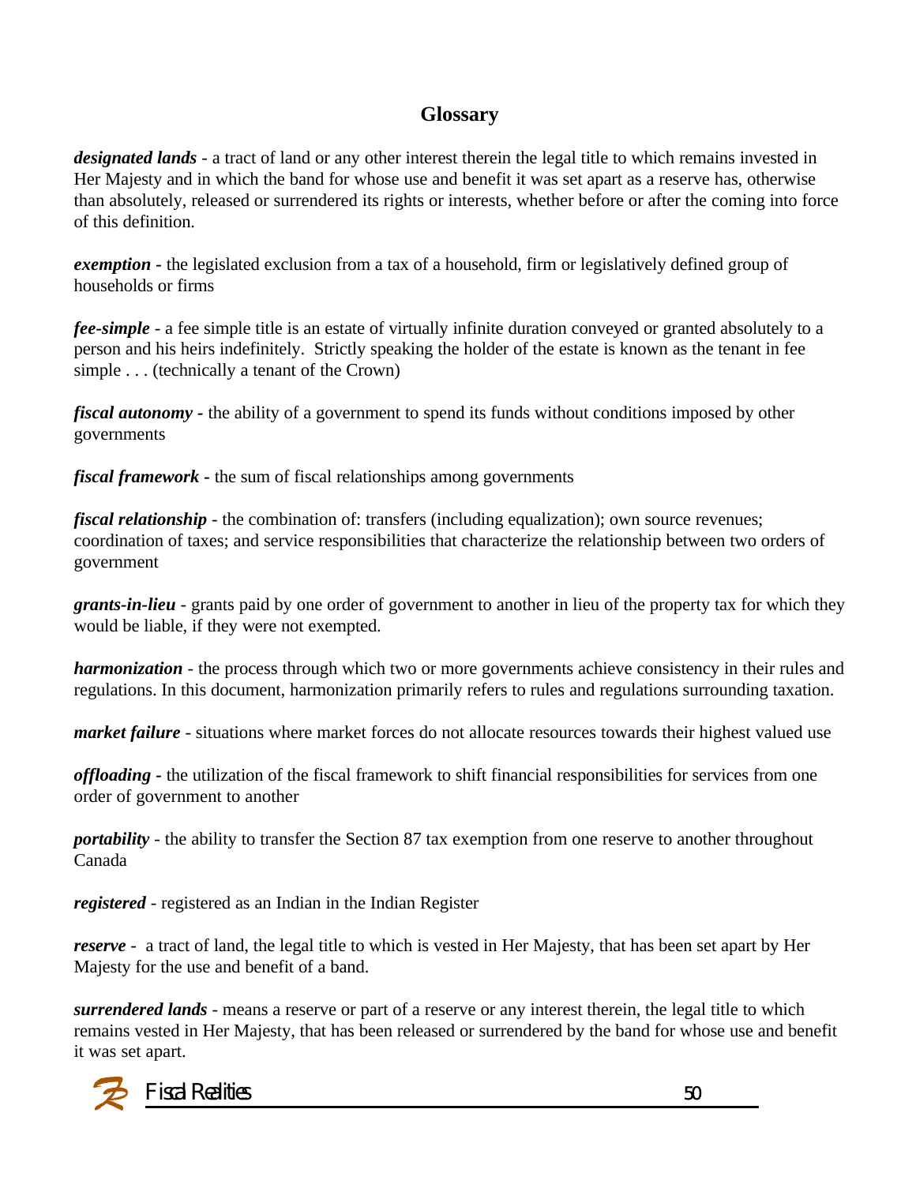# Glossary

***designated lands*** - a tract of land or any other interest therein the legal title to which remains invested in Her Majesty and in which the band for whose use and benefit it was set apart as a reserve has, otherwise than absolutely, released or surrendered its rights or interests, whether before or after the coming into force of this definition.

***exemption*** - the legislated exclusion from a tax of a household, firm or legislatively defined group of households or firms

***fee-simple*** - a fee simple title is an estate of virtually infinite duration conveyed or granted absolutely to a person and his heirs indefinitely. Strictly speaking the holder of the estate is known as the tenant in fee simple . . . (technically a tenant of the Crown)

***fiscal autonomy*** - the ability of a government to spend its funds without conditions imposed by other governments

***fiscal framework*** - the sum of fiscal relationships among governments

***fiscal relationship*** - the combination of: transfers (including equalization); own source revenues; coordination of taxes; and service responsibilities that characterize the relationship between two orders of government

***grants-in-lieu*** - grants paid by one order of government to another in lieu of the property tax for which they would be liable, if they were not exempted.

***harmonization*** - the process through which two or more governments achieve consistency in their rules and regulations. In this document, harmonization primarily refers to rules and regulations surrounding taxation.

***market failure*** - situations where market forces do not allocate resources towards their highest valued use

***offloading*** - the utilization of the fiscal framework to shift financial responsibilities for services from one order of government to another

***portability*** - the ability to transfer the Section 87 tax exemption from one reserve to another throughout Canada

***registered*** - registered as an Indian in the Indian Register

***reserve*** - a tract of land, the legal title to which is vested in Her Majesty, that has been set apart by Her Majesty for the use and benefit of a band.

***surrendered lands*** - means a reserve or part of a reserve or any interest therein, the legal title to which remains vested in Her Majesty, that has been released or surrendered by the band for whose use and benefit it was set apart.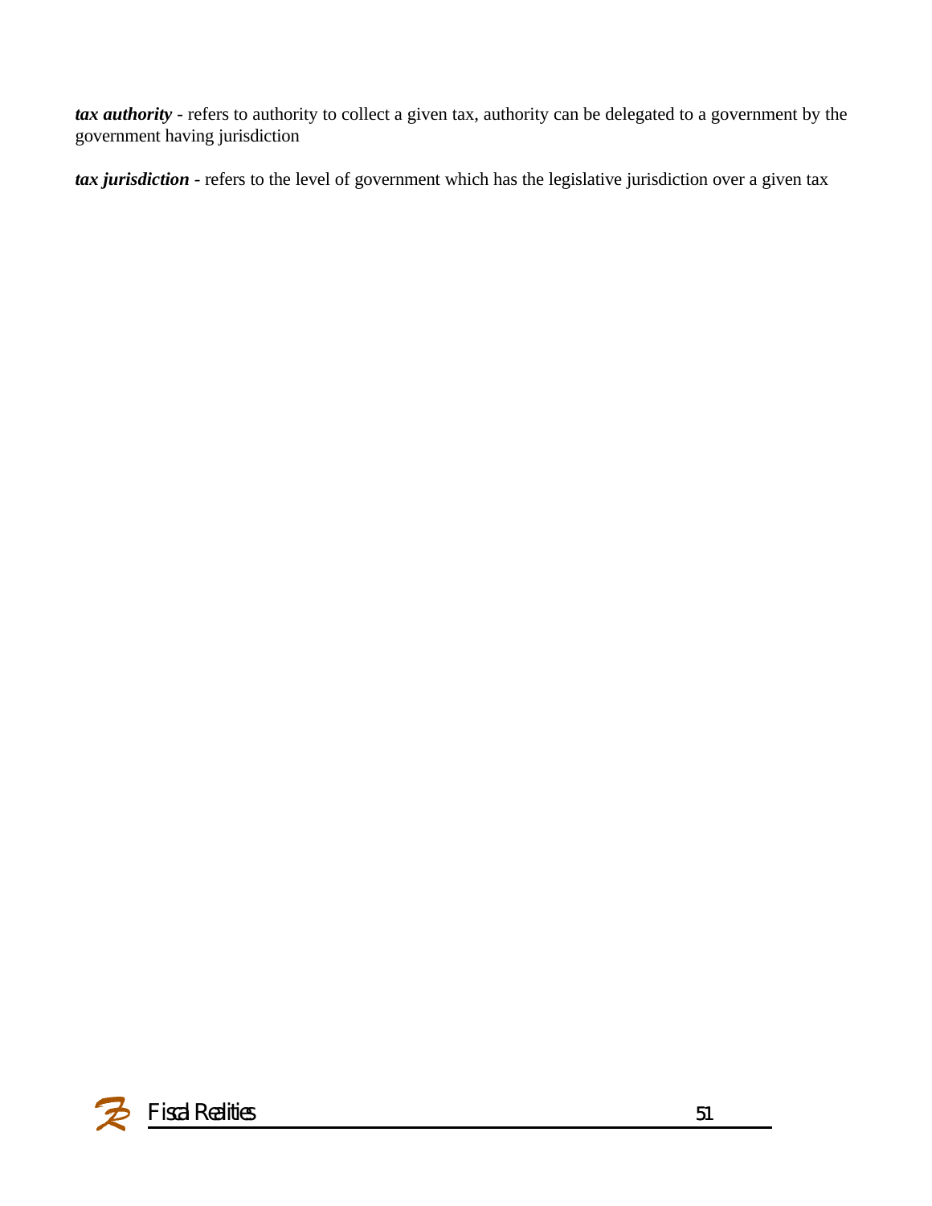***tax authority*** - refers to authority to collect a given tax, authority can be delegated to a government by the government having jurisdiction

***tax jurisdiction*** - refers to the level of government which has the legislative jurisdiction over a given tax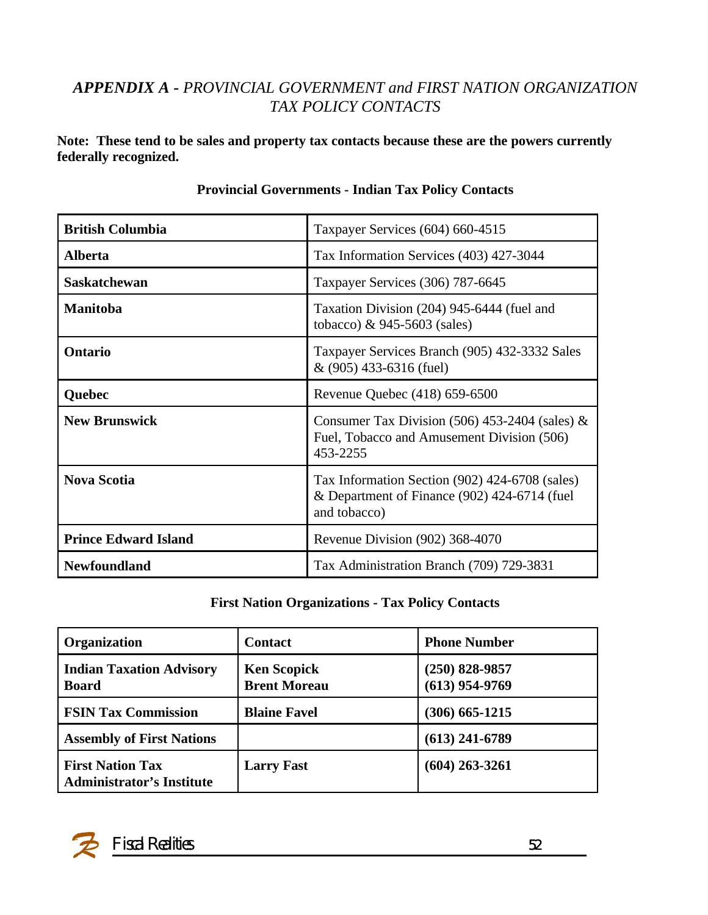## *APPENDIX A - PROVINCIAL GOVERNMENT and FIRST NATION ORGANIZATION TAX POLICY CONTACTS*

**Note: These tend to be sales and property tax contacts because these are the powers currently federally recognized.**

**Provincial Governments - Indian Tax Policy Contacts**

| | |
|---|---|
| **British Columbia** | Taxpayer Services (604) 660-4515 |
| **Alberta** | Tax Information Services (403) 427-3044 |
| **Saskatchewan** | Taxpayer Services (306) 787-6645 |
| **Manitoba** | Taxation Division (204) 945-6444 (fuel and tobacco) & 945-5603 (sales) |
| **Ontario** | Taxpayer Services Branch (905) 432-3332 Sales & (905) 433-6316 (fuel) |
| **Quebec** | Revenue Quebec (418) 659-6500 |
| **New Brunswick** | Consumer Tax Division (506) 453-2404 (sales) & Fuel, Tobacco and Amusement Division (506) 453-2255 |
| **Nova Scotia** | Tax Information Section (902) 424-6708 (sales) & Department of Finance (902) 424-6714 (fuel and tobacco) |
| **Prince Edward Island** | Revenue Division (902) 368-4070 |
| **Newfoundland** | Tax Administration Branch (709) 729-3831 |

**First Nation Organizations - Tax Policy Contacts**

| Organization | Contact | Phone Number |
|---|---|---|
| **Indian Taxation Advisory Board** | **Ken Scopick**<br>**Brent Moreau** | **(250) 828-9857**<br>**(613) 954-9769** |
| **FSIN Tax Commission** | **Blaine Favel** | **(306) 665-1215** |
| **Assembly of First Nations** | | **(613) 241-6789** |
| **First Nation Tax Administrator's Institute** | **Larry Fast** | **(604) 263-3261** |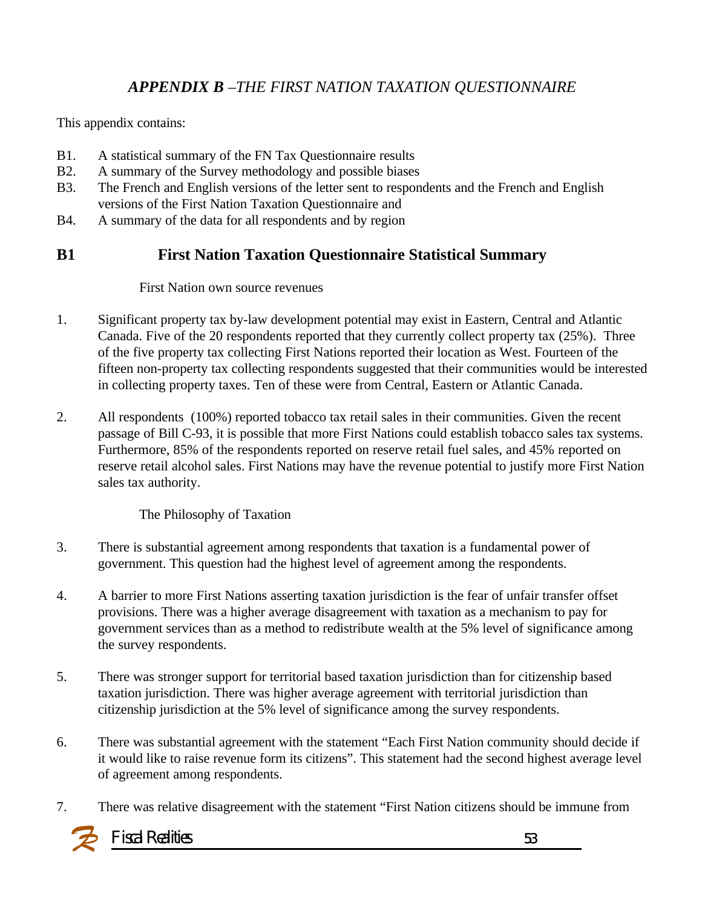# *APPENDIX B –THE FIRST NATION TAXATION QUESTIONNAIRE*

This appendix contains:

- B1. A statistical summary of the FN Tax Questionnaire results
- B2. A summary of the Survey methodology and possible biases
- B3. The French and English versions of the letter sent to respondents and the French and English versions of the First Nation Taxation Questionnaire and
- B4. A summary of the data for all respondents and by region

## B1 First Nation Taxation Questionnaire Statistical Summary

First Nation own source revenues

1. Significant property tax by-law development potential may exist in Eastern, Central and Atlantic Canada. Five of the 20 respondents reported that they currently collect property tax (25%). Three of the five property tax collecting First Nations reported their location as West. Fourteen of the fifteen non-property tax collecting respondents suggested that their communities would be interested in collecting property taxes. Ten of these were from Central, Eastern or Atlantic Canada.

2. All respondents (100%) reported tobacco tax retail sales in their communities. Given the recent passage of Bill C-93, it is possible that more First Nations could establish tobacco sales tax systems. Furthermore, 85% of the respondents reported on reserve retail fuel sales, and 45% reported on reserve retail alcohol sales. First Nations may have the revenue potential to justify more First Nation sales tax authority.

The Philosophy of Taxation

3. There is substantial agreement among respondents that taxation is a fundamental power of government. This question had the highest level of agreement among the respondents.

4. A barrier to more First Nations asserting taxation jurisdiction is the fear of unfair transfer offset provisions. There was a higher average disagreement with taxation as a mechanism to pay for government services than as a method to redistribute wealth at the 5% level of significance among the survey respondents.

5. There was stronger support for territorial based taxation jurisdiction than for citizenship based taxation jurisdiction. There was higher average agreement with territorial jurisdiction than citizenship jurisdiction at the 5% level of significance among the survey respondents.

6. There was substantial agreement with the statement "Each First Nation community should decide if it would like to raise revenue form its citizens". This statement had the second highest average level of agreement among respondents.

7. There was relative disagreement with the statement "First Nation citizens should be immune from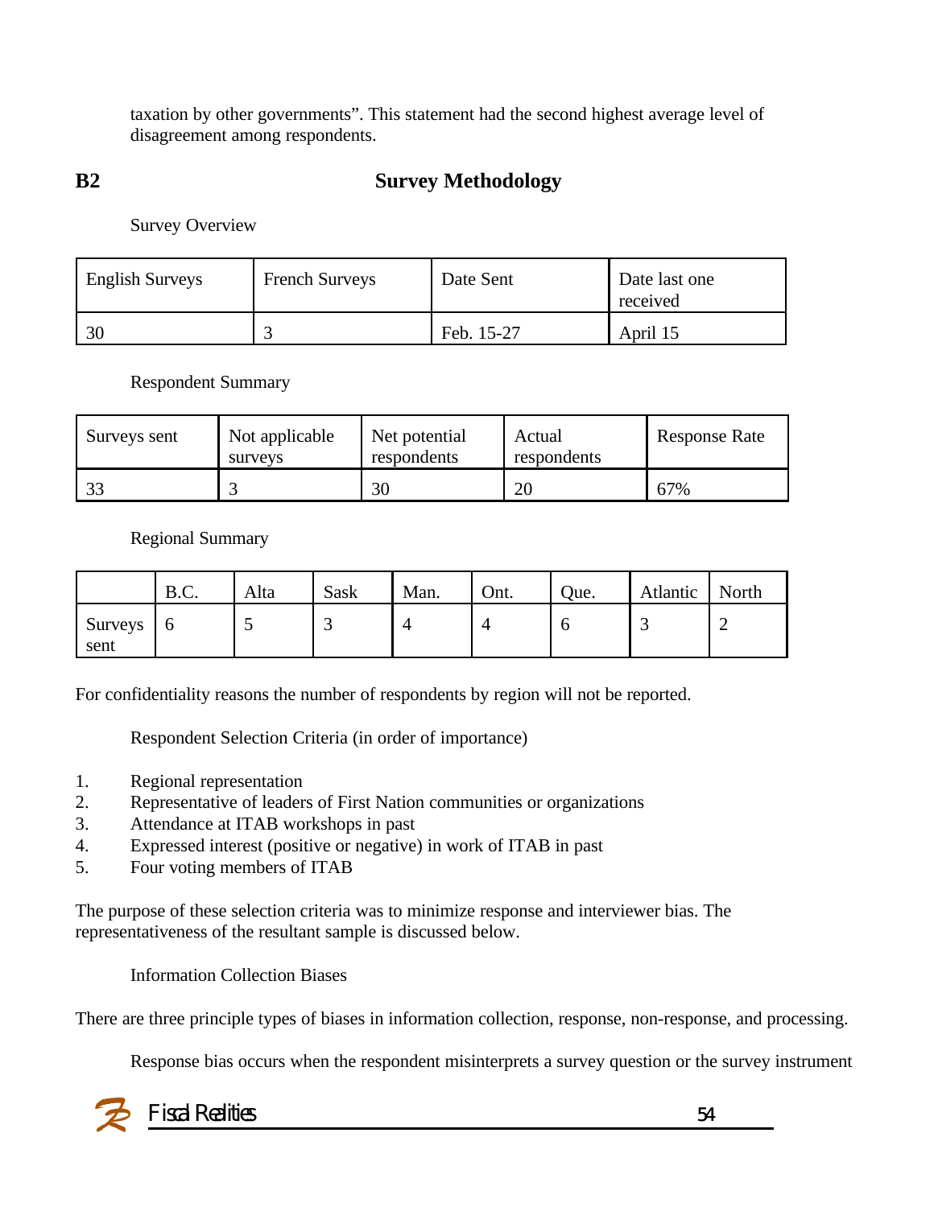taxation by other governments". This statement had the second highest average level of disagreement among respondents.

## B2 Survey Methodology

Survey Overview

| English Surveys | French Surveys | Date Sent | Date last one received |
|---|---|---|---|
| 30 | 3 | Feb. 15-27 | April 15 |

Respondent Summary

| Surveys sent | Not applicable surveys | Net potential respondents | Actual respondents | Response Rate |
|---|---|---|---|---|
| 33 | 3 | 30 | 20 | 67% |

Regional Summary

| | B.C. | Alta | Sask | Man. | Ont. | Que. | Atlantic | North |
|---|---|---|---|---|---|---|---|---|
| Surveys sent | 6 | 5 | 3 | 4 | 4 | 6 | 3 | 2 |

For confidentiality reasons the number of respondents by region will not be reported.

Respondent Selection Criteria (in order of importance)

1. Regional representation
2. Representative of leaders of First Nation communities or organizations
3. Attendance at ITAB workshops in past
4. Expressed interest (positive or negative) in work of ITAB in past
5. Four voting members of ITAB

The purpose of these selection criteria was to minimize response and interviewer bias. The representativeness of the resultant sample is discussed below.

Information Collection Biases

There are three principle types of biases in information collection, response, non-response, and processing.

Response bias occurs when the respondent misinterprets a survey question or the survey instrument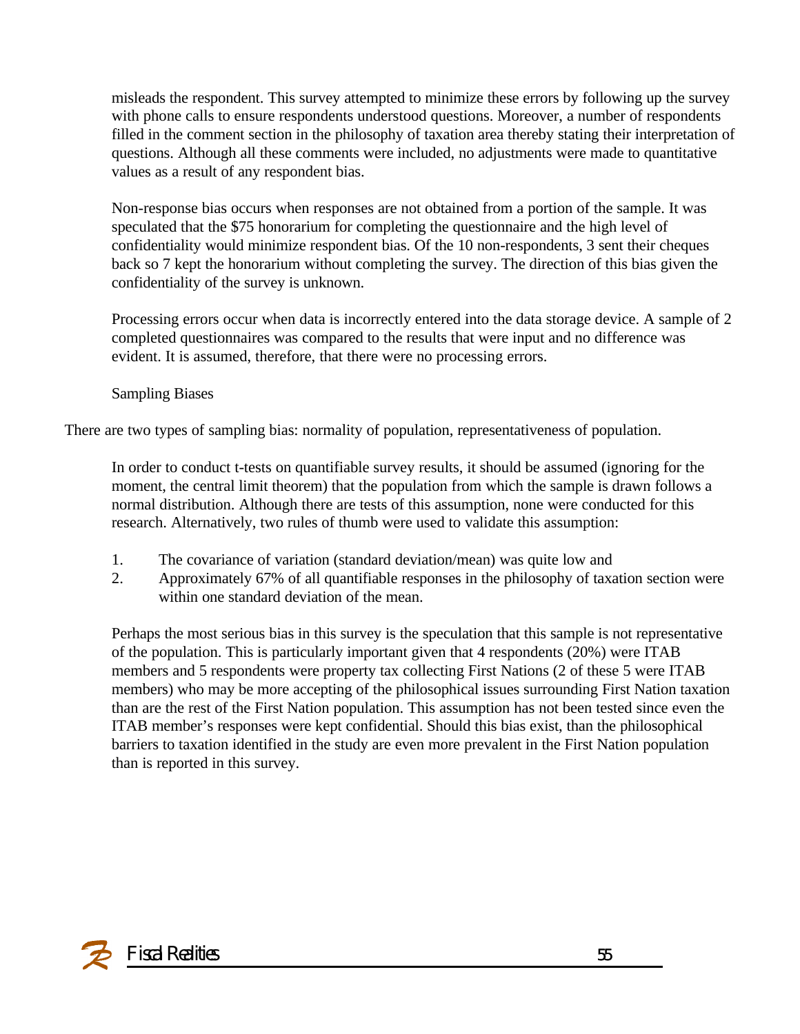misleads the respondent. This survey attempted to minimize these errors by following up the survey with phone calls to ensure respondents understood questions. Moreover, a number of respondents filled in the comment section in the philosophy of taxation area thereby stating their interpretation of questions. Although all these comments were included, no adjustments were made to quantitative values as a result of any respondent bias.

Non-response bias occurs when responses are not obtained from a portion of the sample. It was speculated that the $75 honorarium for completing the questionnaire and the high level of confidentiality would minimize respondent bias. Of the 10 non-respondents, 3 sent their cheques back so 7 kept the honorarium without completing the survey. The direction of this bias given the confidentiality of the survey is unknown.

Processing errors occur when data is incorrectly entered into the data storage device. A sample of 2 completed questionnaires was compared to the results that were input and no difference was evident. It is assumed, therefore, that there were no processing errors.

Sampling Biases

There are two types of sampling bias: normality of population, representativeness of population.

In order to conduct t-tests on quantifiable survey results, it should be assumed (ignoring for the moment, the central limit theorem) that the population from which the sample is drawn follows a normal distribution. Although there are tests of this assumption, none were conducted for this research. Alternatively, two rules of thumb were used to validate this assumption:

1. The covariance of variation (standard deviation/mean) was quite low and
2. Approximately 67% of all quantifiable responses in the philosophy of taxation section were within one standard deviation of the mean.

Perhaps the most serious bias in this survey is the speculation that this sample is not representative of the population. This is particularly important given that 4 respondents (20%) were ITAB members and 5 respondents were property tax collecting First Nations (2 of these 5 were ITAB members) who may be more accepting of the philosophical issues surrounding First Nation taxation than are the rest of the First Nation population. This assumption has not been tested since even the ITAB member's responses were kept confidential. Should this bias exist, than the philosophical barriers to taxation identified in the study are even more prevalent in the First Nation population than is reported in this survey.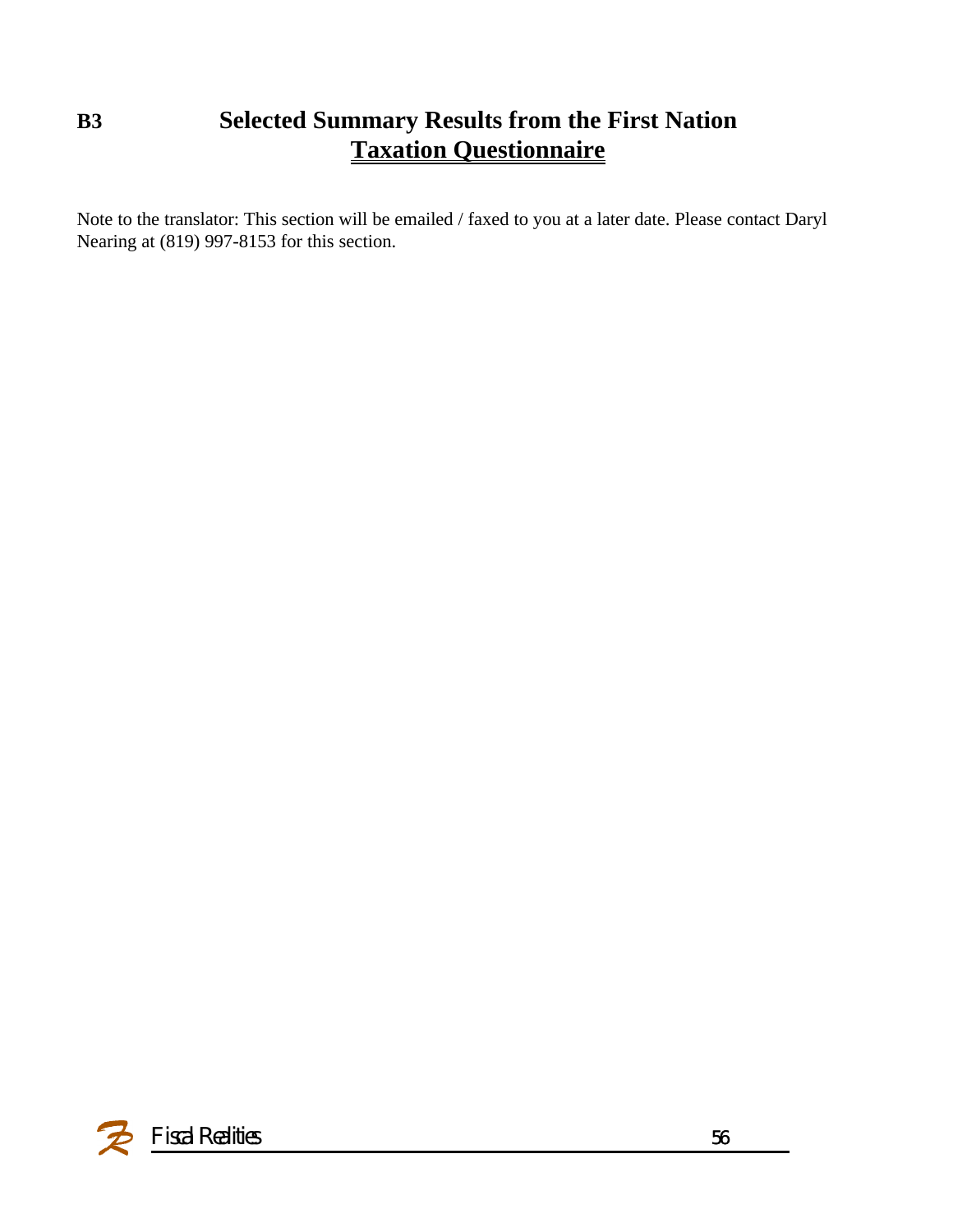## B3 Selected Summary Results from the First Nation Taxation Questionnaire

Note to the translator: This section will be emailed / faxed to you at a later date. Please contact Daryl Nearing at (819) 997-8153 for this section.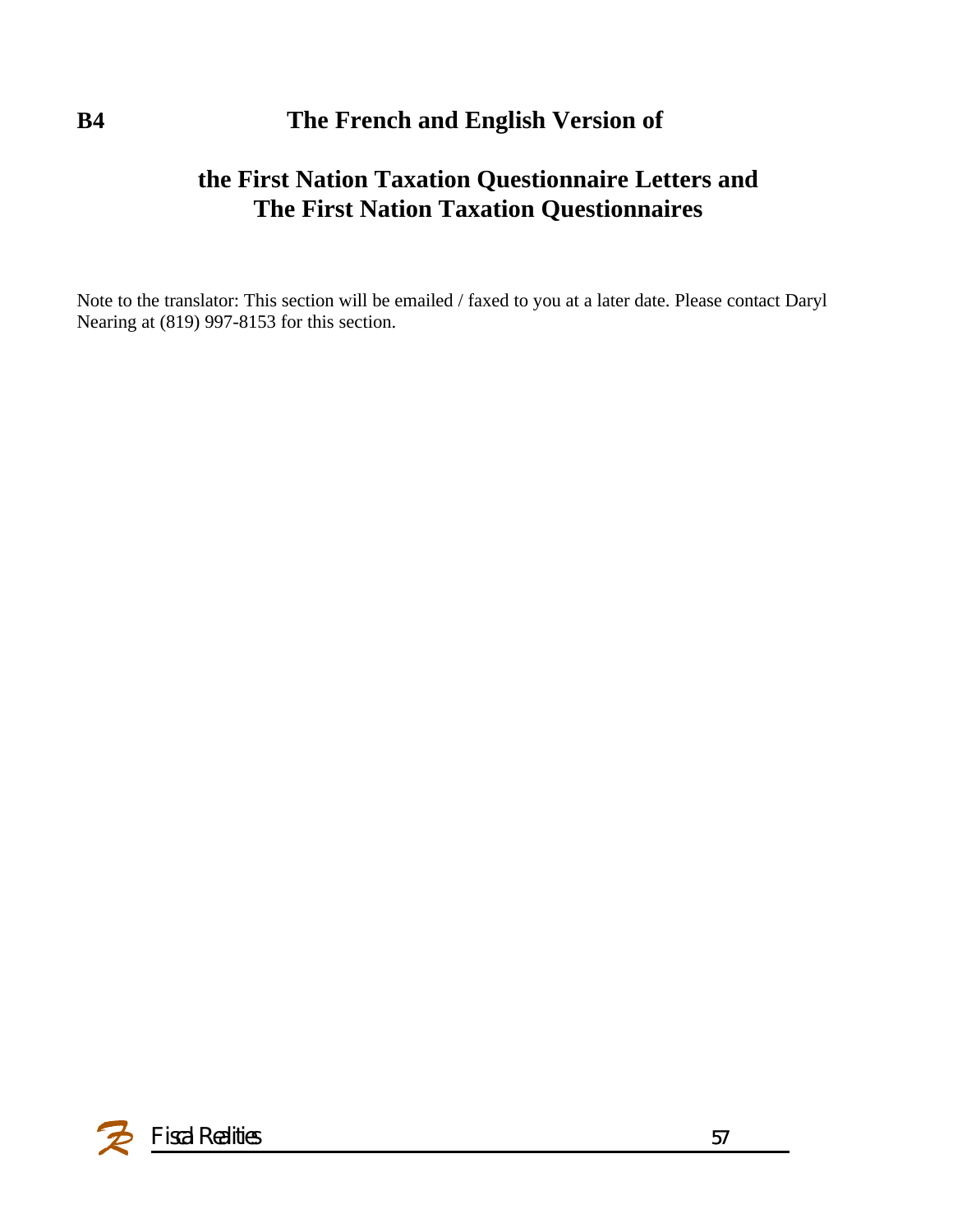## B4 The French and English Version of the First Nation Taxation Questionnaire Letters and The First Nation Taxation Questionnaires

Note to the translator: This section will be emailed / faxed to you at a later date. Please contact Daryl Nearing at (819) 997-8153 for this section.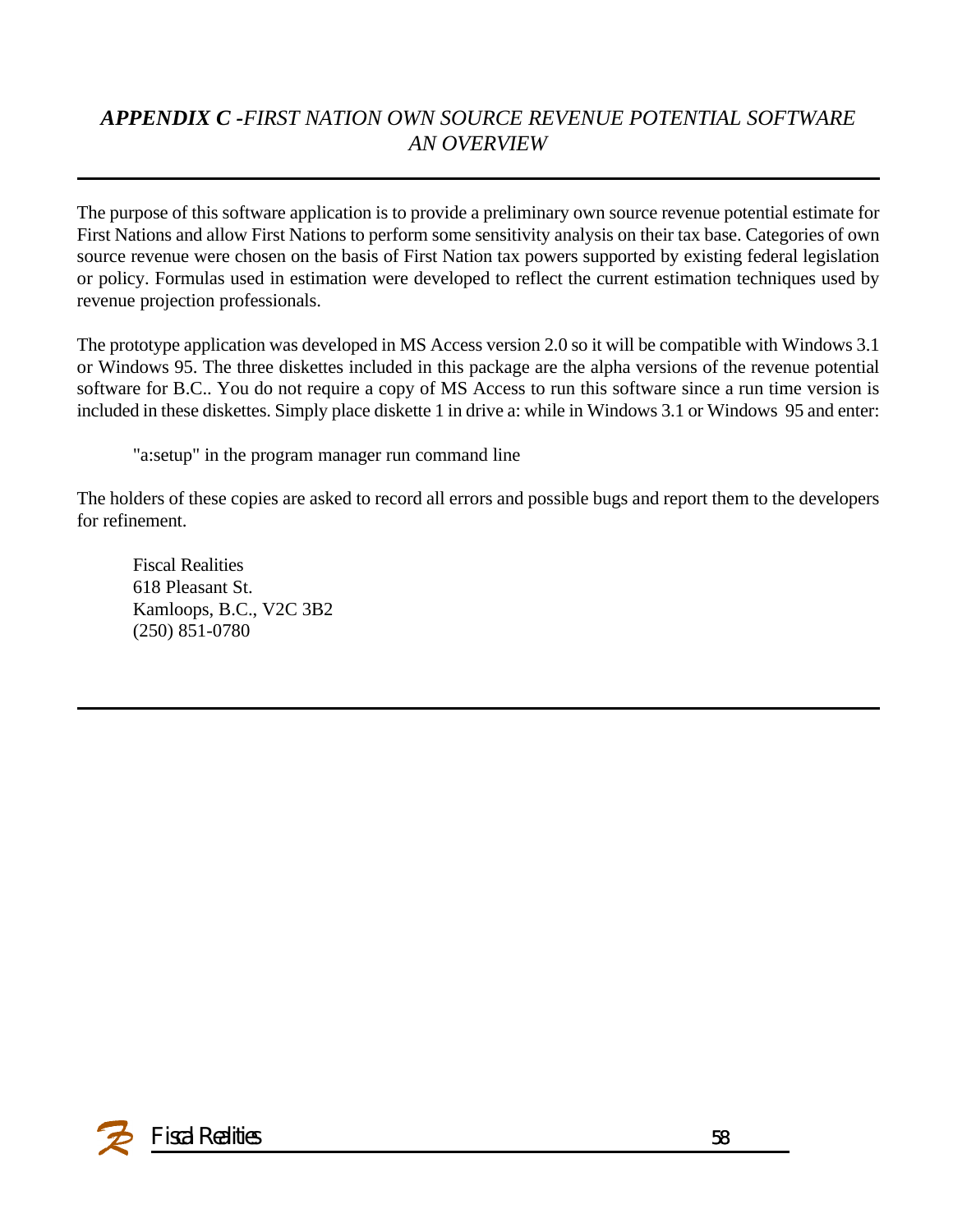## ***APPENDIX C -*** *FIRST NATION OWN SOURCE REVENUE POTENTIAL SOFTWARE AN OVERVIEW*

---

The purpose of this software application is to provide a preliminary own source revenue potential estimate for First Nations and allow First Nations to perform some sensitivity analysis on their tax base. Categories of own source revenue were chosen on the basis of First Nation tax powers supported by existing federal legislation or policy. Formulas used in estimation were developed to reflect the current estimation techniques used by revenue projection professionals.

The prototype application was developed in MS Access version 2.0 so it will be compatible with Windows 3.1 or Windows 95. The three diskettes included in this package are the alpha versions of the revenue potential software for B.C.. You do not require a copy of MS Access to run this software since a run time version is included in these diskettes. Simply place diskette 1 in drive a: while in Windows 3.1 or Windows 95 and enter:

> "a:setup" in the program manager run command line

The holders of these copies are asked to record all errors and possible bugs and report them to the developers for refinement.

> Fiscal Realities
> 618 Pleasant St.
> Kamloops, B.C., V2C 3B2
> (250) 851-0780

---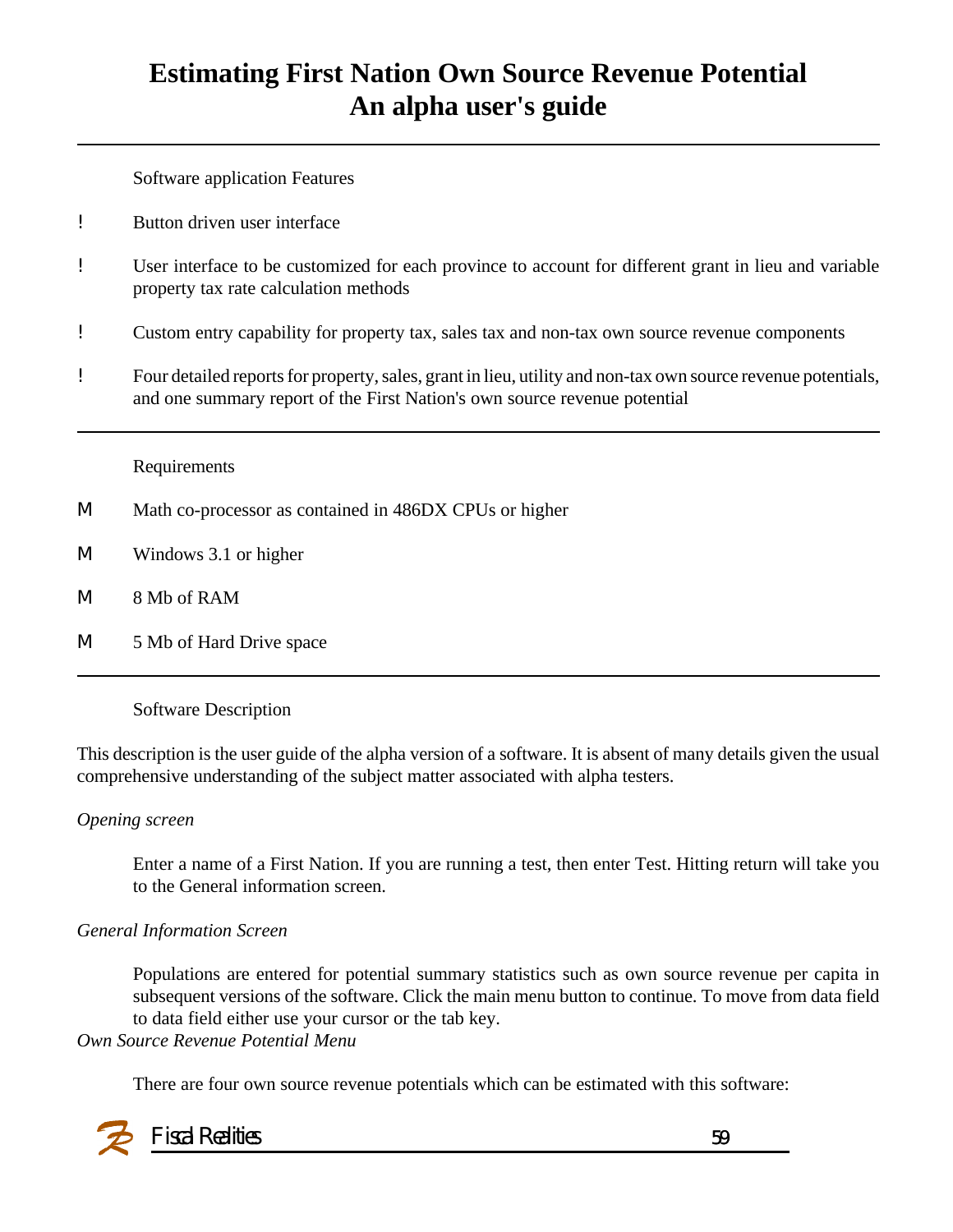# Estimating First Nation Own Source Revenue Potential
## An alpha user's guide

---

Software application Features

- Button driven user interface
- User interface to be customized for each province to account for different grant in lieu and variable property tax rate calculation methods
- Custom entry capability for property tax, sales tax and non-tax own source revenue components
- Four detailed reports for property, sales, grant in lieu, utility and non-tax own source revenue potentials, and one summary report of the First Nation's own source revenue potential

---

Requirements

- Math co-processor as contained in 486DX CPUs or higher
- Windows 3.1 or higher
- 8 Mb of RAM
- 5 Mb of Hard Drive space

---

Software Description

This description is the user guide of the alpha version of a software. It is absent of many details given the usual comprehensive understanding of the subject matter associated with alpha testers.

*Opening screen*

Enter a name of a First Nation. If you are running a test, then enter Test. Hitting return will take you to the General information screen.

*General Information Screen*

Populations are entered for potential summary statistics such as own source revenue per capita in subsequent versions of the software. Click the main menu button to continue. To move from data field to data field either use your cursor or the tab key.

*Own Source Revenue Potential Menu*

There are four own source revenue potentials which can be estimated with this software: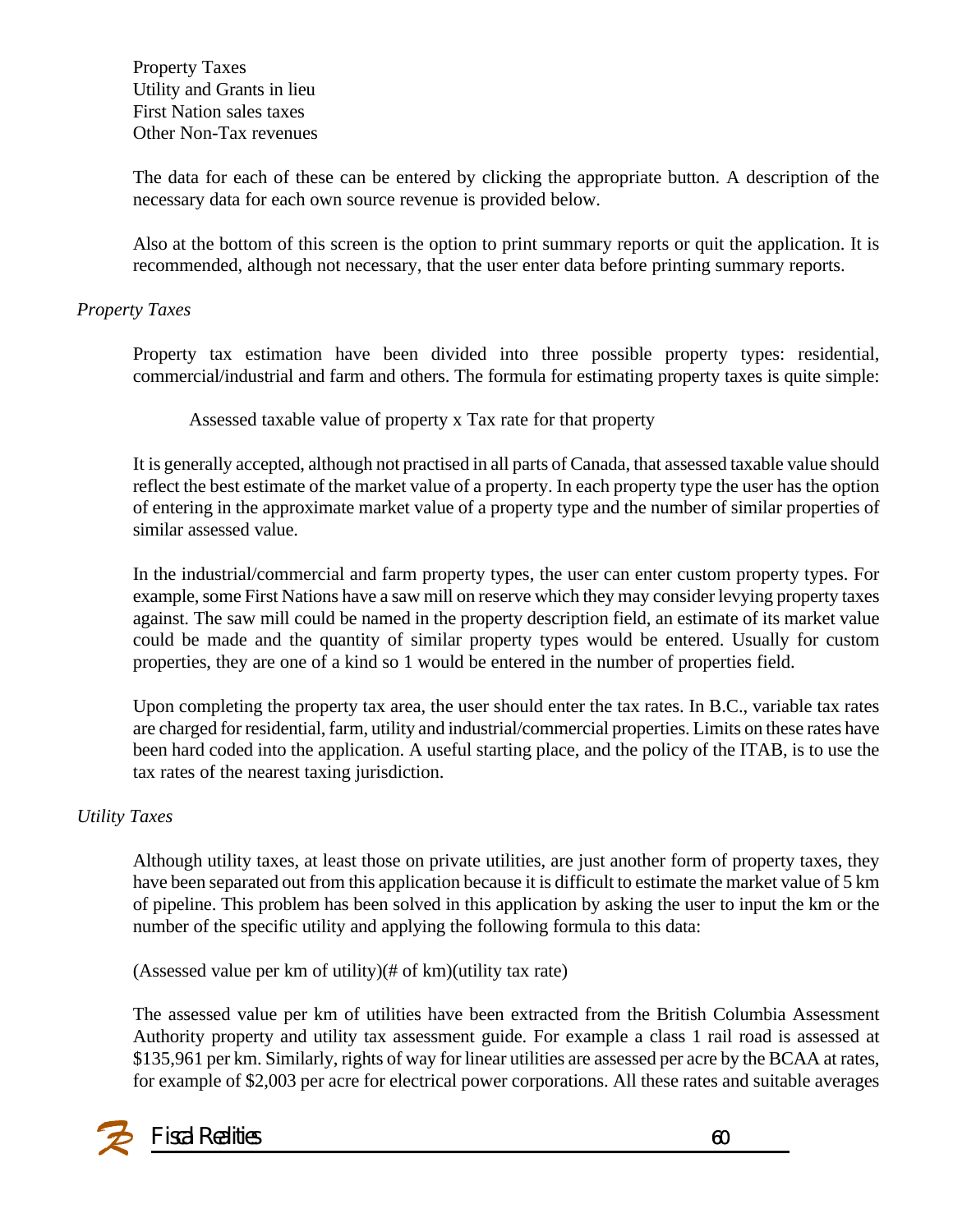Property Taxes
Utility and Grants in lieu
First Nation sales taxes
Other Non-Tax revenues

The data for each of these can be entered by clicking the appropriate button. A description of the necessary data for each own source revenue is provided below.

Also at the bottom of this screen is the option to print summary reports or quit the application. It is recommended, although not necessary, that the user enter data before printing summary reports.

*Property Taxes*

Property tax estimation have been divided into three possible property types: residential, commercial/industrial and farm and others. The formula for estimating property taxes is quite simple:

Assessed taxable value of property x Tax rate for that property

It is generally accepted, although not practised in all parts of Canada, that assessed taxable value should reflect the best estimate of the market value of a property. In each property type the user has the option of entering in the approximate market value of a property type and the number of similar properties of similar assessed value.

In the industrial/commercial and farm property types, the user can enter custom property types. For example, some First Nations have a saw mill on reserve which they may consider levying property taxes against. The saw mill could be named in the property description field, an estimate of its market value could be made and the quantity of similar property types would be entered. Usually for custom properties, they are one of a kind so 1 would be entered in the number of properties field.

Upon completing the property tax area, the user should enter the tax rates. In B.C., variable tax rates are charged for residential, farm, utility and industrial/commercial properties. Limits on these rates have been hard coded into the application. A useful starting place, and the policy of the ITAB, is to use the tax rates of the nearest taxing jurisdiction.

*Utility Taxes*

Although utility taxes, at least those on private utilities, are just another form of property taxes, they have been separated out from this application because it is difficult to estimate the market value of 5 km of pipeline. This problem has been solved in this application by asking the user to input the km or the number of the specific utility and applying the following formula to this data:

(Assessed value per km of utility)(# of km)(utility tax rate)

The assessed value per km of utilities have been extracted from the British Columbia Assessment Authority property and utility tax assessment guide. For example a class 1 rail road is assessed at $135,961 per km. Similarly, rights of way for linear utilities are assessed per acre by the BCAA at rates, for example of $2,003 per acre for electrical power corporations. All these rates and suitable averages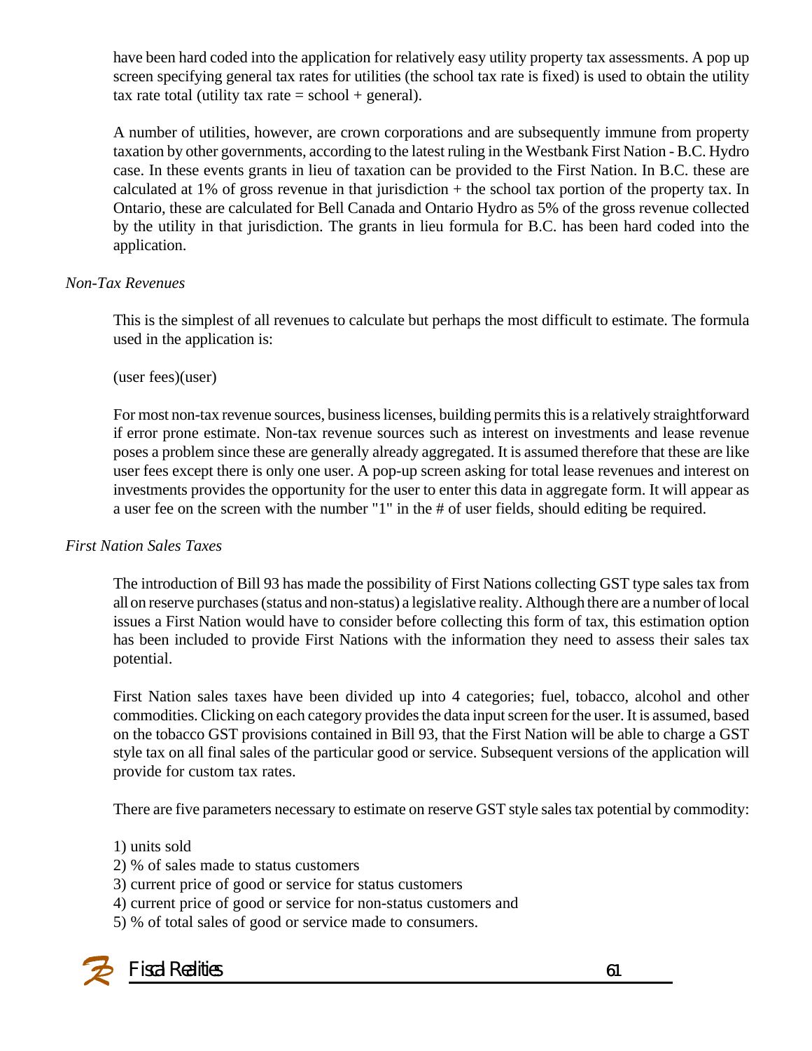have been hard coded into the application for relatively easy utility property tax assessments. A pop up screen specifying general tax rates for utilities (the school tax rate is fixed) is used to obtain the utility tax rate total (utility tax rate = school + general).

A number of utilities, however, are crown corporations and are subsequently immune from property taxation by other governments, according to the latest ruling in the Westbank First Nation - B.C. Hydro case. In these events grants in lieu of taxation can be provided to the First Nation. In B.C. these are calculated at 1% of gross revenue in that jurisdiction + the school tax portion of the property tax. In Ontario, these are calculated for Bell Canada and Ontario Hydro as 5% of the gross revenue collected by the utility in that jurisdiction. The grants in lieu formula for B.C. has been hard coded into the application.

*Non-Tax Revenues*

This is the simplest of all revenues to calculate but perhaps the most difficult to estimate. The formula used in the application is:

(user fees)(user)

For most non-tax revenue sources, business licenses, building permits this is a relatively straightforward if error prone estimate. Non-tax revenue sources such as interest on investments and lease revenue poses a problem since these are generally already aggregated. It is assumed therefore that these are like user fees except there is only one user. A pop-up screen asking for total lease revenues and interest on investments provides the opportunity for the user to enter this data in aggregate form. It will appear as a user fee on the screen with the number "1" in the # of user fields, should editing be required.

*First Nation Sales Taxes*

The introduction of Bill 93 has made the possibility of First Nations collecting GST type sales tax from all on reserve purchases (status and non-status) a legislative reality. Although there are a number of local issues a First Nation would have to consider before collecting this form of tax, this estimation option has been included to provide First Nations with the information they need to assess their sales tax potential.

First Nation sales taxes have been divided up into 4 categories; fuel, tobacco, alcohol and other commodities. Clicking on each category provides the data input screen for the user. It is assumed, based on the tobacco GST provisions contained in Bill 93, that the First Nation will be able to charge a GST style tax on all final sales of the particular good or service. Subsequent versions of the application will provide for custom tax rates.

There are five parameters necessary to estimate on reserve GST style sales tax potential by commodity:

1) units sold
2) % of sales made to status customers
3) current price of good or service for status customers
4) current price of good or service for non-status customers and
5) % of total sales of good or service made to consumers.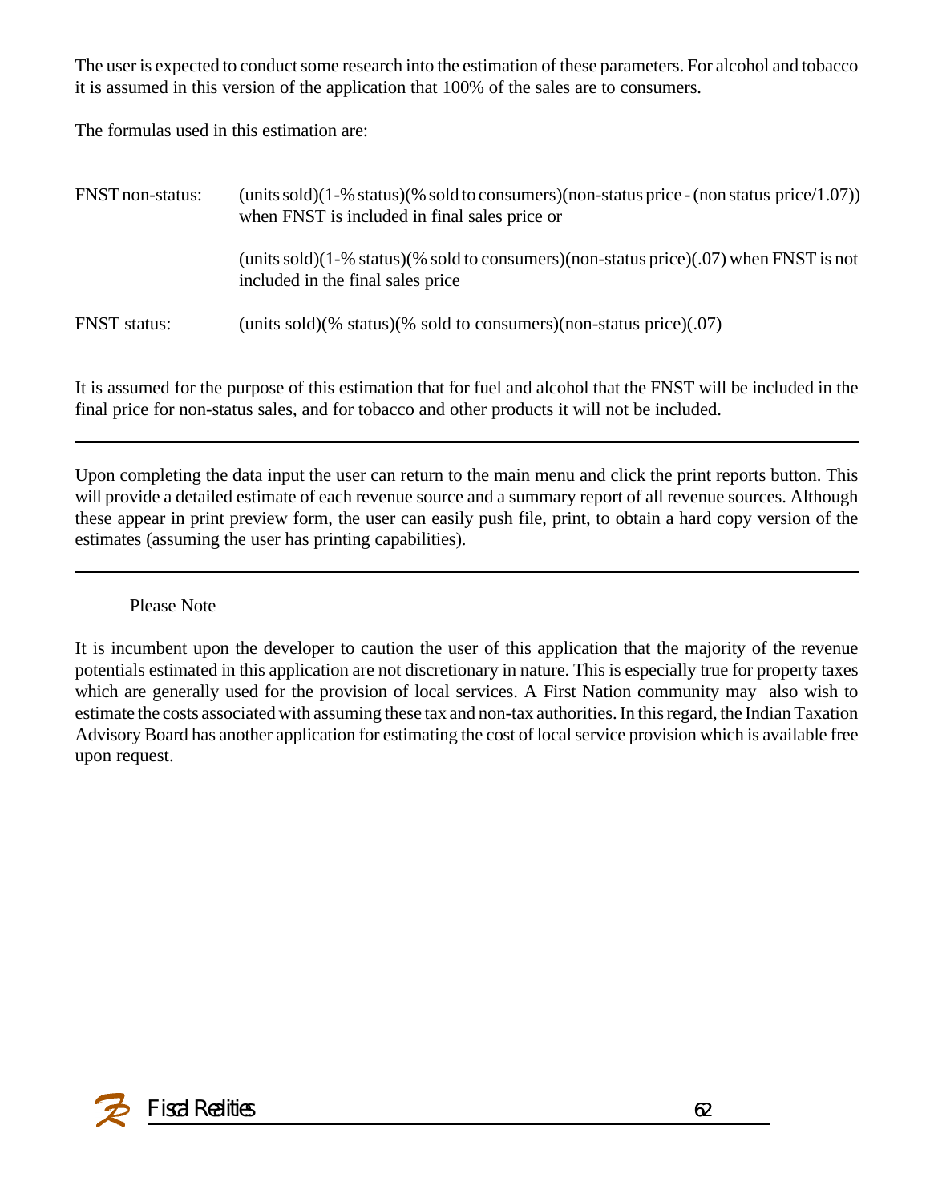The user is expected to conduct some research into the estimation of these parameters. For alcohol and tobacco it is assumed in this version of the application that 100% of the sales are to consumers.

The formulas used in this estimation are:

| | |
|---|---|
| FNST non-status: | (units sold)(1-% status)(% sold to consumers)(non-status price - (non status price/1.07)) when FNST is included in final sales price or |
| | (units sold)(1-% status)(% sold to consumers)(non-status price)(.07) when FNST is not included in the final sales price |
| FNST status: | (units sold)(% status)(% sold to consumers)(non-status price)(.07) |

It is assumed for the purpose of this estimation that for fuel and alcohol that the FNST will be included in the final price for non-status sales, and for tobacco and other products it will not be included.

---

Upon completing the data input the user can return to the main menu and click the print reports button. This will provide a detailed estimate of each revenue source and a summary report of all revenue sources. Although these appear in print preview form, the user can easily push file, print, to obtain a hard copy version of the estimates (assuming the user has printing capabilities).

---

Please Note

It is incumbent upon the developer to caution the user of this application that the majority of the revenue potentials estimated in this application are not discretionary in nature. This is especially true for property taxes which are generally used for the provision of local services. A First Nation community may also wish to estimate the costs associated with assuming these tax and non-tax authorities. In this regard, the Indian Taxation Advisory Board has another application for estimating the cost of local service provision which is available free upon request.